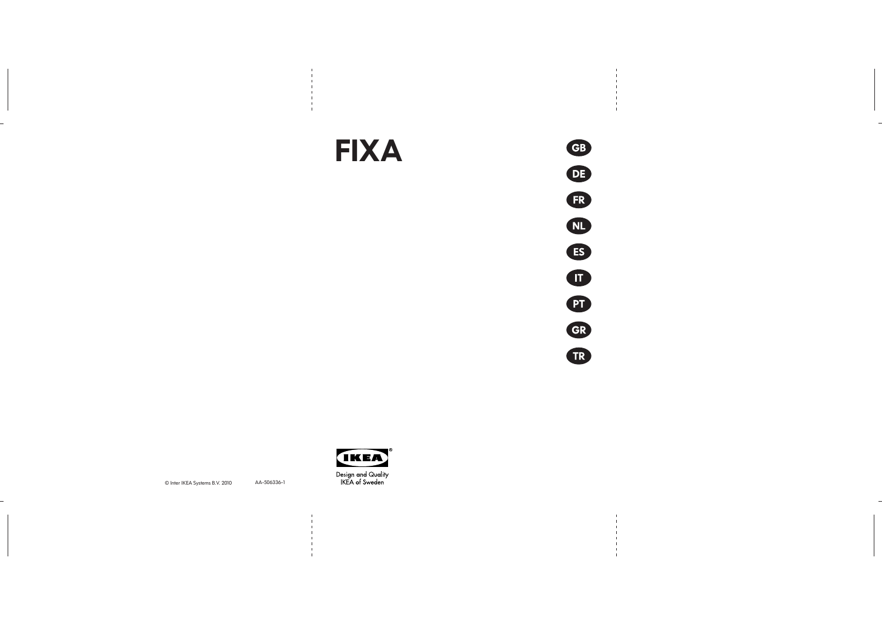# FIXA

GB

DE

FR

NL

ES

IT

PT

GR

TR

IKEA®

Design and Quality
IKEA of Sweden

© Inter IKEA Systems B.V. 2010 AA-506336-1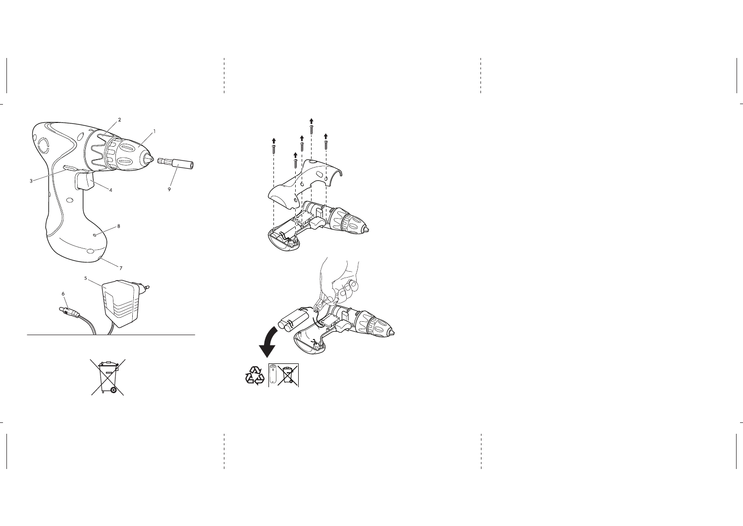2

1

3

4

9

8

7

5

6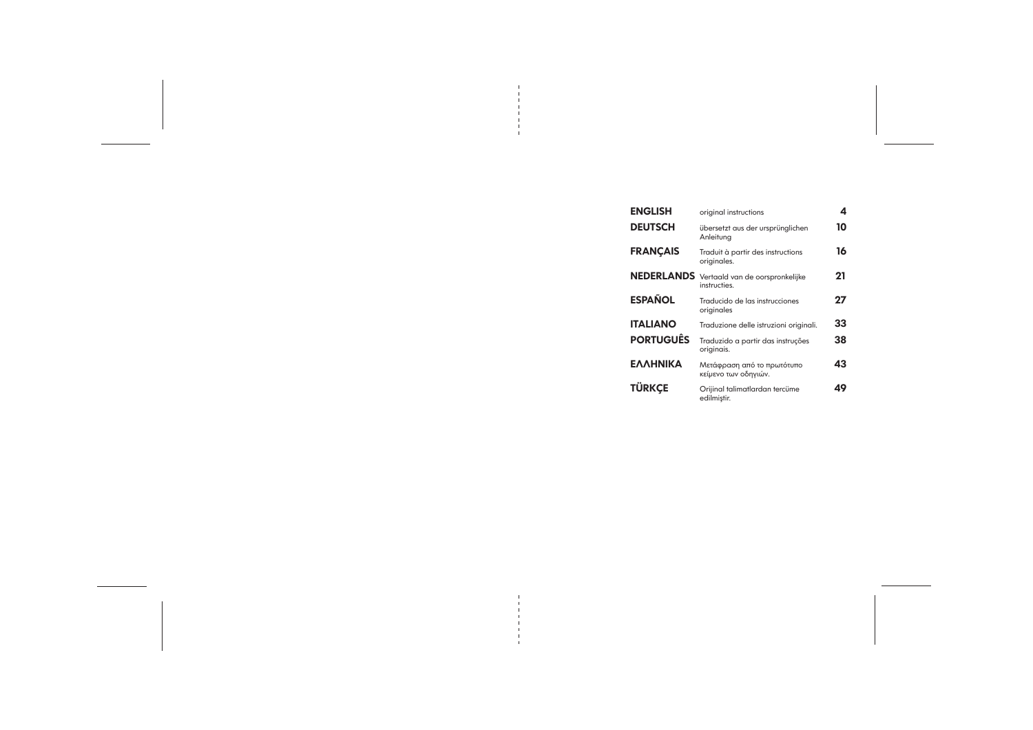| | | |
|---|---|---|
| **ENGLISH** | original instructions | **4** |
| **DEUTSCH** | übersetzt aus der ursprünglichen Anleitung | **10** |
| **FRANÇAIS** | Traduit à partir des instructions originales. | **16** |
| **NEDERLANDS** | Vertaald van de oorspronkelijke instructies. | **21** |
| **ESPAÑOL** | Traducido de las instrucciones originales | **27** |
| **ITALIANO** | Traduzione delle istruzioni originali. | **33** |
| **PORTUGUÊS** | Traduzido a partir das instruções originais. | **38** |
| **ΕΛΛΗΝΙΚΑ** | Μετάφραση από το πρωτότυπο κείμενο των οδηγιών. | **43** |
| **TÜRKÇE** | Orijinal talimatlardan tercüme edilmiştir. | **49** |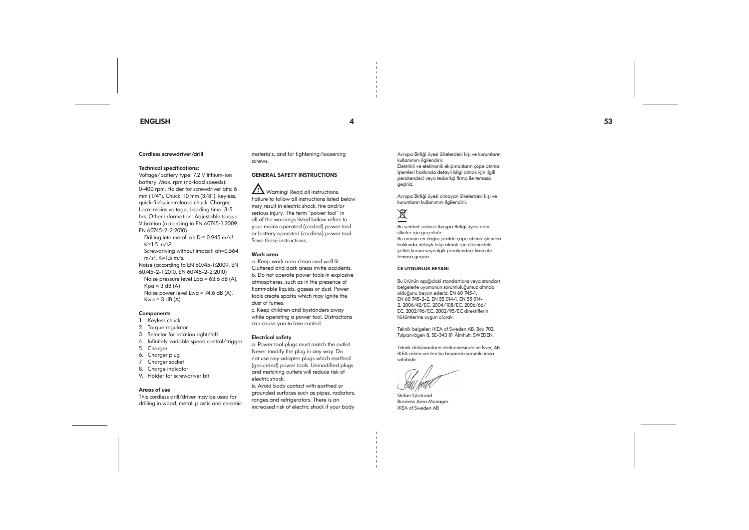## ENGLISH

### Cordless screwdriver/drill

**Technical specifications:**

Voltage/battery type: 7.2 V lithium-ion battery. Max. rpm (no-load speeds): 0-400 rpm. Holder for screwdriver bits: 6 mm (1/4"). Chuck: 10 mm (3/8"), keyless, quick-fit/quick-release chuck. Charger: Local mains voltage. Loading time: 3-5 hrs. Other information: Adjustable torque. Vibration (according to EN 60745-1:2009, EN 60745-2-2:2010)

Drilling into metal: ah,D = 0.945 m/s², K=1.5 m/s².

Screwdriving without impact: ah=0.564 m/s², K=1.5 m/s.

Noise (according to EN 60745-1:2009, EN 60745-2-1:2010, EN 60745-2-2:2010)

Noise pressure level Lpa = 63.6 dB (A), Kpa = 3 dB (A)

Noise power level Lwa = 74.6 dB (A), Kwa = 3 dB (A)

**Components**

1. Keyless chuck
2. Torque regulator
3. Selector for rotation right/left
4. Infinitely variable speed control/trigger
5. Charger
6. Charger plug
7. Charger socket
8. Charge indicator
9. Holder for screwdriver bit

**Areas of use**

This cordless drill/driver may be used for drilling in wood, metal, plastic and ceramic materials, and for tightening/loosening screws.

**GENERAL SAFETY INSTRUCTIONS**

⚠ Warning! Read all instructions. Failure to follow all instructions listed below may result in electric shock, fire and/or serious injury. The term "power tool" in all of the warnings listed below refers to your mains operated (corded) power tool or battery operated (cordless) power tool. Save these instructions.

**Work area**

a. Keep work area clean and well lit. Cluttered and dark areas invite accidents.
b. Do not operate power tools in explosive atmospheres, such as in the presence of flammable liquids, gasses or dust. Power tools create sparks which may ignite the dust of fumes.
c. Keep children and bystanders away while operating a power tool. Distractions can cause you to lose control.

**Electrical safety**

a. Power tool plugs must match the outlet. Never modify the plug in any way. Do not use any adapter plugs which earthed (grounded) power tools. Unmodified plugs and matching outlets will reduce risk of electric shock.
b. Avoid body contact with earthed or grounded surfaces such as pipes, radiators, ranges and refrigerators. There is an increased risk of electric shock if your body

Avrupa Birliği üyesi ülkelerdeki kişi ve kurumların kullanımını ilgilendirir.
Elektrikli ve elektronik ekipmanların çöpe atılma işlemleri hakkında detaylı bilgi almak için ilgili perakendeci veya tedarikçi firma ile temasa geçiniz.

Avrupa Birliği üyesi olmayan ülkelerdeki kişi ve kurumların kullanımını ilgilendirir.

Bu sembol sadece Avrupa Birliği üyesi olan ülkeler için geçerlidir.
Bu ürünün en doğru şekilde çöpe atılma işlemleri hakkında detaylı bilgi almak için ülkenizdeki yetkili kurum veya ilgili perakendeci firma ile temasa geçiniz.

**CE UYGUNLUK BEYANI**

Bu ürünün aşağıdaki standartlara veya standart belgelerle uyumunun sorumluluğumuz altında olduğunu beyan ederiz: EN 60 745-1, EN 60 745-2-2, EN 55 014-1, EN 55 014-2, 2006/42/EC, 2004/108/EC, 2006/66/EC, 2002/96/EC, 2002/95/EC direktiflerin hükümlerine uygun olarak.

Teknik belgeler: IKEA of Sweden AB, Box 702, Tulpanvägen 8, SE-343 81 Älmhult, SWEDEN.

Teknik dökümanların derlenmesinde ve İsveç AB IKEA adına verilen bu beyanda sorumlu imza sahibidir.

Stefan Sjöstrand
Business Area Manager
IKEA of Sweden AB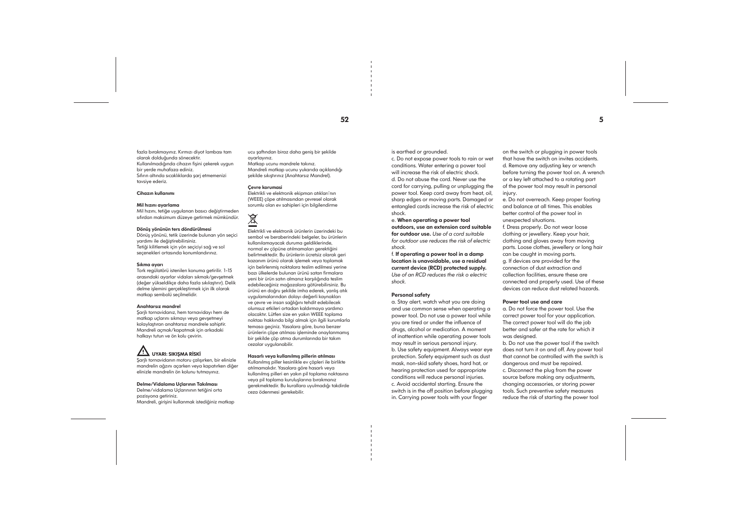fazla bırakmayınız. Kırmızı diyot lambası tam olarak dolduğunda sönecektir.
Kullanılmadığında cihazın fişini çekerek uygun bir yerde muhafaza ediniz.
Sıfırın altında sıcaklıklarda şarj etmemenizi tavsiye ederiz.

**Cihazın kullanımı**

**Mil hızını ayarlama**

Mil hızını, tetiğe uygulanan basıcı değiştirmeden sıfırdan maksimum düzeye getirmek mümkündür.

**Dönüş yönünün ters döndürülmesi**

Dönüş yönünü, tetik üzerinde bulunan yön seçici yardımı ile değiştirebilirsiniz.
Tetiği kilitlemek için yön seçiciyi sağ ve sol seçenekleri ortasında konumlandırınız.

**Sıkma ayarı**

Tork regülatörü istenilen konuma getirilir. 1-15 arasındaki ayarlar vidaları sıkmak/gevşetmek (değer yükseldikçe daha fazla sıkılaştırır). Delik delme işlemini gerçekleştirmek için ilk olarak matkap sembolü seçilmelidir.

**Anahtarsız mandrel**

Şarjlı tornavidanız, hem tornavidayı hem de matkap uçlarını sıkmayı veya gevşetmeyi kolaylaştıran anahtarsız mandrele sahiptir. Mandreli açmak/kapatmak için arkadaki halkayı tutun ve ön kolu çevirin.

**UYARI: SIKIŞMA RİSKİ**

Şarjlı tornavidanın motoru çalışırken, bir elinizle mandrelin ağzını açarken veya kapatırken diğer elinizle mandrelin ön kolunu tutmayınız.

**Delme/Vidalama Uçlarının Takılması**

Delme/vidalama Uçlarınının tetiğini orta pozisyona getiriniz.
Mandreli, girişini kullanmak istediğiniz matkap ucu şaftından biraz daha geniş bir şekilde ayarlayınız.
Matkap ucunu mandrele takınız.
Mandreli matkap ucunu yukarıda açıklandığı şekilde sıkıştırınız (Anahtarsız Mandrel).

**Çevre koruması**

Elektrikli ve elektronik ekipman atıkları'nın (WEEE) çöpe atılmasından çevresel olarak sorumlu olan ev sahipleri için bilgilendirme

Elektrikli ve elektronik ürünlerin üzerindeki bu sembol ve beraberindeki belgeler, bu ürünlerin kullanılamayacak duruma geldiklerinde, normal ev çöpüne atılmamaları gerektiğini belirtmektedir. Bu ürünlerin ücretsiz olarak geri kazanım ürünü olarak işlemek veya toplamak için belirlenmiş noktalara teslim edilmesi yerine bazı ülkelerde bulunan ürünü satan firmalara yeni bir ürün satın almanız karşılığında teslim edebileceğiniz mağazalara götürebilirsiniz. Bu ürünü en doğru şekilde imha ederek, yanlış atık uygulamalarından dolayı değerli kaynakları ve çevre ve insan sağlığını tehdit edebilecek olumsuz etkileri ortadan kaldırmaya yardımcı olacaktır. Lütfen size en yakın WEEE toplama noktası hakkında bilgi almak için ilgili kurumlarla temasa geçiniz. Yasalara göre, buna benzer ürünlerin çöpe atılması işleminde onaylanmamış bir şekilde çöp atma durumlarında bir takım cezalar uygulanabilir.

**Hasarlı veya kullanılmış pillerin atılması**

Kullanılmış piller kesinlikle ev çöpleri ile birlikte atılmamalıdır. Yasalara göre hasarlı veya kullanılmış pilleri en yakın pil toplama noktasına veya pil toplama kuruluşlarına bırakmanız gerekmektedir. Bu kurallara uyulmadığı takdirde ceza ödenmesi gerekebilir.

is earthed or grounded.
c. Do not expose power tools to rain or wet conditions. Water entering a power tool will increase the risk of electric shock.
d. Do not abuse the cord. Never use the cord for carrying, pulling or unplugging the power tool. Keep cord away from heat, oil, sharp edges or moving parts. Damaged or entangled cords increase the risk of electric shock.
e. **When operating a power tool outdoors, use an extension cord suitable for outdoor use.** *Use of a cord suitable for outdoor use reduces the risk of electric shock.*
f. **If operating a power tool in a damp location is unavoidable, use a residual current device (RCD) protected supply.** *Use of an RCD reduces the risk o electric shock.*

**Personal safety**

a. Stay alert, watch what you are doing and use common sense when operating a power tool. Do not use a power tool while you are tired or under the influence of drugs, alcohol or medication. A moment of inattention while operating power tools may result in serious personal injury.
b. Use safety equipment. Always wear eye protection. Safety equipment such as dust mask, non-skid safety shoes, hard hat, or hearing protection used for appropriate conditions will reduce personal injuries.
c. Avoid accidental starting. Ensure the switch is in the off position before plugging in. Carrying power tools with your finger on the switch or plugging in power tools that have the switch on invites accidents.
d. Remove any adjusting key or wrench before turning the power tool on. A wrench or a key left attached to a rotating part of the power tool may result in personal injury.
e. Do not overreach. Keep proper footing and balance at all times. This enables better control of the power tool in unexpected situations.
f. Dress properly. Do not wear loose clothing or jewellery. Keep your hair, clothing and gloves away from moving parts. Loose clothes, jewellery or long hair can be caught in moving parts.
g. If devices are provided for the connection of dust extraction and collection facilities, ensure these are connected and properly used. Use of these devices can reduce dust related hazards.

**Power tool use and care**

a. Do not force the power tool. Use the correct power tool for your application. The correct power tool will do the job better and safer at the rate for which it was designed.
b. Do not use the power tool if the switch does not turn it on and off. Any power tool that cannot be controlled with the switch is dangerous and must be repaired.
c. Disconnect the plug from the power source before making any adjustments, changing accessories, or storing power tools. Such preventive safety measures reduce the risk of starting the power tool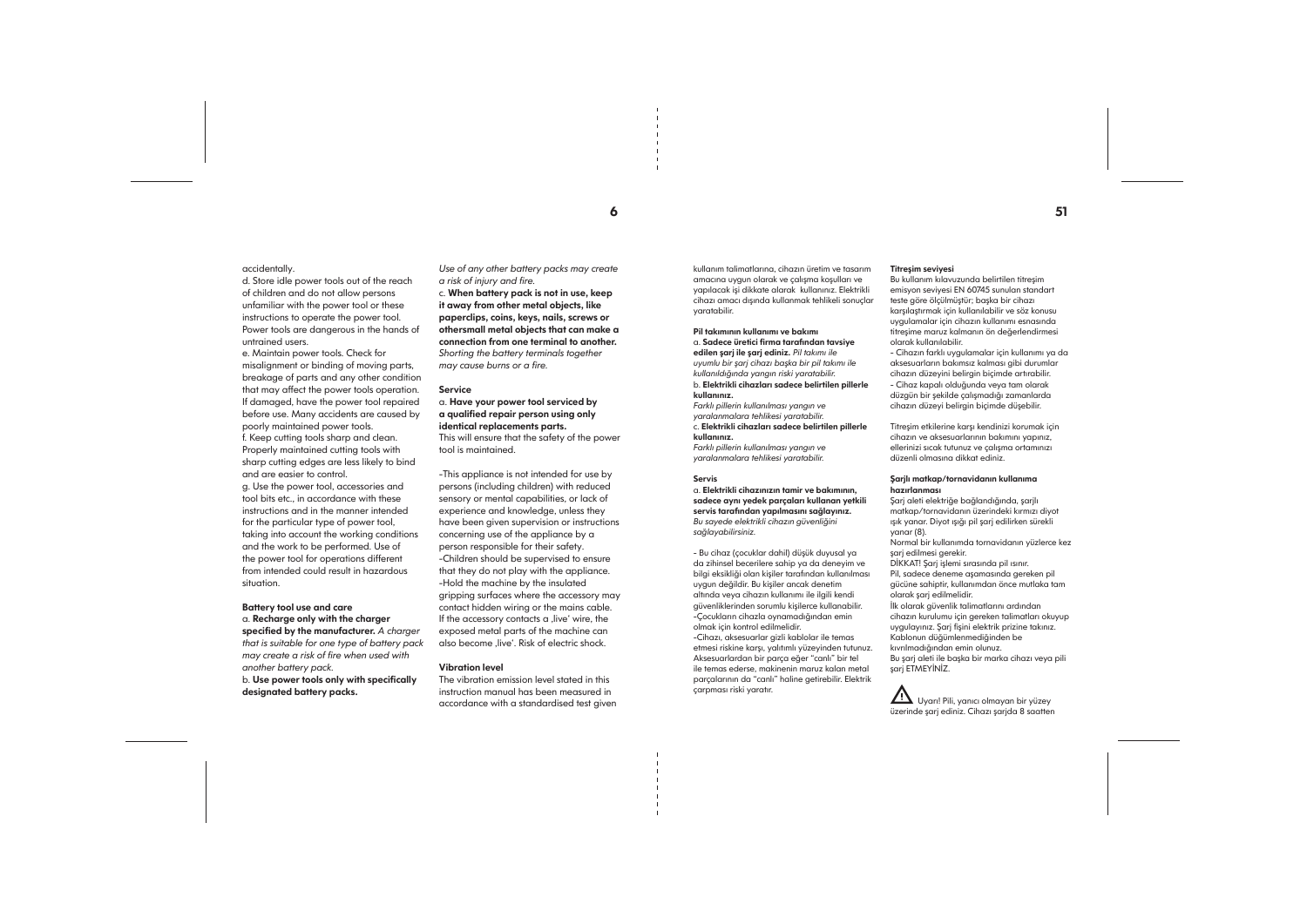accidentally.

d. Store idle power tools out of the reach of children and do not allow persons unfamiliar with the power tool or these instructions to operate the power tool. Power tools are dangerous in the hands of untrained users.

e. Maintain power tools. Check for misalignment or binding of moving parts, breakage of parts and any other condition that may affect the power tools operation. If damaged, have the power tool repaired before use. Many accidents are caused by poorly maintained power tools.

f. Keep cutting tools sharp and clean. Properly maintained cutting tools with sharp cutting edges are less likely to bind and are easier to control.

g. Use the power tool, accessories and tool bits etc., in accordance with these instructions and in the manner intended for the particular type of power tool, taking into account the working conditions and the work to be performed. Use of the power tool for operations different from intended could result in hazardous situation.

**Battery tool use and care**

a. **Recharge only with the charger specified by the manufacturer.** *A charger that is suitable for one type of battery pack may create a risk of fire when used with another battery pack.*

b. **Use power tools only with specifically designated battery packs.** *Use of any other battery packs may create a risk of injury and fire.*

c. **When battery pack is not in use, keep it away from other metal objects, like paperclips, coins, keys, nails, screws or othersmall metal objects that can make a connection from one terminal to another.** *Shorting the battery terminals together may cause burns or a fire.*

**Service**

a. **Have your power tool serviced by a qualified repair person using only identical replacements parts.** This will ensure that the safety of the power tool is maintained.

-This appliance is not intended for use by persons (including children) with reduced sensory or mental capabilities, or lack of experience and knowledge, unless they have been given supervision or instructions concerning use of the appliance by a person responsible for their safety.

-Children should be supervised to ensure that they do not play with the appliance.

-Hold the machine by the insulated gripping surfaces where the accessory may contact hidden wiring or the mains cable. If the accessory contacts a 'live' wire, the exposed metal parts of the machine can also become 'live'. Risk of electric shock.

**Vibration level**

The vibration emission level stated in this instruction manual has been measured in accordance with a standardised test given

kullanım talimatlarına, cihazın üretim ve tasarım amacına uygun olarak ve çalışma koşulları ve yapılacak işi dikkate alarak kullanınız. Elektrikli cihazı amacı dışında kullanmak tehlikeli sonuçlar yaratabilir.

**Pil takımının kullanımı ve bakımı**

a. **Sadece üretici firma tarafından tavsiye edilen şarj ile şarj ediniz.** *Pil takımı ile uyumlu bir şarj cihazı başka bir pil takımı ile kullanıldığında yangın riski yaratabilir.*

b. **Elektrikli cihazları sadece belirtilen pillerle kullanınız.** *Farklı pillerin kullanılması yangın ve yaralanmalara tehlikesi yaratabilir.*

c. **Elektrikli cihazları sadece belirtilen pillerle kullanınız.** *Farklı pillerin kullanılması yangın ve yaralanmalara tehlikesi yaratabilir.*

**Servis**

a. **Elektrikli cihazınızın tamir ve bakımının, sadece aynı yedek parçaları kullanan yetkili servis tarafından yapılmasını sağlayınız.** *Bu sayede elektrikli cihazın güvenliğini sağlayabilirsiniz.*

- Bu cihaz (çocuklar dahil) düşük duyusal ya da zihinsel becerilere sahip ya da deneyim ve bilgi eksikliği olan kişiler tarafından kullanılması uygun değildir. Bu kişiler ancak denetim altında veya cihazın kullanımı ile ilgili kendi güvenliklerinden sorumlu kişilerce kullanabilir.

-Çocukların cihazla oynamadığından emin olmak için kontrol edilmelidir.

-Cihazı, aksesuarlar gizli kablolar ile temas etmesi riskine karşı, yalıtımlı yüzeyinden tutunuz. Aksesuarlardan bir parça eğer "canlı" bir tel ile temas ederse, makinenin maruz kalan metal parçalarının da "canlı" haline getirebilir. Elektrik çarpması riski yaratır.

**Titreşim seviyesi**

Bu kullanım kılavuzunda belirtilen titreşim emisyon seviyesi EN 60745 sunulan standart teste göre ölçülmüştür; başka bir cihazı karşılaştırmak için kullanılabilir ve söz konusu uygulamalar için cihazın kullanımı esnasında titreşime maruz kalmanın ön değerlendirmesi olarak kullanılabilir.

- Cihazın farklı uygulamalar için kullanımı ya da aksesuarların bakımsız kalması gibi durumlar cihazın düzeyini belirgin biçimde artırabilir.
- Cihaz kapalı olduğunda veya tam olarak düzgün bir şekilde çalışmadığı zamanlarda cihazın düzeyi belirgin biçimde düşebilir.

Titreşim etkilerine karşı kendinizi korumak için cihazın ve aksesuarlarının bakımını yapınız, ellerinizi sıcak tutunuz ve çalışma ortamınızı düzenli olmasına dikkat ediniz.

**Şarjlı matkap/tornavidanın kullanıma hazırlanması**

Şarj aleti elektriğe bağlandığında, şarjlı matkap/tornavidanın üzerindeki kırmızı diyot ışık yanar. Diyot ışığı pil şarj edilirken sürekli yanar (8).

Normal bir kullanımda tornavidanın yüzlerce kez şarj edilmesi gerekir.

DİKKAT! Şarj işlemi sırasında pil ısınır.

Pil, sadece deneme aşamasında gereken pil gücüne sahiptir, kullanımdan önce mutlaka tam olarak şarj edilmelidir.

İlk olarak güvenlik talimatlarını ardından cihazın kurulumu için gereken talimatları okuyup uygulayınız. Şarj fişini elektrik prizine takınız. Kablonun düğümlenmediğinden be kıvrılmadığından emin olunuz.

Bu şarj aleti ile başka bir marka cihazı veya pili şarj ETMEYİNİZ.

⚠ Uyarı! Pili, yanıcı olmayan bir yüzey üzerinde şarj ediniz. Cihazı şarjda 8 saatten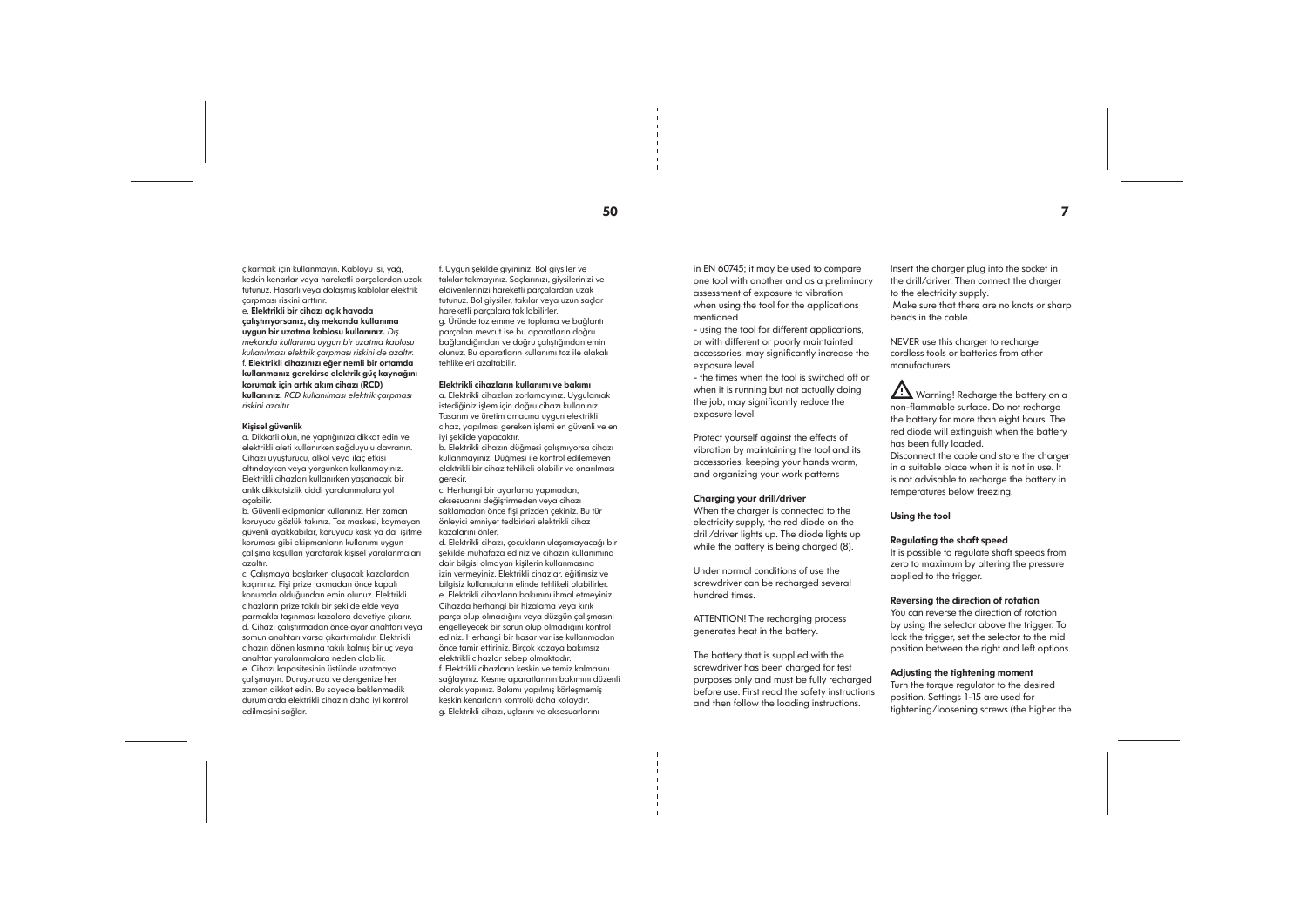çıkarmak için kullanmayın. Kabloyu ısı, yağ, keskin kenarlar veya hareketli parçalardan uzak tutunuz. Hasarlı veya dolaşmış kablolar elektrik çarpması riskini arttırır.

e. **Elektrikli bir cihazı açık havada çalıştırıyorsanız, dış mekanda kullanıma uygun bir uzatma kablosu kullanınız.** *Dış mekanda kullanıma uygun bir uzatma kablosu kullanılması elektrik çarpması riskini de azaltır.*

f. **Elektrikli cihazınızı eğer nemli bir ortamda kullanmanız gerekirse elektrik güç kaynağını korumak için artık akım cihazı (RCD) kullanınız.** *RCD kullanılması elektrik çarpması riskini azaltır.*

**Kişisel güvenlik**

a. Dikkatli olun, ne yaptığınıza dikkat edin ve elektrikli aleti kullanırken sağduyulu davranın. Cihazı uyuşturucu, alkol veya ilaç etkisi altındayken veya yorgunken kullanmayınız. Elektrikli cihazları kullanırken yaşanacak bir anlık dikkatsizlik ciddi yaralanmalara yol açabilir.

b. Güvenli ekipmanlar kullanınız. Her zaman koruyucu gözlük takınız. Toz maskesi, kaymayan güvenli ayakkabılar, koruyucu kask ya da işitme koruması gibi ekipmanların kullanımı uygun çalışma koşulları yaratarak kişisel yaralanmaları azaltır.

c. Çalışmaya başlarken oluşacak kazalardan kaçınınız. Fişi prize takmadan önce kapalı konumda olduğundan emin olunuz. Elektrikli cihazların prize takılı bir şekilde elde veya parmakla taşınması kazalara davetiye çıkarır.

d. Cihazı çalıştırmadan önce ayar anahtarı veya somun anahtarı varsa çıkartılmalıdır. Elektrikli cihazın dönen kısmına takılı kalmış bir uç veya anahtar yaralanmalara neden olabilir.

e. Cihazı kapasitesinin üstünde uzatmaya çalışmayın. Duruşunuza ve dengenize her zaman dikkat edin. Bu sayede beklenmedik durumlarda elektrikli cihazın daha iyi kontrol edilmesi sağlar.

f. Uygun şekilde giyininiz. Bol giysiler ve takılar takmayınız. Saçlarınızı, giysilerinizi ve eldivenlerinizi hareketli parçalardan uzak tutunuz. Bol giysiler, takılar veya uzun saçlar hareketli parçalara takılabilirler.

g. Üründe toz emme ve toplama ve bağlantı parçaları mevcut ise bu aparatların doğru bağlandığından ve doğru çalıştığından emin olunuz. Bu aparatların kullanımı toz ile alakalı tehlikeleri azaltabilir.

**Elektrikli cihazların kullanımı ve bakımı**

a. Elektrikli cihazları zorlamayınız. Uygulamak istediğiniz işlem için doğru cihazı kullanınız. Tasarım ve üretim amacına uygun elektrikli cihaz, yapılması gereken işlemi en güvenli ve en iyi şekilde yapacaktır.

b. Elektrikli cihazın düğmesi çalışmıyorsa cihazı kullanmayınız. Düğmesi ile kontrol edilemeyen elektrikli bir cihaz tehlikeli olabilir ve onarılması gerekir.

c. Herhangi bir ayarlama yapmadan, aksesuarını değiştirmeden veya cihazı saklamadan önce fişi prizden çekiniz. Bu tür önleyici emniyet tedbirleri elektrikli cihaz kazalarını önler.

d. Elektrikli cihazı, çocukların ulaşamayacağı bir şekilde muhafaza ediniz ve cihazın kullanımına dair bilgisi olmayan kişilerin kullanmasına izin vermeyiniz. Elektrikli cihazlar, eğitimsiz ve bilgisiz kullanıcıların elinde tehlikeli olabilirler.

e. Elektrikli cihazların bakımını ihmal etmeyiniz. Cihazda herhangi bir hizalama veya kırık parça olup olmadığını veya düzgün çalışmasını engelleyecek bir sorun olup olmadığını kontrol ediniz. Herhangi bir hasar var ise kullanmadan önce tamir ettiriniz. Birçok kazaya bakımsız elektrikli cihazlar sebep olmaktadır.

f. Elektrikli cihazların keskin ve temiz kalmasını sağlayınız. Kesme aparatlarının bakımını düzenli olarak yapınız. Bakımı yapılmış körleşmemiş keskin kenarların kontrolü daha kolaydır.

g. Elektrikli cihazı, uçlarını ve aksesuarlarını

in EN 60745; it may be used to compare one tool with another and as a preliminary assessment of exposure to vibration when using the tool for the applications mentioned

- using the tool for different applications, or with different or poorly maintainted accessories, may significantly increase the exposure level

- the times when the tool is switched off or when it is running but not actually doing the job, may significantly reduce the exposure level

Protect yourself against the effects of vibration by maintaining the tool and its accessories, keeping your hands warm, and organizing your work patterns

**Charging your drill/driver**

When the charger is connected to the electricity supply, the red diode on the drill/driver lights up. The diode lights up while the battery is being charged (8).

Under normal conditions of use the screwdriver can be recharged several hundred times.

ATTENTION! The recharging process generates heat in the battery.

The battery that is supplied with the screwdriver has been charged for test purposes only and must be fully recharged before use. First read the safety instructions and then follow the loading instructions.

Insert the charger plug into the socket in the drill/driver. Then connect the charger to the electricity supply.

Make sure that there are no knots or sharp bends in the cable.

NEVER use this charger to recharge cordless tools or batteries from other manufacturers.

⚠ Warning! Recharge the battery on a non-flammable surface. Do not recharge the battery for more than eight hours. The red diode will extinguish when the battery has been fully loaded.

Disconnect the cable and store the charger in a suitable place when it is not in use. It is not advisable to recharge the battery in temperatures below freezing.

**Using the tool**

**Regulating the shaft speed**

It is possible to regulate shaft speeds from zero to maximum by altering the pressure applied to the trigger.

**Reversing the direction of rotation**

You can reverse the direction of rotation by using the selector above the trigger. To lock the trigger, set the selector to the mid position between the right and left options.

**Adjusting the tightening moment**

Turn the torque regulator to the desired position. Settings 1-15 are used for tightening/loosening screws (the higher the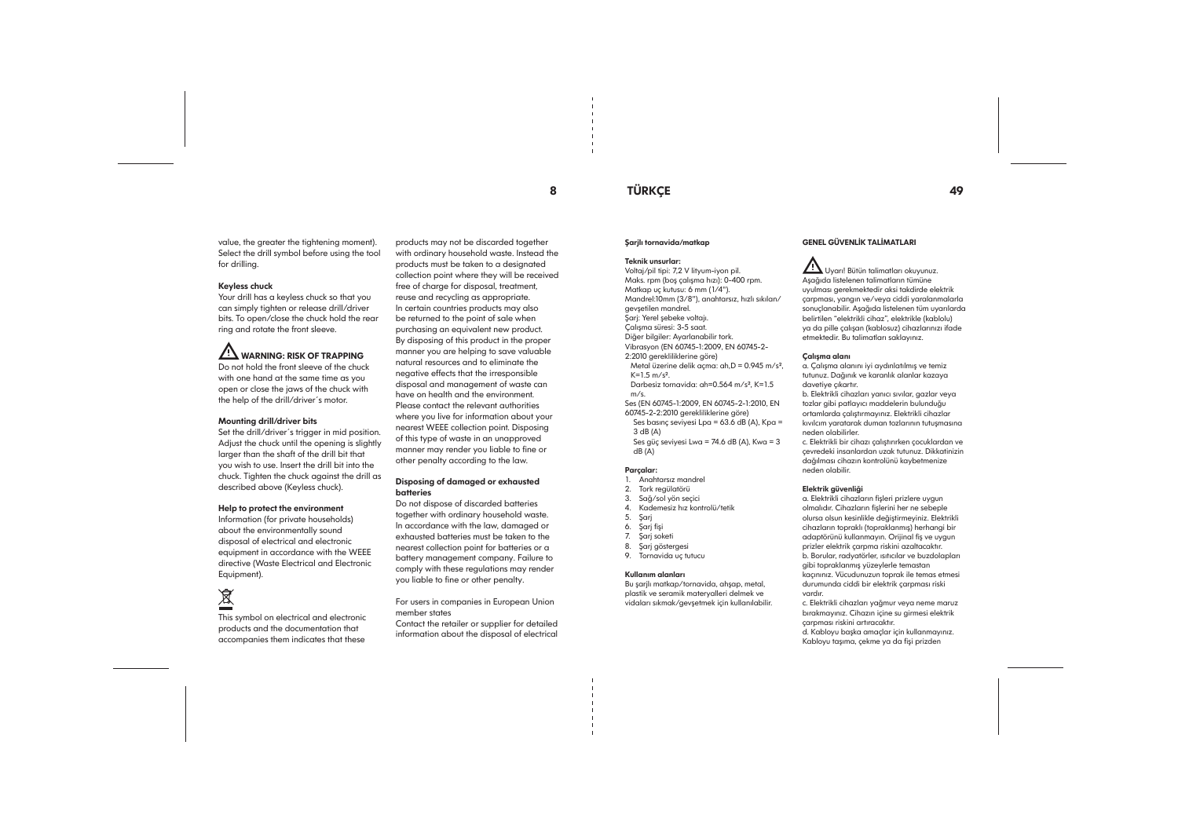value, the greater the tightening moment). Select the drill symbol before using the tool for drilling.

**Keyless chuck**

Your drill has a keyless chuck so that you can simply tighten or release drill/driver bits. To open/close the chuck hold the rear ring and rotate the front sleeve.

**⚠ WARNING: RISK OF TRAPPING**

Do not hold the front sleeve of the chuck with one hand at the same time as you open or close the jaws of the chuck with the help of the drill/driver´s motor.

**Mounting drill/driver bits**

Set the drill/driver´s trigger in mid position. Adjust the chuck until the opening is slightly larger than the shaft of the drill bit that you wish to use. Insert the drill bit into the chuck. Tighten the chuck against the drill as described above (Keyless chuck).

**Help to protect the environment**

Information (for private households) about the environmentally sound disposal of electrical and electronic equipment in accordance with the WEEE directive (Waste Electrical and Electronic Equipment).

This symbol on electrical and electronic products and the documentation that accompanies them indicates that these products may not be discarded together with ordinary household waste. Instead the products must be taken to a designated collection point where they will be received free of charge for disposal, treatment, reuse and recycling as appropriate.
In certain countries products may also be returned to the point of sale when purchasing an equivalent new product.
By disposing of this product in the proper manner you are helping to save valuable natural resources and to eliminate the negative effects that the irresponsible disposal and management of waste can have on health and the environment.
Please contact the relevant authorities where you live for information about your nearest WEEE collection point. Disposing of this type of waste in an unapproved manner may render you liable to fine or other penalty according to the law.

**Disposing of damaged or exhausted batteries**

Do not dispose of discarded batteries together with ordinary household waste. In accordance with the law, damaged or exhausted batteries must be taken to the nearest collection point for batteries or a battery management company. Failure to comply with these regulations may render you liable to fine or other penalty.

For users in companies in European Union member states
Contact the retailer or supplier for detailed information about the disposal of electrical

# TÜRKÇE

**Şarjlı tornavida/matkap**

**Teknik unsurlar:**

Voltaj/pil tipi: 7,2 V lityum-iyon pil.
Maks. rpm (boş çalışma hızı): 0–400 rpm.
Matkap uç kutusu: 6 mm (1/4").
Mandrel:10mm (3/8"), anahtarsız, hızlı sıkılan/gevşetilen mandrel.
Şarj: Yerel şebeke voltajı.
Çalışma süresi: 3-5 saat.
Diğer bilgiler: Ayarlanabilir tork.
Vibrasyon (EN 60745-1:2009, EN 60745-2-2:2010 gerekliliklerine göre)
Metal üzerine delik açma: ah,D = 0.945 m/s², K=1.5 m/s².
Darbesiz tornavida: ah=0.564 m/s², K=1.5 m/s.
Ses (EN 60745-1:2009, EN 60745-2-1:2010, EN 60745-2-2:2010 gerekliliklerine göre)
Ses basınç seviyesi Lpa = 63.6 dB (A), Kpa = 3 dB (A)
Ses güç seviyesi Lwa = 74.6 dB (A), Kwa = 3 dB (A)

**Parçalar:**

1. Anahtarsız mandrel
2. Tork regülatörü
3. Sağ/sol yön seçici
4. Kademesiz hız kontrolü/tetik
5. Şarj
6. Şarj fişi
7. Şarj soketi
8. Şarj göstergesi
9. Tornavida uç tutucu

**Kullanım alanları**

Bu şarjlı matkap/tornavida, ahşap, metal, plastik ve seramik materyalleri delmek ve vidaları sıkmak/gevşetmek için kullanılabilir.

**GENEL GÜVENLİK TALİMATLARI**

⚠ Uyarı! Bütün talimatları okuyunuz. Aşağıda listelenen talimatların tümüne uyulması gerekmektedir aksi takdirde elektrik çarpması, yangın ve/veya ciddi yaralanmalarla sonuçlanabilir. Aşağıda listelenen tüm uyarılarda belirtilen "elektrikli cihaz", elektrikle (kablolu) ya da pille çalışan (kablosuz) cihazlarınızı ifade etmektedir. Bu talimatları saklayınız.

**Çalışma alanı**

a. Çalışma alanını iyi aydınlatılmış ve temiz tutunuz. Dağınık ve karanlık alanlar kazaya davetiye çıkartır.
b. Elektrikli cihazları yanıcı sıvılar, gazlar veya tozlar gibi patlayıcı maddelerin bulunduğu ortamlarda çalıştırmayınız. Elektrikli cihazlar kıvılcım yaratarak duman tozlarının tutuşmasına neden olabilirler.
c. Elektrikli bir cihazı çalıştırırken çocuklardan ve çevredeki insanlardan uzak tutunuz. Dikkatinizin dağılması cihazın kontrolünü kaybetmenize neden olabilir.

**Elektrik güvenliği**

a. Elektrikli cihazların fişleri prizlere uygun olmalıdır. Cihazların fişlerini her ne sebeple olursa olsun kesinlikle değiştirmeyiniz. Elektrikli cihazların topraklı (topraklanmış) herhangi bir adaptörünü kullanmayın. Orijinal fiş ve uygun prizler elektrik çarpma riskini azaltacaktır.
b. Borular, radyatörler, ısıtıcılar ve buzdolapları gibi topraklanmış yüzeylerle temastan kaçınınız. Vücudunuzun toprak ile temas etmesi durumunda ciddi bir elektrik çarpması riski vardır.
c. Elektrikli cihazları yağmur veya neme maruz bırakmayınız. Cihazın içine su girmesi elektrik çarpması riskini artıracaktır.
d. Kabloyu başka amaçlar için kullanmayınız. Kabloyu taşıma, çekme ya da fişi prizden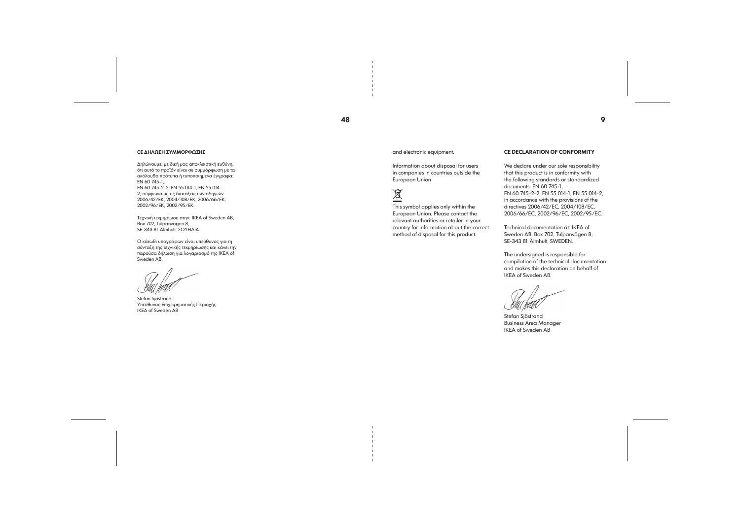**CE ΔΗΛΩΣΗ ΣΥΜΜΟΡΦΩΣΗΣ**

Δηλώνουμε, με δική μας αποκλειστική ευθύνη, ότι αυτό το προϊόν είναι σε συμμόρφωση με τα ακόλουθα πρότυπα ή τυποποιημένα έγγραφα: EN 60 745-1,
EN 60 745-2-2, EN 55 014-1, EN 55 014-2, σύμφωνα με τις διατάξεις των οδηγιών 2006/42/ΕΚ, 2004/108/ΕΚ, 2006/66/ΕΚ, 2002/96/ΕΚ, 2002/95/ΕΚ.

Τεχνική τεκμηρίωση στην: IKEA of Sweden AB, Box 702, Tulpanvägen 8,
SE-343 81 Älmhult, ΣΟΥΗΔΙΑ.

Ο κάτωθι υπογράφων είναι υπεύθυνος για τη σύνταξη της τεχνικής τεκμηρίωσης και κάνει την παρούσα δήλωση για λογαριασμό της IKEA of Sweden AB.

Stefan Sjöstrand
Υπεύθυνος Επιχειρηματικής Περιοχής
IKEA of Sweden AB

and electronic equipment.

Information about disposal for users in companies in countries outside the European Union

This symbol applies only within the European Union. Please contact the relevant authorities or retailer in your country for information about the correct method of disposal for this product.

**CE DECLARATION OF CONFORMITY**

We declare under our sole responsibility that this product is in conformity with the following standards or standardized documents: EN 60 745-1,
EN 60 745-2-2, EN 55 014-1, EN 55 014-2, in accordance with the provisions of the directives 2006/42/EC, 2004/108/EC, 2006/66/EC, 2002/96/EC, 2002/95/EC.

Technical documentation at: IKEA of Sweden AB, Box 702, Tulpanvägen 8, SE-343 81 Älmhult, SWEDEN.

The undersigned is responsible for compilation of the technical documentation and makes this declaration on behalf of IKEA of Sweden AB.

Stefan Sjöstrand
Business Area Manager
IKEA of Sweden AB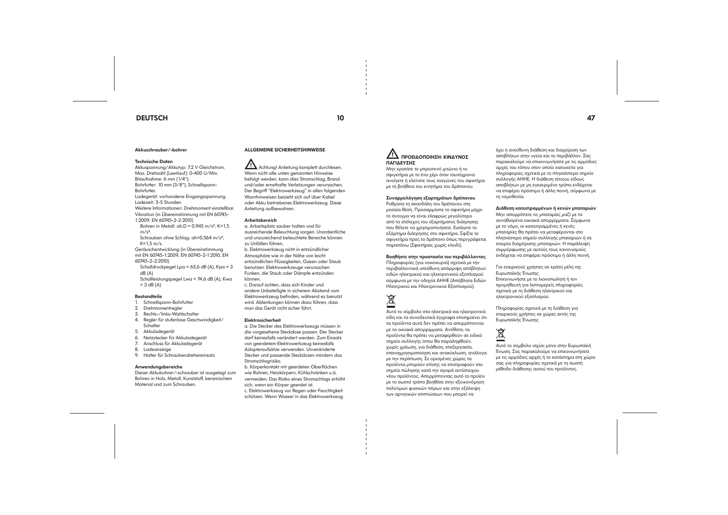## DEUTSCH

### Akkuschrauber/-bohrer

#### Technische Daten

Akkuspannung/Akkutyp: 7,2 V Gleichstrom.
Max. Drehzahl (Leerlauf): 0-400 U/Min.
Bitaufnahme: 6 mm (1/4").
Bohrfutter: 10 mm (3/8"), Schnellspann-Bohrfutter.
Ladegerät: vorhandene Eingangsspannung.
Ladezeit: 3-5 Stunden.
Weitere Informationen: Drehmoment einstellbar.
Vibration (in Übereinstimmung mit EN 60745-1:2009, EN 60745-2-2:2010)

- Bohren in Metall: ah,D = 0,945 m/s², K=1,5 m/s².
- Schrauben ohne Schlag: ah=0,564 m/s², K=1,5 m/s.

Geräuschentwicklung (in Übereinstimmung mit EN 60745-1:2009, EN 60745-2-1:2010, EN 60745-2-2:2010)

- Schalldruckpegel Lpa = 63,6 dB (A), Kpa = 3 dB (A)
- Schallleistungspegel Lwa = 74,6 dB (A), Kwa = 3 dB (A)

#### Bestandteile

1. Schnellspann-Bohrfutter
2. Drehmomentregler
3. Rechts-/links-Wahlschalter
4. Regler für stufenlose Geschwindigkeit/Schalter
5. Akkuladegerät
6. Netzstecker für Akkuladegerät
7. Anschluss für Akkuladegerät
8. Ladeanzeige
9. Halter für Schraubendrehereinsatz

#### Anwendungsbereiche

Dieser Akkubohrer/-schrauber ist ausgelegt zum Bohren in Holz, Metall, Kunststoff, keramischem Material und zum Schrauben.

### ALLGEMEINE SICHERHEITSHINWEISE

⚠ Achtung! Anleitung komplett durchlesen. Wenn nicht alle unten genannten Hinweise befolgt werden, kann dies Stromschlag, Brand und/oder ernsthafte Verletzungen verursachen. Der Begriff "Elektrowerkzeug" in allen folgenden Warnhinweisen bezieht sich auf über Kabel oder Akku betriebenes Elektrowerkzeug. Diese Anleitung aufbewahren.

#### Arbeitsbereich

a. Arbeitsplatz sauber halten und für ausreichende Beleuchtung sorgen. Unordentliche und unzureichend beleuchtete Bereiche können zu Unfällen führen.
b. Elektrowerkzeug nicht in entzündlicher Atmosphäre wie in der Nähe von leicht entzündlichen Flüssigkeiten, Gasen oder Staub benutzen. Elektrowerkzeuge verursachen Funken, die Staub oder Dämpfe entzünden können.
c. Darauf achten, dass sich Kinder und andere Unbeteiligte in sicherem Abstand vom Elektrowerkzeug befinden, während es benutzt wird. Ablenkungen können dazu führen, dass man das Gerät nicht sicher führt.

#### Elektrosicherheit

a. Die Stecker des Elektrowerkzeugs müssen in die vorgesehene Steckdose passen. Der Stecker darf keinesfalls verändert werden. Zum Einsatz von geerdetem Elektrowerkzeug keinesfalls Adapteraufsätze verwenden. Unveränderte Stecker und passende Steckdosen mindern das Stromschlagrisiko.
b. Körperkontakt mit geerdeten Oberflächen wie Rohren, Heizkörpern, Kühlschränken u.ä. vermeiden. Das Risiko eines Stromschlags erhöht sich, wenn ein Körper geerdet ist.
c. Elektrowerkzeug vor Regen oder Feuchtigkeit schützen. Wenn Wasser in das Elektrowerkzeug

### ⚠ ΠΡΟΕΙΔΟΠΟΙΗΣΗ: ΚΙΝΔΥΝΟΣ ΠΑΓΙΔΕΥΣΗΣ

Μην κρατάτε το μπροστινό χιτώνιο ή το σφιγκτήρα με το ένα χέρι όταν ταυτόχρονα ανοίγετε ή κλείνετε τους σιαγόνες του σφικτήρα με τη βοήθεια του κινητήρα του δράπανου.

#### Συναρμολόγηση εξαρτημάτων δράπανου

Ρυθμίστε τη σκανδάλη του δράπανου στη μεσαία θέση. Προσαρμόστε το σφικτήρα μέχρι το άνοιγμα να είναι ελαφρώς μεγαλύτερο από το στέλεχος του εξαρτήματος διάτρησης που θέλετε να χρησιμοποιήσετε. Εισάγετε το εξάρτημα διάτρησης στο σφικτήρα. Σφίξτε το σφιγκτήρα προς το δράπανο όπως περιγράφεται παραπάνω (Σφικτήρας χωρίς κλειδί).

#### Βοηθήστε στην προστασία του περιβάλλοντος

Πληροφορίες (για νοικοκυριά) σχετικά με την περιβαλλοντικά υπεύθυνη απόρριψη απόβλητων ειδών ηλεκτρικού και ηλεκτρονικού εξοπλισμού σύμφωνα με την οδηγία ΑΗΗΕ (Απόβλητα Ειδών Ηλεκτρικού και Ηλεκτρονικού Εξοπλισμού).

Αυτό το σύμβολο στα ηλεκτρικά και ηλεκτρονικά είδη και τα συνοδευτικά έγγραφα επισημαίνει ότι τα προϊόντα αυτά δεν πρέπει να απορρίπτονται με τα οικιακά απορρίμματα. Αντίθετα, τα προϊόντα θα πρέπει να μεταφερθούν σε ειδικό σημείο συλλογής όπου θα παραληφθούν, χωρίς χρέωση, για διάθεση, επεξεργασία, επαναχρησιμοποίηση και ανακύκλωση, ανάλογα με την περίπτωση. Σε ορισμένες χώρες τα προϊόντα μπορούν επίσης να επιστραφούν στο σημείο πώλησης κατά την αγορά αντίστοιχου νέου προϊόντος. Απορρίπτοντας αυτό το προϊόν με το σωστό τρόπο βοηθάτε στην εξοικονόμηση πολύτιμων φυσικών πόρων και στην εξάλειψη των αρνητικών επιπτώσεων που μπορεί να έχει η ανεύθυνη διάθεση και διαχείριση των αποβλήτων στην υγεία και το περιβάλλον. Σας παρακαλούμε να επικοινωνήσετε με τις αρμόδιες αρχές του τόπου στον οποίο κατοικείτε για πληροφορίες σχετικά με το πλησιέστερο σημείο συλλογής ΑΗΗΕ. Η διάθεση τέτοιου είδους αποβλήτων με μη εγκεκριμένο τρόπο ενδέχεται να επιφέρει πρόστιμο ή άλλη ποινή, σύμφωνα με τη νομοθεσία.

#### Διάθεση κατεστραμμένων ή κενών μπαταριών

Μην απορρίπτετε τις μπαταρίες μαζί με τα συνηθισμένα οικιακά απορρίμματα. Σύμφωνα με το νόμο, οι κατεστραμμένες ή κενές μπαταρίες θα πρέπει να μεταφέρονται στο πλησιέστερο σημείο συλλογής μπαταριών ή σε εταιρία διαχείρισης μπαταριών. Η παράλειψη συμμόρφωσης με αυτούς τους κανονισμούς ενδέχεται να επιφέρει πρόστιμο ή άλλη ποινή.

Για εταιρικούς χρήστες σε κράτη μέλη της Ευρωπαϊκής Ένωσης
Επικοινωνήστε με το λιανοπωλητή ή τον προμηθευτή για λεπτομερείς πληροφορίες σχετικά με τη διάθεση ηλεκτρικού και ηλεκτρονικού εξοπλισμού.

Πληροφορίες σχετικά με τη διάθεση για εταιρικούς χρήστες σε χώρες εκτός της Ευρωπαϊκής Ένωσης

Αυτό το σύμβολο ισχύει μόνο στην Ευρωπαϊκή Ένωση. Σας παρακαλούμε να επικοινωνήσετε με τις αρμόδιες αρχές ή το κατάστημα στη χώρα σας για πληροφορίες σχετικά με τη σωστή μέθοδο διάθεσης αυτού του προϊόντος.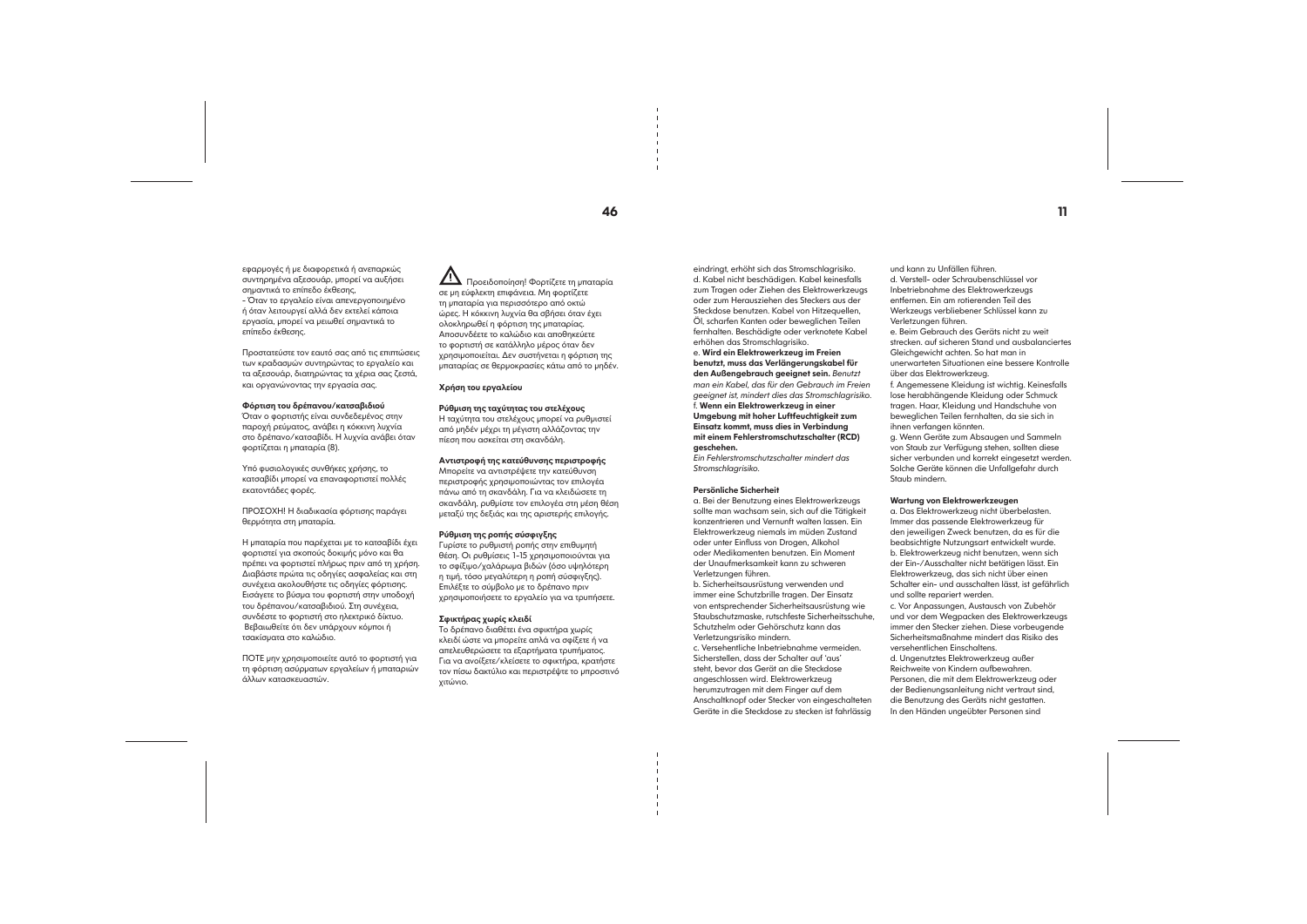εφαρμογές ή με διαφορετικά ή ανεπαρκώς συντηρημένα αξεσουάρ, μπορεί να αυξήσει σημαντικά το επίπεδο έκθεσης.
- Όταν το εργαλείο είναι απενεργοποιημένο ή όταν λειτουργεί αλλά δεν εκτελεί κάποια εργασία, μπορεί να μειωθεί σημαντικά το επίπεδο έκθεσης.

Προστατεύστε τον εαυτό σας από τις επιπτώσεις των κραδασμών συντηρώντας το εργαλείο και τα αξεσουάρ, διατηρώντας τα χέρια σας ζεστά, και οργανώνοντας την εργασία σας.

**Φόρτιση του δρέπανου/κατσαβιδιού**
Όταν ο φορτιστής είναι συνδεδεμένος στην παροχή ρεύματος, ανάβει η κόκκινη λυχνία στο δρέπανο/κατσαβίδι. Η λυχνία ανάβει όταν φορτίζεται η μπαταρία (8).

Υπό φυσιολογικές συνθήκες χρήσης, το κατσαβίδι μπορεί να επαναφορτιστεί πολλές εκατοντάδες φορές.

ΠΡΟΣΟΧΗ! Η διαδικασία φόρτισης παράγει θερμότητα στη μπαταρία.

Η μπαταρία που παρέχεται με το κατσαβίδι έχει φορτιστεί για σκοπούς δοκιμής μόνο και θα πρέπει να φορτιστεί πλήρως πριν από τη χρήση. Διαβάστε πρώτα τις οδηγίες ασφαλείας και στη συνέχεια ακολουθήστε τις οδηγίες φόρτισης. Εισάγετε το βύσμα του φορτιστή στην υποδοχή του δρέπανου/κατσαβιδιού. Στη συνέχεια, συνδέστε το φορτιστή στο ηλεκτρικό δίκτυο. Βεβαιωθείτε ότι δεν υπάρχουν κόμποι ή τσακίσματα στο καλώδιο.

ΠΟΤΕ μην χρησιμοποιείτε αυτό το φορτιστή για τη φόρτιση ασύρματων εργαλείων ή μπαταριών άλλων κατασκευαστών.

⚠ Προειδοποίηση! Φορτίζετε τη μπαταρία σε μη εύφλεκτη επιφάνεια. Μη φορτίζετε τη μπαταρία για περισσότερο από οκτώ ώρες. Η κόκκινη λυχνία θα σβήσει όταν έχει ολοκληρωθεί η φόρτιση της μπαταρίας. Αποσυνδέετε το καλώδιο και αποθηκεύετε το φορτιστή σε κατάλληλο μέρος όταν δεν χρησιμοποιείται. Δεν συστήνεται η φόρτιση της μπαταρίας σε θερμοκρασίες κάτω από το μηδέν.

**Χρήση του εργαλείου**

**Ρύθμιση της ταχύτητας του στελέχους**
Η ταχύτητα του στελέχους μπορεί να ρυθμιστεί από μηδέν μέχρι τη μέγιστη αλλάζοντας την πίεση που ασκείται στη σκανδάλη.

**Αντιστροφή της κατεύθυνσης περιστροφής**
Μπορείτε να αντιστρέψετε την κατεύθυνση περιστροφής χρησιμοποιώντας τον επιλογέα πάνω από τη σκανδάλη. Για να κλειδώσετε τη σκανδάλη, ρυθμίστε τον επιλογέα στη μέση θέση μεταξύ τις δεξιάς και της αριστερής επιλογής.

**Ρύθμιση της ροπής σύσφιγξης**
Γυρίστε το ρυθμιστή ροπής στην επιθυμητή θέση. Οι ρυθμίσεις 1-15 χρησιμοποιούνται για το σφίξιμο/χαλάρωμα βιδών (όσο υψηλότερη η τιμή, τόσο μεγαλύτερη η ροπή σύσφιγξης). Επιλέξτε το σύμβολο με το δρέπανο πριν χρησιμοποιήσετε το εργαλείο για να τρυπήσετε.

**Σφικτήρας χωρίς κλειδί**
Το δρέπανο διαθέτει ένα σφικτήρα χωρίς κλειδί ώστε να μπορείτε απλά να σφίξετε ή να απελευθερώσετε τα εξαρτήματα τρυπήματος. Για να ανοίξετε/κλείσετε το σφικτήρα, κρατήστε τον πίσω δακτύλιο και περιστρέψτε το μπροστινό χιτώνιο.

eindringt, erhöht sich das Stromschlagrisiko.
d. Kabel nicht beschädigen. Kabel keinesfalls zum Tragen oder Ziehen des Elektrowerkzeugs oder zum Herausziehen des Steckers aus der Steckdose benutzen. Kabel von Hitzequellen, Öl, scharfen Kanten oder beweglichen Teilen fernhalten. Beschädigte oder verknotete Kabel erhöhen das Stromschlagrisiko.
e. **Wird ein Elektrowerkzeug im Freien benutzt, muss das Verlängerungskabel für den Außengebrauch geeignet sein.** *Benutzt man ein Kabel, das für den Gebrauch im Freien geeignet ist, mindert dies das Stromschlagrisiko.*
f. **Wenn ein Elektrowerkzeug in einer Umgebung mit hoher Luftfeuchtigkeit zum Einsatz kommt, muss dies in Verbindung mit einem Fehlerstromschutzschalter (RCD) geschehen.**
*Ein Fehlerstromschutzschalter mindert das Stromschlagrisiko.*

**Persönliche Sicherheit**
a. Bei der Benutzung eines Elektrowerkzeugs sollte man wachsam sein, sich auf die Tätigkeit konzentrieren und Vernunft walten lassen. Ein Elektrowerkzeug niemals im müden Zustand oder unter Einfluss von Drogen, Alkohol oder Medikamenten benutzen. Ein Moment der Unaufmerksamkeit kann zu schweren Verletzungen führen.
b. Sicherheitsausrüstung verwenden und immer eine Schutzbrille tragen. Der Einsatz von entsprechender Sicherheitsausrüstung wie Staubschutzmaske, rutschfeste Sicherheitsschuhe, Schutzhelm oder Gehörschutz kann das Verletzungsrisiko mindern.
c. Versehentliche Inbetriebnahme vermeiden. Sicherstellen, dass der Schalter auf 'aus' steht, bevor das Gerät an die Steckdose angeschlossen wird. Elektrowerkzeug herumzutragen mit dem Finger auf dem Anschaltknopf oder Stecker von eingeschalteten Geräte in die Steckdose zu stecken ist fahrlässig und kann zu Unfällen führen.
d. Verstell- oder Schraubenschlüssel vor Inbetriebnahme des Elektrowerkzeugs entfernen. Ein am rotierenden Teil des Werkzeugs verbliebener Schlüssel kann zu Verletzungen führen.
e. Beim Gebrauch des Geräts nicht zu weit strecken. auf sicheren Stand und ausbalanciertes Gleichgewicht achten. So hat man in unerwarteten Situationen eine bessere Kontrolle über das Elektrowerkzeug.
f. Angemessene Kleidung ist wichtig. Keinesfalls lose herabhängende Kleidung oder Schmuck tragen. Haar, Kleidung und Handschuhe von beweglichen Teilen fernhalten, da sie sich in ihnen verfangen könnten.
g. Wenn Geräte zum Absaugen und Sammeln von Staub zur Verfügung stehen, sollten diese sicher verbunden und korrekt eingesetzt werden. Solche Geräte können die Unfallgefahr durch Staub mindern.

**Wartung von Elektrowerkzeugen**
a. Das Elektrowerkzeug nicht überbelasten. Immer das passende Elektrowerkzeug für den jeweiligen Zweck benutzen, da es für die beabsichtigte Nutzungsart entwickelt wurde.
b. Elektrowerkzeug nicht benutzen, wenn sich der Ein-/Ausschalter nicht betätigen lässt. Ein Elektrowerkzeug, das sich nicht über einen Schalter ein- und ausschalten lässt, ist gefährlich und sollte repariert werden.
c. Vor Anpassungen, Austausch von Zubehör und vor dem Wegpacken des Elektrowerkzeugs immer den Stecker ziehen. Diese vorbeugende Sicherheitsmaßnahme mindert das Risiko des versehentlichen Einschaltens.
d. Ungenutztes Elektrowerkzeug außer Reichweite von Kindern aufbewahren. Personen, die mit dem Elektrowerkzeug oder der Bedienungsanleitung nicht vertraut sind, die Benutzung des Geräts nicht gestatten. In den Händen ungeübter Personen sind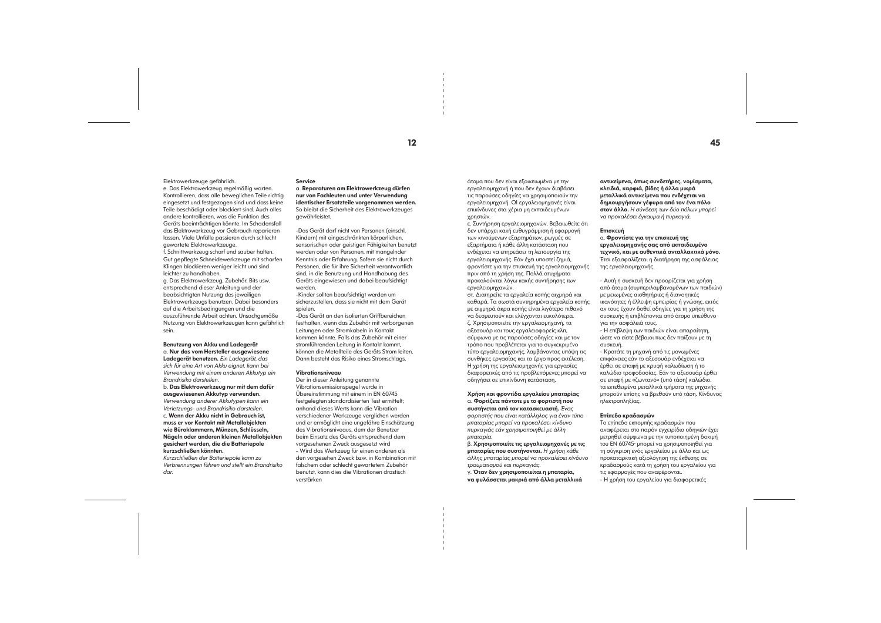Elektrowerkzeuge gefährlich.

e. Das Elektrowerkzeug regelmäßig warten. Kontrollieren, dass alle beweglichen Teile richtig eingesetzt und festgezogen sind und dass keine Teile beschädigt oder blockiert sind. Auch alles andere kontrollieren, was die Funktion des Geräts beeinträchtigen könnte. Im Schadensfall das Elektrowerkzeug vor Gebrauch reparieren lassen. Viele Unfälle passieren durch schlecht gewartete Elektrowerkzeuge.

f. Schnittwerkzeug scharf und sauber halten. Gut gepflegte Schneidewerkzeuge mit scharfen Klingen blockieren weniger leicht und sind leichter zu handhaben.

g. Das Elektrowerkzeug, Zubehör, Bits usw. entsprechend dieser Anleitung und der beabsichtigten Nutzung des jeweiligen Elektrowerkzeugs benutzen. Dabei besonders auf die Arbeitsbedingungen und die auszuführende Arbeit achten. Unsachgemäße Nutzung von Elektrowerkzeugen kann gefährlich sein.

**Benutzung von Akku und Ladegerät**

a. **Nur das vom Hersteller ausgewiesene Ladegerät benutzen.** *Ein Ladegerät, das sich für eine Art von Akku eignet, kann bei Verwendung mit einem anderen Akkutyp ein Brandrisiko darstellen.*

b. **Das Elektrowerkzeug nur mit dem dafür ausgewiesenen Akkutyp verwenden.** *Verwendung anderer Akkutypen kann ein Verletzungs- und Brandrisiko darstellen.*

c. **Wenn der Akku nicht in Gebrauch ist, muss er vor Kontakt mit Metallobjekten wie Büroklammern, Münzen, Schlüsseln, Nägeln oder anderen kleinen Metallobjekten gesichert werden, die die Batteriepole kurzschließen könnten.** *Kurzschließen der Batteriepole kann zu Verbrennungen führen und stellt ein Brandrisiko dar.*

**Service**

a. **Reparaturen am Elektrowerkzeug dürfen nur von Fachleuten und unter Verwendung identischer Ersatzteile vorgenommen werden.** So bleibt die Sicherheit des Elektrowerkzeuges gewährleistet.

-Das Gerät darf nicht von Personen (einschl. Kindern) mit eingeschränkten körperlichen, sensorischen oder geistigen Fähigkeiten benutzt werden oder von Personen, mit mangelnder Kenntnis oder Erfahrung. Sofern sie nicht durch Personen, die für ihre Sicherheit verantwortlich sind, in die Benutzung und Handhabung des Geräts eingewiesen und dabei beaufsichtigt werden.

-Kinder sollten beaufsichtigt werden um sicherzustellen, dass sie nicht mit dem Gerät spielen.

-Das Gerät an den isolierten Griffbereichen festhalten, wenn das Zubehör mit verborgenen Leitungen oder Stromkabeln in Kontakt kommen könnte. Falls das Zubehör mit einer stromführenden Leitung in Kontakt kommt, können die Metallteile des Geräts Strom leiten. Dann besteht das Risiko eines Stromschlags.

**Vibrationsniveau**

Der in dieser Anleitung genannte Vibrationsemissionspegel wurde in Übereinstimmung mit einem in EN 60745 festgelegten standardisierten Test ermittelt; anhand dieses Werts kann die Vibration verschiedener Werkzeuge verglichen werden und er ermöglicht eine ungefähre Einschätzung des Vibrationsniveaus, dem der Benutzer beim Einsatz des Geräts entsprechend dem vorgesehenen Zweck ausgesetzt wird

- Wird das Werkzeug für einen anderen als den vorgesehenen Zweck bzw. in Kombination mit falschem oder schlecht gewartetem Zubehör benutzt, kann dies die Vibrationen drastisch verstärken

άτομα που δεν είναι εξοικειωμένα με την εργαλειομηχανή ή που δεν έχουν διαβάσει τις παρούσες οδηγίες να χρησιμοποιούν την εργαλειομηχανή. Οι εργαλειομηχανές είναι επικίνδυνες στα χέρια μη εκπαιδευμένων χρηστών.

ε. Συντήρηση εργαλειομηχανών. Βεβαιωθείτε ότι δεν υπάρχει κακή ευθυγράμμιση ή εφαρμογή των κινούμενων εξαρτημάτων, ρωγμές σε εξαρτήματα ή κάθε άλλη κατάσταση που ενδέχεται να επηρεάσει τη λειτουργία της εργαλειομηχανής. Εάν έχει υποστεί ζημιά, φροντίστε για την επισκευή της εργαλειομηχανής πριν από τη χρήση της. Πολλά ατυχήματα προκαλούνται λόγω κακής συντήρησης των εργαλειομηχανών.

στ. Διατηρείτε τα εργαλεία κοπής αιχμηρά και καθαρά. Τα σωστά συντηρημένα εργαλεία κοπής με αιχμηρά άκρα κοπής είναι λιγότερο πιθανό να δεσμευτούν και ελέγχονται ευκολότερα.

ζ. Χρησιμοποιείτε την εργαλειομηχανή, τα αξεσουάρ και τους εργαλειοφορείς κλπ. σύμφωνα με τις παρούσες οδηγίες και με τον τρόπο που προβλέπεται για το συγκεκριμένο τύπο εργαλειομηχανής, λαμβάνοντας υπόψη τις συνθήκες εργασίας και το έργο προς εκτέλεση. Η χρήση της εργαλειομηχανής για εργασίες διαφορετικές από τις προβλεπόμενες μπορεί να οδηγήσει σε επικίνδυνη κατάσταση.

**Χρήση και φροντίδα εργαλείου μπαταρίας**

α. **Φορτίζετε πάντοτε με το φορτιστή που συστήνεται από τον κατασκευαστή.** *Ένας φορτιστής που είναι κατάλληλος για έναν τύπο μπαταρίας μπορεί να προκαλέσει κίνδυνο πυρκαγιάς εάν χρησιμοποιηθεί με άλλη μπαταρία.*

β. **Χρησιμοποιείτε τις εργαλειομηχανές με τις μπαταρίες που συστήνονται.** *Η χρήση κάθε άλλης μπαταρίας μπορεί να προκαλέσει κίνδυνο τραυματισμού και πυρκαγιάς.*

γ. **Όταν δεν χρησιμοποιείται η μπαταρία, να φυλάσσεται μακριά από άλλα μεταλλικά αντικείμενα, όπως συνδετήρες, νομίσματα, κλειδιά, καρφιά, βίδες ή άλλα μικρά μεταλλικά αντικείμενα που ενδέχεται να δημιουργήσουν γέφυρα από τον ένα πόλο στον άλλο.** *Η σύνδεση των δύο πόλων μπορεί να προκαλέσει έγκαυμα ή πυρκαγιά.*

**Επισκευή**

α. **Φροντίστε για την επισκευή της εργαλειομηχανής σας από εκπαιδευμένο τεχνικό, και με αυθεντικά ανταλλακτικά μόνο.** Έτσι εξασφαλίζεται η διατήρηση της ασφάλειας της εργαλειομηχανής.

- Αυτή η συσκευή δεν προορίζεται για χρήση από άτομα (συμπεριλαμβανομένων των παιδιών) με μειωμένες αισθητήριες ή διανοητικές ικανότητες ή έλλειψη εμπειρίας ή γνώσης, εκτός αν τους έχουν δοθεί οδηγίες για τη χρήση της συσκευής ή επιβλέπονται από άτομο υπεύθυνο για την ασφάλειά τους.
- Η επίβλεψη των παιδιών είναι απαραίτητη, ώστε να είστε βέβαιοι πως δεν παίζουν με τη συσκευή.
- Κρατάτε τη μηχανή από τις μονωμένες επιφάνειες εάν το αξεσουάρ ενδέχεται να έρθει σε επαφή με κρυφή καλωδίωση ή το καλώδιο τροφοδοσίας. Εάν το αξεσουάρ έρθει σε επαφή με «ζωντανό» (υπό τάση) καλώδιο, τα εκτεθειμένα μεταλλικά τμήματα της μηχανής μπορούν επίσης να βρεθούν υπό τάση. Κίνδυνος ηλεκτροπληξίας.

**Επίπεδο κραδασμών**

Το επίπεδο εκπομπής κραδασμών που αναφέρεται στο παρόν εγχειρίδιο οδηγιών έχει μετρηθεί σύμφωνα με την τυποποιημένη δοκιμή του EN 60745· μπορεί να χρησιμοποιηθεί για τη σύγκριση ενός εργαλείου με άλλο και ως προκαταρκτική αξιολόγηση της έκθεσης σε κραδασμούς κατά τη χρήση του εργαλείου για τις εφαρμογές που αναφέρονται.

- Η χρήση του εργαλείου για διαφορετικές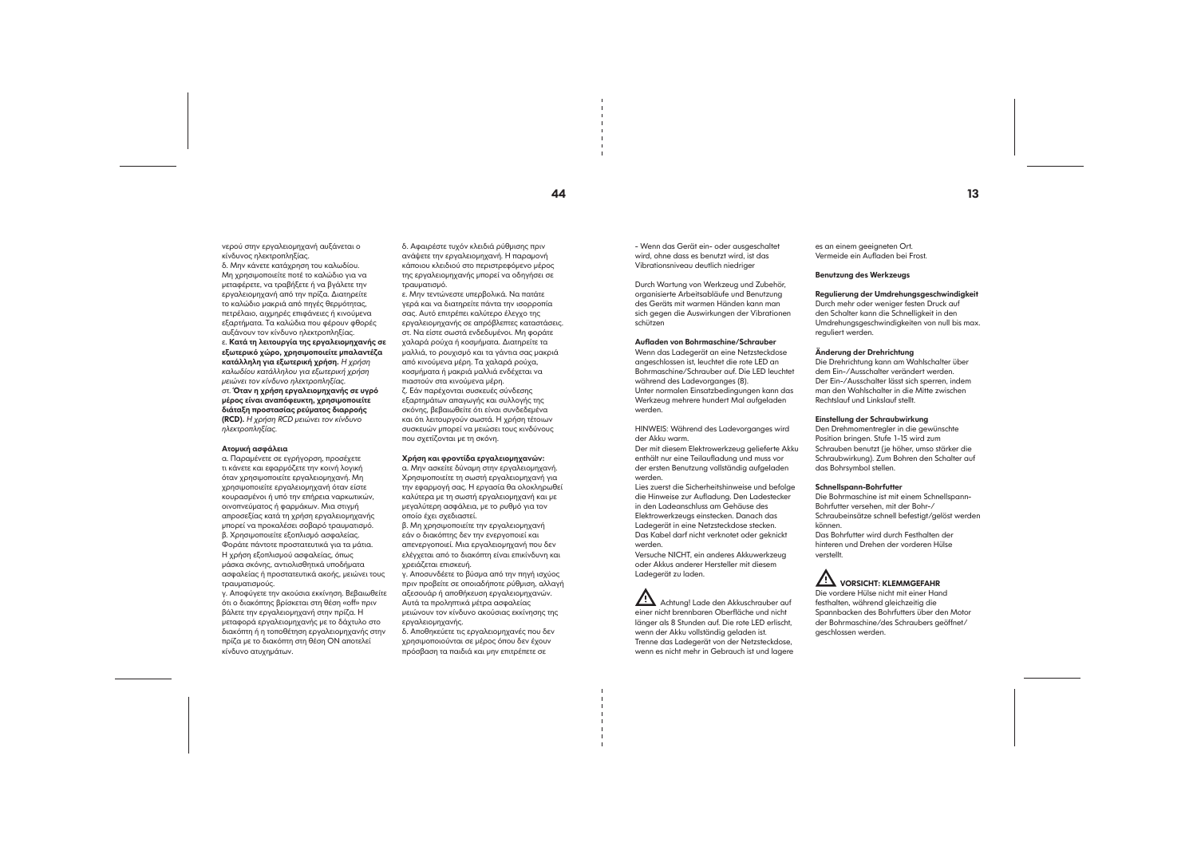νερού στην εργαλειομηχανή αυξάνεται ο κίνδυνος ηλεκτροπληξίας.

δ. Μην κάνετε κατάχρηση του καλωδίου. Μη χρησιμοποιείτε ποτέ το καλώδιο για να μεταφέρετε, να τραβήξετε ή να βγάλετε την εργαλειομηχανή από την πρίζα. Διατηρείτε το καλώδιο μακριά από πηγές θερμότητας, πετρέλαιο, αιχμηρές επιφάνειες ή κινούμενα εξαρτήματα. Τα καλώδια που φέρουν φθορές αυξάνουν τον κίνδυνο ηλεκτροπληξίας.

ε. **Κατά τη λειτουργία της εργαλειομηχανής σε εξωτερικό χώρο, χρησιμοποιείτε μπαλαντέζα κατάλληλη για εξωτερική χρήση.** *Η χρήση καλωδίου κατάλληλου για εξωτερική χρήση μειώνει τον κίνδυνο ηλεκτροπληξίας.*

στ. **Όταν η χρήση εργαλειομηχανής σε υγρό μέρος είναι αναπόφευκτη, χρησιμοποιείτε διάταξη προστασίας ρεύματος διαρροής (RCD).** *Η χρήση RCD μειώνει τον κίνδυνο ηλεκτροπληξίας.*

**Ατομική ασφάλεια**

α. Παραμένετε σε εγρήγορση, προσέχετε τι κάνετε και εφαρμόζετε την κοινή λογική όταν χρησιμοποιείτε εργαλειομηχανή. Μη χρησιμοποιείτε εργαλειομηχανή όταν είστε κουρασμένοι ή υπό την επήρεια ναρκωτικών, οινοπνεύματος ή φαρμάκων. Μια στιγμή απροσεξίας κατά τη χρήση εργαλειομηχανής μπορεί να προκαλέσει σοβαρό τραυματισμό.

β. Χρησιμοποιείτε εξοπλισμό ασφαλείας. Φοράτε πάντοτε προστατευτικά για τα μάτια. Η χρήση εξοπλισμού ασφαλείας, όπως μάσκα σκόνης, αντιολισθητικά υποδήματα ασφαλείας ή προστατευτικά ακοής, μειώνει τους τραυματισμούς.

γ. Αποφύγετε την ακούσια εκκίνηση. Βεβαιωθείτε ότι ο διακόπτης βρίσκεται στη θέση «off» πριν βάλετε την εργαλειομηχανή στην πρίζα. Η μεταφορά εργαλειομηχανής με το δάχτυλο στο διακόπτη ή η τοποθέτηση εργαλειομηχανής στην πρίζα με το διακόπτη στη θέση ON αποτελεί κίνδυνο ατυχημάτων.

δ. Αφαιρέστε τυχόν κλειδιά ρύθμισης πριν ανάψετε την εργαλειομηχανή. Η παραμονή κάποιου κλειδιού στο περιστρεφόμενο μέρος της εργαλειομηχανής μπορεί να οδηγήσει σε τραυματισμό.

ε. Μην τεντώνεστε υπερβολικά. Να πατάτε γερά και να διατηρείτε πάντα την ισορροπία σας. Αυτό επιτρέπει καλύτερο έλεγχο της εργαλειομηχανής σε απρόβλεπτες καταστάσεις.

στ. Να είστε σωστά ενδεδυμένοι. Μη φοράτε χαλαρά ρούχα ή κοσμήματα. Διατηρείτε τα μαλλιά, το ρουχισμό και τα γάντια σας μακριά από κινούμενα μέρη. Τα χαλαρά ρούχα, κοσμήματα ή μακριά μαλλιά ενδέχεται να πιαστούν στα κινούμενα μέρη.

ζ. Εάν παρέχονται συσκευές σύνδεσης εξαρτημάτων απαγωγής και συλλογής της σκόνης, βεβαιωθείτε ότι είναι συνδεδεμένα και ότι λειτουργούν σωστά. Η χρήση τέτοιων συσκευών μπορεί να μειώσει τους κινδύνους που σχετίζονται με τη σκόνη.

**Χρήση και φροντίδα εργαλειομηχανών:**

α. Μην ασκείτε δύναμη στην εργαλειομηχανή. Χρησιμοποιείτε τη σωστή εργαλειομηχανή για την εφαρμογή σας. Η εργασία θα ολοκληρωθεί καλύτερα με τη σωστή εργαλειομηχανή και με μεγαλύτερη ασφάλεια, με το ρυθμό για τον οποίο έχει σχεδιαστεί.

β. Μη χρησιμοποιείτε την εργαλειομηχανή εάν ο διακόπτης δεν την ενεργοποιεί και απενεργοποιεί. Μια εργαλειομηχανή που δεν ελέγχεται από το διακόπτη είναι επικίνδυνη και χρειάζεται επισκευή.

γ. Αποσυνδέετε το βύσμα από την πηγή ισχύος πριν προβείτε σε οποιαδήποτε ρύθμιση, αλλαγή αξεσουάρ ή αποθήκευση εργαλειομηχανών. Αυτά τα προληπτικά μέτρα ασφαλείας μειώνουν τον κίνδυνο ακούσιας εκκίνησης της εργαλειομηχανής.

δ. Αποθηκεύετε τις εργαλειομηχανές που δεν χρησιμοποιούνται σε μέρος όπου δεν έχουν πρόσβαση τα παιδιά και μην επιτρέπετε σε

- Wenn das Gerät ein- oder ausgeschaltet wird, ohne dass es benutzt wird, ist das Vibrationsniveau deutlich niedriger

Durch Wartung von Werkzeug und Zubehör, organisierte Arbeitsabläufe und Benutzung des Geräts mit warmen Händen kann man sich gegen die Auswirkungen der Vibrationen schützen

**Aufladen von Bohrmaschine/Schrauber**

Wenn das Ladegerät an eine Netzsteckdose angeschlossen ist, leuchtet die rote LED an Bohrmaschine/Schrauber auf. Die LED leuchtet während des Ladevorganges (8).

Unter normalen Einsatzbedingungen kann das Werkzeug mehrere hundert Mal aufgeladen werden.

HINWEIS: Während des Ladevorganges wird der Akku warm.

Der mit diesem Elektrowerkzeug gelieferte Akku enthält nur eine Teilaufladung und muss vor der ersten Benutzung vollständig aufgeladen werden.

Lies zuerst die Sicherheitshinweise und befolge die Hinweise zur Aufladung. Den Ladestecker in den Ladeanschluss am Gehäuse des Elektrowerkzeugs einstecken. Danach das Ladegerät in eine Netzsteckdose stecken. Das Kabel darf nicht verknotet oder geknickt werden.

Versuche NICHT, ein anderes Akkuwerkzeug oder Akkus anderer Hersteller mit diesem Ladegerät zu laden.

⚠ Achtung! Lade den Akkuschrauber auf einer nicht brennbaren Oberfläche und nicht länger als 8 Stunden auf. Die rote LED erlischt, wenn der Akku vollständig geladen ist. Trenne das Ladegerät von der Netzsteckdose, wenn es nicht mehr in Gebrauch ist und lagere es an einem geeigneten Ort.

Vermeide ein Aufladen bei Frost.

**Benutzung des Werkzeugs**

**Regulierung der Umdrehungsgeschwindigkeit**

Durch mehr oder weniger festen Druck auf den Schalter kann die Schnelligkeit in den Umdrehungsgeschwindigkeiten von null bis max. reguliert werden.

**Änderung der Drehrichtung**

Die Drehrichtung kann am Wahlschalter über dem Ein-/Ausschalter verändert werden. Der Ein-/Ausschalter lässt sich sperren, indem man den Wahlschalter in die Mitte zwischen Rechtslauf und Linkslauf stellt.

**Einstellung der Schraubwirkung**

Den Drehmomentregler in die gewünschte Position bringen. Stufe 1-15 wird zum Schrauben benutzt (je höher, umso stärker die Schraubwirkung). Zum Bohren den Schalter auf das Bohrsymbol stellen.

**Schnellspann-Bohrfutter**

Die Bohrmaschine ist mit einem Schnellspann-Bohrfutter versehen, mit der Bohr-/Schraubeinsätze schnell befestigt/gelöst werden können.

Das Bohrfutter wird durch Festhalten der hinteren und Drehen der vorderen Hülse verstellt.

⚠ **VORSICHT: KLEMMGEFAHR**

Die vordere Hülse nicht mit einer Hand festhalten, während gleichzeitig die Spannbacken des Bohrfutters über den Motor der Bohrmaschine/des Schraubers geöffnet/geschlossen werden.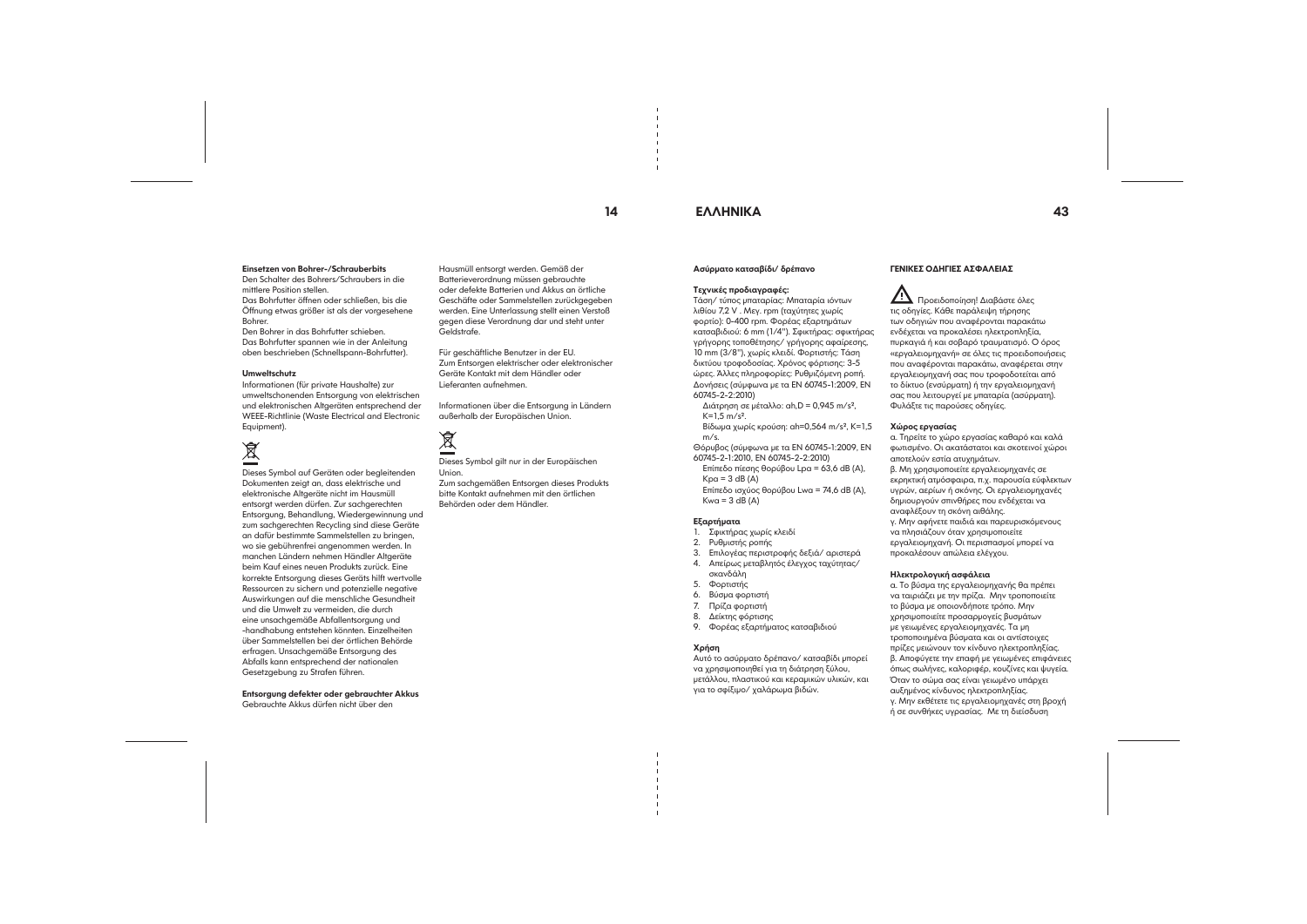**Einsetzen von Bohrer-/Schrauberbits**

Den Schalter des Bohrers/Schraubers in die mittlere Position stellen.

Das Bohrfutter öffnen oder schließen, bis die Öffnung etwas größer ist als der vorgesehene Bohrer.

Den Bohrer in das Bohrfutter schieben.

Das Bohrfutter spannen wie in der Anleitung oben beschrieben (Schnellspann-Bohrfutter).

**Umweltschutz**

Informationen (für private Haushalte) zur umweltschonenden Entsorgung von elektrischen und elektronischen Altgeräten entsprechend der WEEE-Richtlinie (Waste Electrical and Electronic Equipment).

Dieses Symbol auf Geräten oder begleitenden Dokumenten zeigt an, dass elektrische und elektronische Altgeräte nicht im Hausmüll entsorgt werden dürfen. Zur sachgerechten Entsorgung, Behandlung, Wiedergewinnung und zum sachgerechten Recycling sind diese Geräte an dafür bestimmte Sammelstellen zu bringen, wo sie gebührenfrei angenommen werden. In manchen Ländern nehmen Händler Altgeräte beim Kauf eines neuen Produkts zurück. Eine korrekte Entsorgung dieses Geräts hilft wertvolle Ressourcen zu sichern und potenzielle negative Auswirkungen auf die menschliche Gesundheit und die Umwelt zu vermeiden, die durch eine unsachgemäße Abfallentsorgung und -handhabung entstehen könnten. Einzelheiten über Sammelstellen bei der örtlichen Behörde erfragen. Unsachgemäße Entsorgung des Abfalls kann entsprechend der nationalen Gesetzgebung zu Strafen führen.

**Entsorgung defekter oder gebrauchter Akkus**

Gebrauchte Akkus dürfen nicht über den Hausmüll entsorgt werden. Gemäß der Batterieverordnung müssen gebrauchte oder defekte Batterien und Akkus an örtliche Geschäfte oder Sammelstellen zurückgegeben werden. Eine Unterlassung stellt einen Verstoß gegen diese Verordnung dar und steht unter Geldstrafe.

Für geschäftliche Benutzer in der EU.
Zum Entsorgen elektrischer oder elektronischer Geräte Kontakt mit dem Händler oder Lieferanten aufnehmen.

Informationen über die Entsorgung in Ländern außerhalb der Europäischen Union.

Dieses Symbol gilt nur in der Europäischen Union.

Zum sachgemäßen Entsorgen dieses Produkts bitte Kontakt aufnehmen mit den örtlichen Behörden oder dem Händler.

# ΕΛΛΗΝΙΚΑ

**Ασύρματο κατσαβίδι/ δρέπανο**

**Τεχνικές προδιαγραφές:**

Τάση/ τύπος μπαταρίας: Μπαταρία ιόντων λιθίου 7,2 V . Μεγ. rpm (ταχύτητες χωρίς φορτίο): 0-400 rpm. Φορέας εξαρτημάτων κατσαβιδιού: 6 mm (1/4"). Σφικτήρας: σφικτήρας γρήγορης τοποθέτησης/ γρήγορης αφαίρεσης, 10 mm (3/8"), χωρίς κλειδί. Φορτιστής: Τάση δικτύου τροφοδοσίας. Χρόνος φόρτισης: 3-5 ώρες. Άλλες πληροφορίες: Ρυθμιζόμενη ροπή.

Δονήσεις (σύμφωνα με τα EN 60745-1:2009, EN 60745-2-2:2010)

Διάτρηση σε μέταλλο: ah,D = 0,945 m/s², K=1,5 m/s².

Βίδωμα χωρίς κρούση: ah=0,564 m/s², K=1,5 m/s.

Θόρυβος (σύμφωνα με τα EN 60745-1:2009, EN 60745-2-1:2010, EN 60745-2-2:2010)

Επίπεδο πίεσης θορύβου Lpa = 63,6 dB (A), Kpa = 3 dB (A)

Επίπεδο ισχύος θορύβου Lwa = 74,6 dB (A), Kwa = 3 dB (A)

**Εξαρτήματα**

1. Σφικτήρας χωρίς κλειδί
2. Ρυθμιστής ροπής
3. Επιλογέας περιστροφής δεξιά/ αριστερά
4. Απείρως μεταβλητός έλεγχος ταχύτητας/ σκανδάλη
5. Φορτιστής
6. Βύσμα φορτιστή
7. Πρίζα φορτιστή
8. Δείκτης φόρτισης
9. Φορέας εξαρτήματος κατσαβιδιού

**Χρήση**

Αυτό το ασύρματο δρέπανο/ κατσαβίδι μπορεί να χρησιμοποιηθεί για τη διάτρηση ξύλου, μετάλλου, πλαστικού και κεραμικών υλικών, και για το σφίξιμο/ χαλάρωμα βιδών.

**ΓΕΝΙΚΕΣ ΟΔΗΓΙΕΣ ΑΣΦΑΛΕΙΑΣ**

Προειδοποίηση! Διαβάστε όλες τις οδηγίες. Κάθε παράλειψη τήρησης των οδηγιών που αναφέρονται παρακάτω ενδέχεται να προκαλέσει ηλεκτροπληξία, πυρκαγιά ή και σοβαρό τραυματισμό. Ο όρος «εργαλειομηχανή» σε όλες τις προειδοποιήσεις που αναφέρονται παρακάτω, αναφέρεται στην εργαλειομηχανή σας που τροφοδοτείται από το δίκτυο (ενσύρματη) ή την εργαλειομηχανή σας που λειτουργεί με μπαταρία (ασύρματη). Φυλάξτε τις παρούσες οδηγίες.

**Χώρος εργασίας**

α. Τηρείτε το χώρο εργασίας καθαρό και καλά φωτισμένο. Οι ακατάστατοι και σκοτεινοί χώροι αποτελούν εστία ατυχημάτων.

β. Μη χρησιμοποιείτε εργαλειομηχανές σε εκρηκτική ατμόσφαιρα, π.χ. παρουσία εύφλεκτων υγρών, αερίων ή σκόνης. Οι εργαλειομηχανές δημιουργούν σπινθήρες που ενδέχεται να αναφλέξουν τη σκόνη αιθάλης.

γ. Μην αφήνετε παιδιά και παρευρισκόμενους να πλησιάζουν όταν χρησιμοποιείτε εργαλειομηχανή. Οι περισπασμοί μπορεί να προκαλέσουν απώλεια ελέγχου.

**Ηλεκτρολογική ασφάλεια**

α. Το βύσμα της εργαλειομηχανής θα πρέπει να ταιριάζει με την πρίζα. Μην τροποποιείτε το βύσμα με οποιονδήποτε τρόπο. Μην χρησιμοποιείτε προσαρμογείς βυσμάτων με γειωμένες εργαλειομηχανές. Τα μη τροποποιημένα βύσματα και οι αντίστοιχες πρίζες μειώνουν τον κίνδυνο ηλεκτροπληξίας.

β. Αποφύγετε την επαφή με γειωμένες επιφάνειες όπως σωλήνες, καλοριφέρ, κουζίνες και ψυγεία. Όταν το σώμα σας είναι γειωμένο υπάρχει αυξημένος κίνδυνος ηλεκτροπληξίας.

γ. Μην εκθέτετε τις εργαλειομηχανές στη βροχή ή σε συνθήκες υγρασίας. Με τη διείσδυση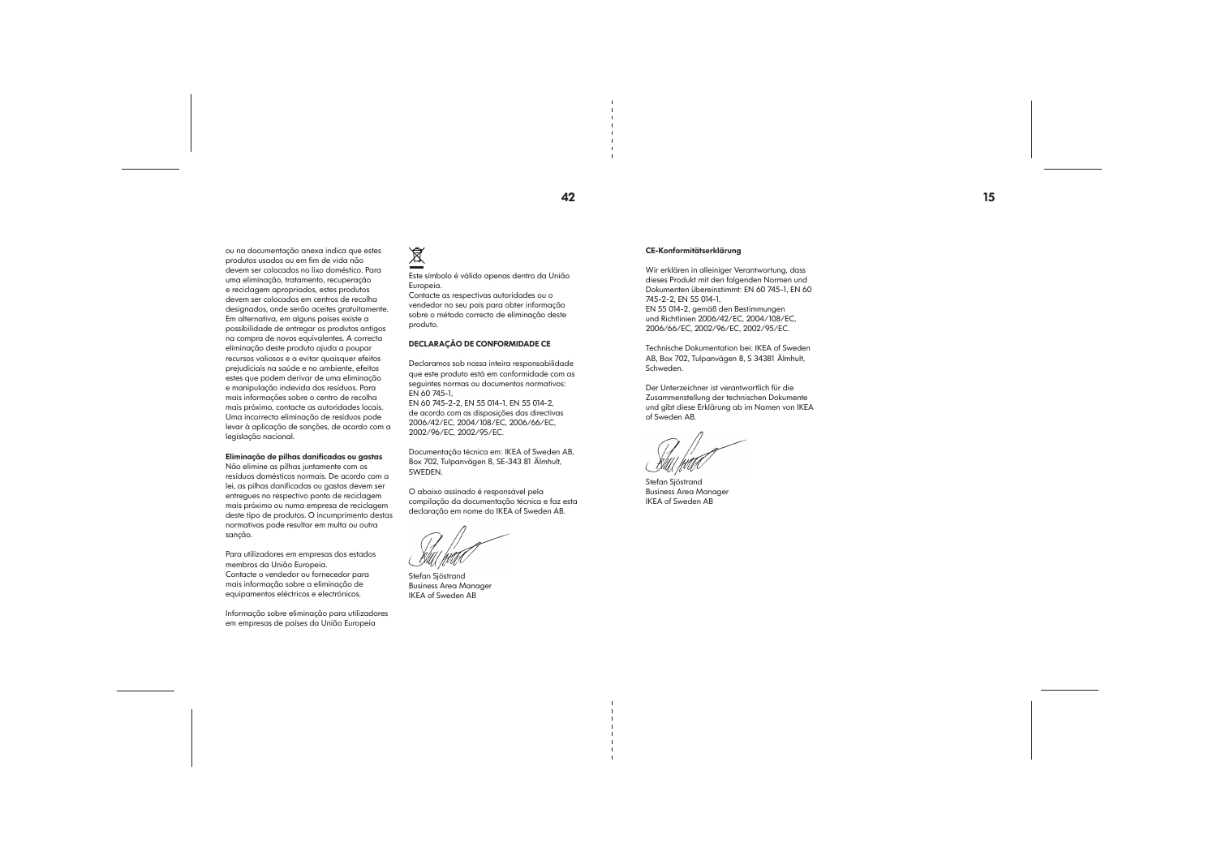ou na documentação anexa indica que estes produtos usados ou em fim de vida não devem ser colocados no lixo doméstico. Para uma eliminação, tratamento, recuperação e reciclagem apropriados, estes produtos devem ser colocados em centros de recolha designados, onde serão aceites gratuitamente. Em alternativa, em alguns países existe a possibilidade de entregar os produtos antigos na compra de novos equivalentes. A correcta eliminação deste produto ajuda a poupar recursos valiosos e a evitar quaisquer efeitos prejudiciais na saúde e no ambiente, efeitos estes que podem derivar de uma eliminação e manipulação indevida dos resíduos. Para mais informações sobre o centro de recolha mais próximo, contacte as autoridades locais. Uma incorrecta eliminação de resíduos pode levar à aplicação de sanções, de acordo com a legislação nacional.

**Eliminação de pilhas danificadas ou gastas**
Não elimine as pilhas juntamente com os resíduos domésticos normais. De acordo com a lei, as pilhas danificadas ou gastas devem ser entregues no respectivo ponto de reciclagem mais próximo ou numa empresa de reciclagem deste tipo de produtos. O incumprimento destas normativas pode resultar em multa ou outra sanção.

Para utilizadores em empresas dos estados membros da União Europeia.
Contacte o vendedor ou fornecedor para mais informação sobre a eliminação de equipamentos eléctricos e electrónicos.

Informação sobre eliminação para utilizadores em empresas de países da União Europeia

Este símbolo é válido apenas dentro da União Europeia.
Contacte as respectivas autoridades ou o vendedor no seu país para obter informação sobre o método correcto de eliminação deste produto.

**DECLARAÇÃO DE CONFORMIDADE CE**

Declaramos sob nossa inteira responsabilidade que este produto está em conformidade com as seguintes normas ou documentos normativos: EN 60 745-1,
EN 60 745-2-2, EN 55 014-1, EN 55 014-2, de acordo com as disposições das directivas 2006/42/EC, 2004/108/EC, 2006/66/EC, 2002/96/EC, 2002/95/EC.

Documentação técnica em: IKEA of Sweden AB, Box 702, Tulpanvägen 8, SE-343 81 Älmhult, SWEDEN.

O abaixo assinado é responsável pela compilação da documentação técnica e faz esta declaração em nome do IKEA of Sweden AB.

Stefan Sjöstrand
Business Area Manager
IKEA of Sweden AB

**CE-Konformitätserklärung**

Wir erklären in alleiniger Verantwortung, dass dieses Produkt mit den folgenden Normen und Dokumenten übereinstimmt: EN 60 745-1, EN 60 745-2-2, EN 55 014-1,
EN 55 014-2, gemäß den Bestimmungen und Richtlinien 2006/42/EC, 2004/108/EC, 2006/66/EC, 2002/96/EC, 2002/95/EC.

Technische Dokumentation bei: IKEA of Sweden AB, Box 702, Tulpanvägen 8, S 34381 Älmhult, Schweden.

Der Unterzeichner ist verantwortlich für die Zusammenstellung der technischen Dokumente und gibt diese Erklärung ab im Namen von IKEA of Sweden AB.

Stefan Sjöstrand
Business Area Manager
IKEA of Sweden AB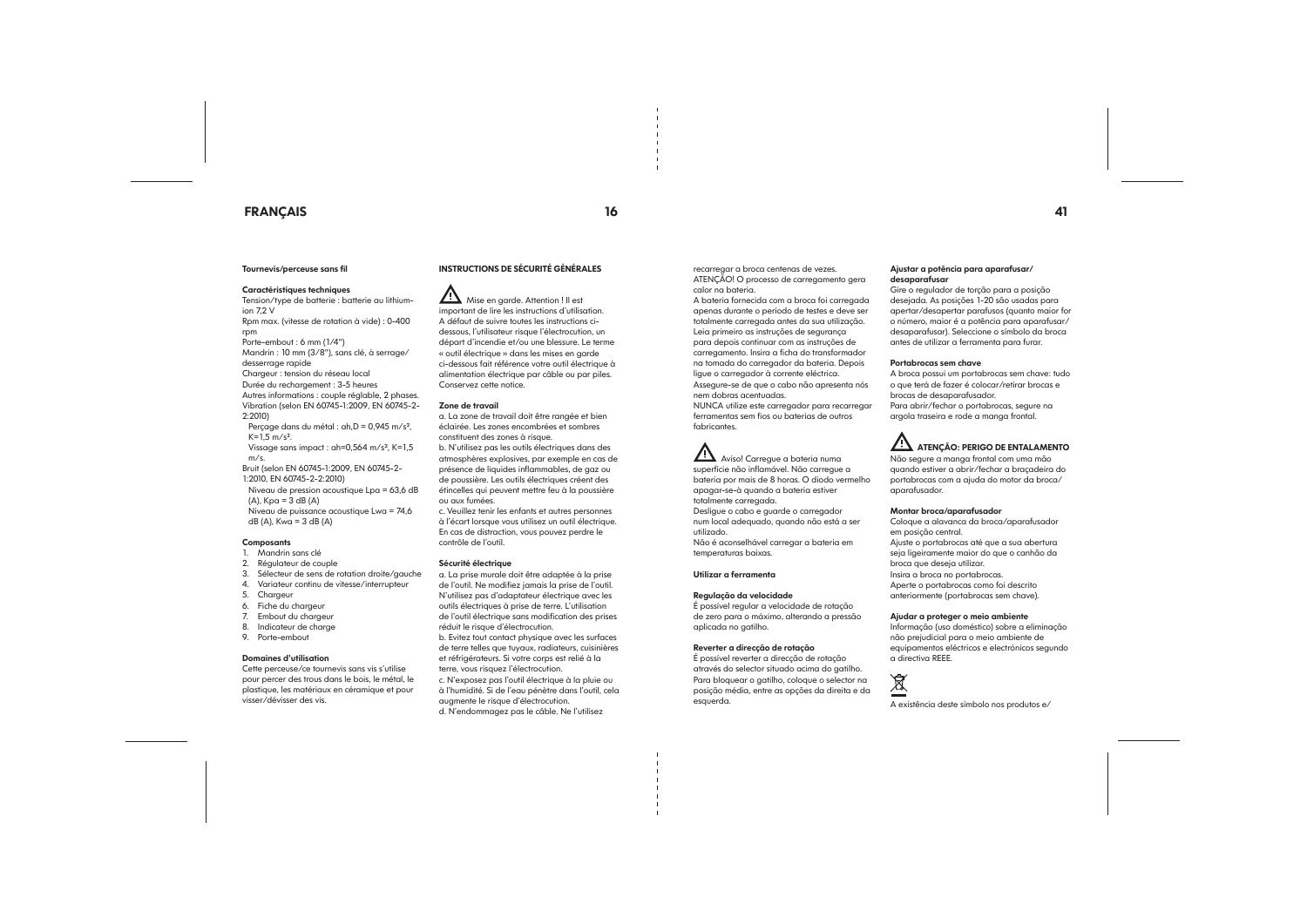## FRANÇAIS

**Tournevis/perceuse sans fil**

**Caractéristiques techniques**

Tension/type de batterie : batterie au lithium-ion 7,2 V
Rpm max. (vitesse de rotation à vide) : 0–400 rpm
Porte-embout : 6 mm (1/4")
Mandrin : 10 mm (3/8"), sans clé, à serrage/desserrage rapide
Chargeur : tension du réseau local
Durée du rechargement : 3–5 heures
Autres informations : couple réglable, 2 phases.
Vibration (selon EN 60745-1:2009, EN 60745-2-2:2010)
  Perçage dans du métal : ah,D = 0,945 m/s², K=1,5 m/s².
  Vissage sans impact : ah=0,564 m/s², K=1,5 m/s.
Bruit (selon EN 60745-1:2009, EN 60745-2-1:2010, EN 60745-2-2:2010)
  Niveau de pression acoustique Lpa = 63,6 dB (A), Kpa = 3 dB (A)
  Niveau de puissance acoustique Lwa = 74,6 dB (A), Kwa = 3 dB (A)

**Composants**

1. Mandrin sans clé
2. Régulateur de couple
3. Sélecteur de sens de rotation droite/gauche
4. Variateur continu de vitesse/interrupteur
5. Chargeur
6. Fiche du chargeur
7. Embout du chargeur
8. Indicateur de charge
9. Porte-embout

**Domaines d'utilisation**

Cette perceuse/ce tournevis sans vis s'utilise pour percer des trous dans le bois, le métal, le plastique, les matériaux en céramique et pour visser/dévisser des vis.

**INSTRUCTIONS DE SÉCURITÉ GÉNÉRALES**

⚠ Mise en garde. Attention ! Il est important de lire les instructions d'utilisation. A défaut de suivre toutes les instructions ci-dessous, l'utilisateur risque l'électrocution, un départ d'incendie et/ou une blessure. Le terme « outil électrique » dans les mises en garde ci-dessous fait référence votre outil électrique à alimentation électrique par câble ou par piles. Conservez cette notice.

**Zone de travail**

a. La zone de travail doit être rangée et bien éclairée. Les zones encombrées et sombres constituent des zones à risque.
b. N'utilisez pas les outils électriques dans des atmosphères explosives, par exemple en cas de présence de liquides inflammables, de gaz ou de poussière. Les outils électriques créent des étincelles qui peuvent mettre feu à la poussière ou aux fumées.
c. Veuillez tenir les enfants et autres personnes à l'écart lorsque vous utilisez un outil électrique. En cas de distraction, vous pouvez perdre le contrôle de l'outil.

**Sécurité électrique**

a. La prise murale doit être adaptée à la prise de l'outil. Ne modifiez jamais la prise de l'outil. N'utilisez pas d'adaptateur électrique avec les outils électriques à prise de terre. L'utilisation de l'outil électrique sans modification des prises réduit le risque d'électrocution.
b. Evitez tout contact physique avec les surfaces de terre telles que tuyaux, radiateurs, cuisinières et réfrigérateurs. Si votre corps est relié à la terre, vous risquez l'électrocution.
c. N'exposez pas l'outil électrique à la pluie ou à l'humidité. Si de l'eau pénètre dans l'outil, cela augmente le risque d'électrocution.
d. N'endommagez pas le câble. Ne l'utilisez

recarregar a broca centenas de vezes.
ATENÇÃO! O processo de carregamento gera calor na bateria.
A bateria fornecida com a broca foi carregada apenas durante o período de testes e deve ser totalmente carregada antes da sua utilização.
Leia primeiro as instruções de segurança para depois continuar com as instruções de carregamento. Insira a ficha do transformador na tomada do carregador da bateria. Depois ligue o carregador à corrente eléctrica.
Assegure-se de que o cabo não apresenta nós nem dobras acentuadas.
NUNCA utilize este carregador para recarregar ferramentas sem fios ou baterias de outros fabricantes.

⚠ Aviso! Carregue a bateria numa superfície não inflamável. Não carregue a bateria por mais de 8 horas. O díodo vermelho apagar-se-á quando a bateria estiver totalmente carregada.
Desligue o cabo e guarde o carregador num local adequado, quando não está a ser utilizado.
Não é aconselhável carregar a bateria em temperaturas baixas.

**Utilizar a ferramenta**

**Regulação da velocidade**

É possível regular a velocidade de rotação de zero para o máximo, alterando a pressão aplicada no gatilho.

**Reverter a direcção de rotação**

É possível reverter a direcção de rotação através do selector situado acima do gatilho. Para bloquear o gatilho, coloque o selector na posição média, entre as opções da direita e da esquerda.

**Ajustar a potência para aparafusar/desaparafusar**

Gire o regulador de torção para a posição desejada. As posições 1–20 são usadas para apertar/desapertar parafusos (quanto maior for o número, maior é a potência para aparafusar/desaparafusar). Seleccione o símbolo da broca antes de utilizar a ferramenta para furar.

**Portabrocas sem chave**

A broca possui um portabrocas sem chave: tudo o que terá de fazer é colocar/retirar brocas e brocas de desaparafusador.
Para abrir/fechar o portabrocas, segure na argola traseira e rode a manga frontal.

**⚠ ATENÇÃO: PERIGO DE ENTALAMENTO**

Não segure a manga frontal com uma mão quando estiver a abrir/fechar a braçadeira do portabrocas com a ajuda do motor da broca/aparafusador.

**Montar broca/aparafusador**

Coloque a alavanca da broca/aparafusador em posição central.
Ajuste o portabrocas até que a sua abertura seja ligeiramente maior do que o canhão da broca que deseja utilizar.
Insira a broca no portabrocas.
Aperte o portabrocas como foi descrito anteriormente (portabrocas sem chave).

**Ajudar a proteger o meio ambiente**

Informação (uso doméstico) sobre a eliminação não prejudicial para o meio ambiente de equipamentos eléctricos e electrónicos segundo a directiva REEE.

A existência deste símbolo nos produtos e/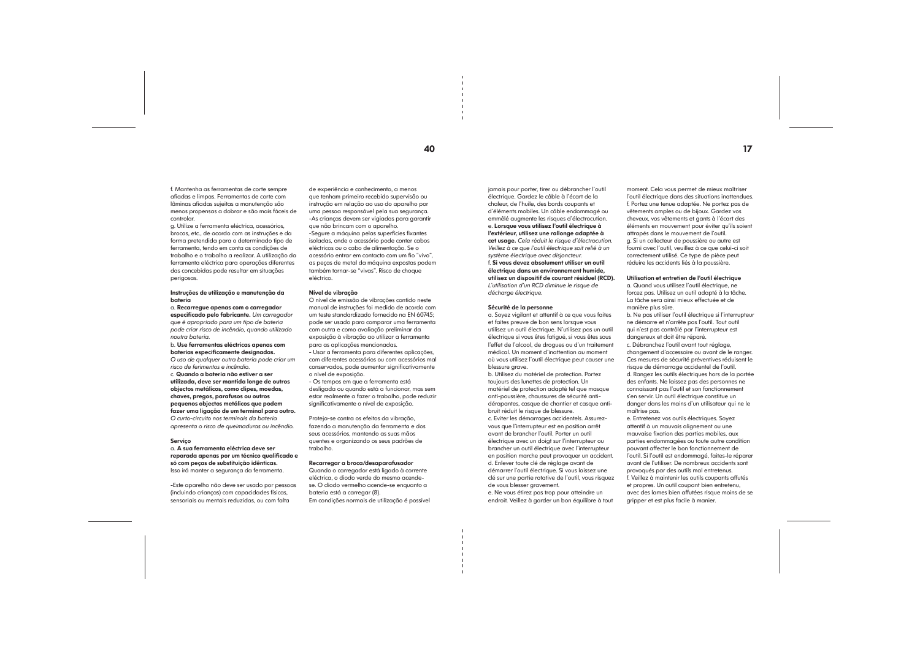f. Mantenha as ferramentas de corte sempre afiadas e limpas. Ferramentas de corte com lâminas afiadas sujeitas a manutenção são menos propensas a dobrar e são mais fáceis de controlar.
g. Utilize a ferramenta eléctrica, acessórios, brocas, etc., de acordo com as instruções e da forma pretendida para o determinado tipo de ferramenta, tendo em conta as condições de trabalho e o trabalho a realizar. A utilização da ferramenta eléctrica para operações diferentes das concebidas pode resultar em situações perigosas.

**Instruções de utilização e manutenção da bateria**

a. **Recarregue apenas com o carregador especificado pelo fabricante.** *Um carregador que é apropriado para um tipo de bateria pode criar risco de incêndio, quando utilizado noutra bateria.*
b. **Use ferramentas eléctricas apenas com baterias especificamente designadas.** *O uso de qualquer outra bateria pode criar um risco de ferimentos e incêndio.*
c. **Quando a bateria não estiver a ser utilizada, deve ser mantida longe de outros objectos metálicos, como clipes, moedas, chaves, pregos, parafusos ou outros pequenos objectos metálicos que podem fazer uma ligação de um terminal para outro.** *O curto-circuito nos terminais da bateria apresenta o risco de queimaduras ou incêndio.*

**Serviço**

a. **A sua ferramenta eléctrica deve ser reparada apenas por um técnico qualificado e só com peças de substituição idênticas.** Isso irá manter a segurança da ferramenta.

-Este aparelho não deve ser usado por pessoas (incluindo crianças) com capacidades físicas, sensoriais ou mentais reduzidas, ou com falta de experiência e conhecimento, a menos que tenham primeiro recebido supervisão ou instrução em relação ao uso do aparelho por uma pessoa responsável pela sua segurança.
-As crianças devem ser vigiadas para garantir que não brincam com o aparelho.
-Segure a máquina pelas superfícies fixantes isoladas, onde o acessório pode conter cabos eléctricos ou o cabo de alimentação. Se o acessório entrar em contacto com um fio "vivo", as peças de metal da máquina expostas podem também tornar-se "vivas". Risco de choque eléctrico.

**Nível de vibração**

O nível de emissão de vibrações contido neste manual de instruções foi medido de acordo com um teste standardizado fornecido na EN 60745; pode ser usado para comparar uma ferramenta com outra e como avaliação preliminar da exposição à vibração ao utilizar a ferramenta para as aplicações mencionadas.
- Usar a ferramenta para diferentes aplicações, com diferentes acessórios ou com acessórios mal conservados, pode aumentar significativamente o nível de exposição.
- Os tempos em que a ferramenta está desligada ou quando está a funcionar, mas sem estar realmente a fazer o trabalho, pode reduzir significativamente o nível de exposição.

Proteja-se contra os efeitos da vibração, fazendo a manutenção da ferramenta e dos seus acessórios, mantendo as suas mãos quentes e organizando os seus padrões de trabalho.

**Recarregar a broca/desaparafusador**

Quando o carregador está ligado à corrente eléctrica, o diodo verde do mesmo acende-se. O diodo vermelho acende-se enquanto a bateria está a carregar (8).
Em condições normais de utilização é possível

jamais pour porter, tirer ou débrancher l'outil électrique. Gardez le câble à l'écart de la chaleur, de l'huile, des bords coupants et d'éléments mobiles. Un câble endommagé ou emmêlé augmente les risques d'électrocution.
e. **Lorsque vous utilisez l'outil électrique à l'extérieur, utilisez une rallonge adaptée à cet usage.** *Cela réduit le risque d'électrocution. Veillez à ce que l'outil électrique soit relié à un système électrique avec disjoncteur.*
f. **Si vous devez absolument utiliser un outil électrique dans un environnement humide, utilisez un dispositif de courant résiduel (RCD).** *L'utilisation d'un RCD diminue le risque de décharge électrique.*

**Sécurité de la personne**

a. Soyez vigilant et attentif à ce que vous faites et faites preuve de bon sens lorsque vous utilisez un outil électrique. N'utilisez pas un outil électrique si vous êtes fatigué, si vous êtes sous l'effet de l'alcool, de drogues ou d'un traitement médical. Un moment d'inattention au moment où vous utilisez l'outil électrique peut causer une blessure grave.
b. Utilisez du matériel de protection. Portez toujours des lunettes de protection. Un matériel de protection adapté tel que masque anti-poussière, chaussures de sécurité anti-dérapantes, casque de chantier et casque anti-bruit réduit le risque de blessure.
c. Eviter les démarrages accidentels. Assurez-vous que l'interrupteur est en position arrêt avant de brancher l'outil. Porter un outil électrique avec un doigt sur l'interrupteur ou brancher un outil électrique avec l'interrupteur en position marche peut provoquer un accident.
d. Enlever toute clé de réglage avant de démarrer l'outil électrique. Si vous laissez une clé sur une partie rotative de l'outil, vous risquez de vous blesser gravement.
e. Ne vous étirez pas trop pour atteindre un endroit. Veillez à garder un bon équilibre à tout moment. Cela vous permet de mieux maîtriser l'outil électrique dans des situations inattendues.
f. Portez une tenue adaptée. Ne portez pas de vêtements amples ou de bijoux. Gardez vos cheveux, vos vêtements et gants à l'écart des éléments en mouvement pour éviter qu'ils soient attrapés dans le mouvement de l'outil.
g. Si un collecteur de poussière ou autre est fourni avec l'outil, veuillez à ce que celui-ci soit correctement utilisé. Ce type de pièce peut réduire les accidents liés à la poussière.

**Utilisation et entretien de l'outil électrique**

a. Quand vous utilisez l'outil électrique, ne forcez pas. Utilisez un outil adapté à la tâche. La tâche sera ainsi mieux effectuée et de manière plus sûre.
b. Ne pas utiliser l'outil électrique si l'interrupteur ne démarre et n'arrête pas l'outil. Tout outil qui n'est pas contrôlé par l'interrupteur est dangereux et doit être réparé.
c. Débranchez l'outil avant tout réglage, changement d'accessoire ou avant de le ranger. Ces mesures de sécurité préventives réduisent le risque de démarrage accidentel de l'outil.
d. Rangez les outils électriques hors de la portée des enfants. Ne laissez pas des personnes ne connaissant pas l'outil et son fonctionnement s'en servir. Un outil électrique constitue un danger dans les mains d'un utilisateur qui ne le maîtrise pas.
e. Entretenez vos outils électriques. Soyez attentif à un mauvais alignement ou une mauvaise fixation des parties mobiles, aux parties endommagées ou toute autre condition pouvant affecter le bon fonctionnement de l'outil. Si l'outil est endommagé, faites-le réparer avant de l'utiliser. De nombreux accidents sont provoqués par des outils mal entretenus.
f. Veillez à maintenir les outils coupants affûtés et propres. Un outil coupant bien entretenu, avec des lames bien affûtées risque moins de se gripper et est plus facile à manier.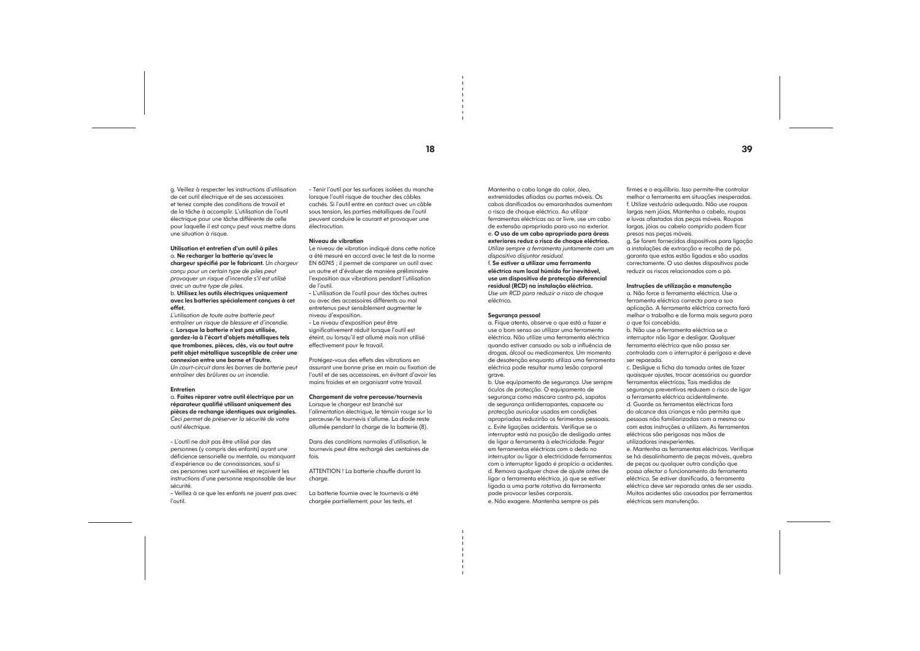g. Veillez à respecter les instructions d'utilisation de cet outil électrique et de ses accessoires et tenez compte des conditions de travail et de la tâche à accomplir. L'utilisation de l'outil électrique pour une tâche différente de celle pour laquelle il est conçu peut vous mettre dans une situation à risque.

**Utilisation et entretien d'un outil à piles**

a. **Ne recharger la batterie qu'avec le chargeur spécifié par le fabricant.** *Un chargeur conçu pour un certain type de piles peut provoquer un risque d'incendie s'il est utilisé avec un autre type de piles.*

b. **Utilisez les outils électriques uniquement avec les batteries spécialement conçues à cet effet.** *L'utilisation de toute autre batterie peut entraîner un risque de blessure et d'incendie.*

c. **Lorsque la batterie n'est pas utilisée, gardez-la à l'écart d'objets métalliques tels que trombones, pièces, clés, vis ou tout autre petit objet métallique susceptible de créer une connexion entre une borne et l'autre.** *Un court-circuit dans les bornes de batterie peut entraîner des brûlures ou un incendie.*

**Entretien**

a. **Faites réparer votre outil électrique par un réparateur qualifié utilisant uniquement des pièces de rechange identiques aux originales.** *Ceci permet de préserver la sécurité de votre outil électrique.*

- L'outil ne doit pas être utilisé par des personnes (y compris des enfants) ayant une déficience sensorielle ou mentale, ou manquant d'expérience ou de connaissances, sauf si ces personnes sont surveillées et reçoivent les instructions d'une personne responsable de leur sécurité.
- Veillez à ce que les enfants ne jouent pas avec l'outil.
- Tenir l'outil par les surfaces isolées du manche lorsque l'outil risque de toucher des câbles cachés. Si l'outil entre en contact avec un câble sous tension, les parties métalliques de l'outil peuvent conduire le courant et provoquer une électrocution.

**Niveau de vibration**

Le niveau de vibration indiqué dans cette notice a été mesuré en accord avec le test de la norme EN 60745 ; il permet de comparer un outil avec un autre et d'évaluer de manière préliminaire l'exposition aux vibrations pendant l'utilisation de l'outil.

- L'utilisation de l'outil pour des tâches autres ou avec des accessoires différents ou mal entretenus peut sensiblement augmenter le niveau d'exposition.
- Le niveau d'exposition peut être significativement réduit lorsque l'outil est éteint, ou lorsqu'il est allumé mais non utilisé effectivement pour le travail.

Protégez-vous des effets des vibrations en assurant une bonne prise en main ou fixation de l'outil et de ses accessoires, en évitant d'avoir les mains froides et en organisant votre travail.

**Chargement de votre perceuse/tournevis**

Lorsque le chargeur est branché sur l'alimentation électrique, le témoin rouge sur la perceuse/le tournevis s'allume. La diode reste allumée pendant la charge de la batterie (8).

Dans des conditions normales d'utilisation, le tournevis peut être rechargé des centaines de fois.

ATTENTION ! La batterie chauffe durant la charge.

La batterie fournie avec le tournevis a été chargée partiellement, pour les tests, et

Mantenha o cabo longe do calor, óleo, extremidades afiadas ou partes móveis. Os cabos danificados ou emaranhados aumentam o risco de choque eléctrico. Ao utilizar ferramentas eléctricas ao ar livre, use um cabo de extensão apropriado para uso no exterior.

e. **O uso de um cabo apropriado para áreas exteriores reduz o risco de choque eléctrico.** *Utilize sempre a ferramenta juntamente com um dispositivo disjuntor residual.*

f. **Se estiver a utilizar uma ferramenta eléctrica num local húmido for inevitável, use um dispositivo de protecção diferencial residual (RCD) na instalação eléctrica.** *Use um RCD para reduzir o risco de choque eléctrico.*

**Segurança pessoal**

a. Fique atento, observe o que está a fazer e use o bom senso ao utilizar uma ferramenta eléctrica. Não utilize uma ferramenta eléctrica quando estiver cansado ou sob a influência de drogas, álcool ou medicamentos. Um momento de desatenção enquanto utiliza uma ferramenta eléctrica pode resultar numa lesão corporal grave.

b. Use equipamento de segurança. Use sempre óculos de protecção. O equipamento de segurança como máscara contra pó, sapatos de segurança antiderrapantes, capacete ou protecção auricular usados em condições apropriadas reduzirão os ferimentos pessoais.

c. Evite ligações acidentais. Verifique se o interruptor está na posição de desligado antes de ligar a ferramenta à electricidade. Pegar em ferramentas eléctricas com o dedo no interruptor ou ligar à electricidade ferramentas com o interruptor ligado é propício a acidentes.

d. Remova qualquer chave de ajuste antes de ligar a ferramenta eléctrica, já que se estiver ligada a uma parte rotativa da ferramenta pode provocar lesões corporais.

e. Não exagere. Mantenha sempre os pés firmes e o equilíbrio. Isso permite-lhe controlar melhor a ferramenta em situações inesperadas.

f. Utilize vestuário adequado. Não use roupas largas nem jóias. Mantenha o cabelo, roupas e luvas afastados das peças móveis. Roupas largas, jóias ou cabelo comprido podem ficar presos nas peças móveis.

g. Se forem fornecidos dispositivos para ligação a instalações de extracção e recolha de pó, garanta que estas estão ligadas e são usadas correctamente. O uso destes dispositivos pode reduzir os riscos relacionados com o pó.

**Instruções de utilização e manutenção**

a. Não force a ferramenta eléctrica. Use a ferramenta eléctrica correcta para a sua aplicação. A ferramenta eléctrica correcta fará melhor o trabalho e de forma mais segura para o que foi concebida.

b. Não use a ferramenta eléctrica se o interruptor não ligar e desligar. Qualquer ferramenta eléctrica que não possa ser controlada com o interruptor é perigosa e deve ser reparada.

c. Desligue a ficha da tomada antes de fazer quaisquer ajustes, trocar acessórios ou guardar ferramentas eléctricas. Tais medidas de segurança preventivas reduzem o risco de ligar a ferramenta eléctrica acidentalmente.

d. Guarde as ferramentas eléctricas fora do alcance das crianças e não permita que pessoas não familiarizadas com a mesma ou com estas instruções a utilizem. As ferramentas eléctricas são perigosas nas mãos de utilizadores inexperientes.

e. Mantenha as ferramentas eléctricas. Verifique se há desalinhamento de peças móveis, quebra de peças ou qualquer outra condição que possa afectar o funcionamento da ferramenta eléctrica. Se estiver danificada, a ferramenta eléctrica deve ser reparada antes de ser usada. Muitos acidentes são causados por ferramentas eléctricas sem manutenção.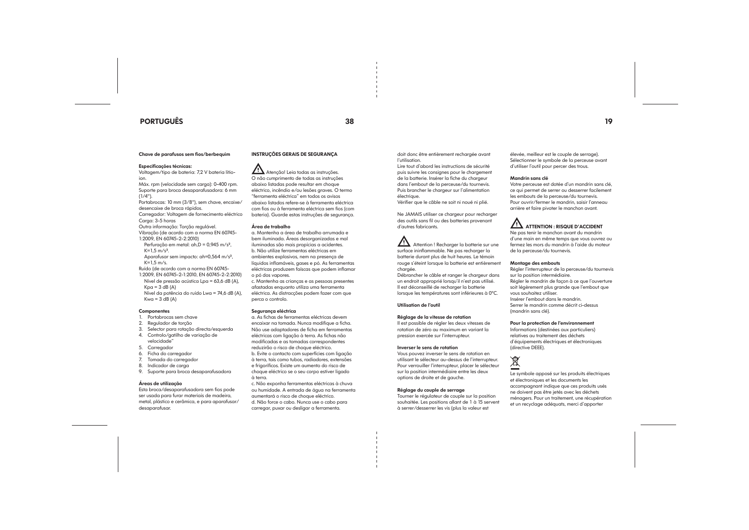## PORTUGUÊS

**Chave de parafusos sem fios/berbequim**

**Especificações técnicas:**
Voltagem/tipo de bateria: 7,2 V bateria lítio-ion.
Máx. rpm (velocidade sem carga): 0-400 rpm.
Suporte para broca desaparafusadora: 6 mm (1/4").
Portabrocas: 10 mm (3/8"), sem chave, encaixe/desencaixe de broca rápidos.
Carregador: Voltagem de fornecimento eléctrico
Carga: 3-5 horas
Outra informação: Torção regulável.
Vibração (de acordo com a norma EN 60745-1:2009, EN 60745-2-2:2010)
Perfuração em metal: ah,D = 0,945 m/s², K=1,5 m/s².
Aparafusar sem impacto: ah=0,564 m/s², K=1,5 m/s.
Ruído (de acordo com a norma EN 60745-1:2009, EN 60745-2-1:2010, EN 60745-2-2:2010)
Nível de pressão acústica Lpa = 63,6 dB (A), Kpa = 3 dB (A)
Nível da potência do ruído Lwa = 74,6 dB (A), Kwa = 3 dB (A)

**Componentes**
1. Portabrocas sem chave
2. Regulador de torção
3. Selector para rotação directa/esquerda
4. Controlo/gatilho de variação de velocidade"
5. Carregador
6. Ficha do carregador
7. Tomada do carregador
8. Indicador de carga
9. Suporte para broca desaparafusadora

**Áreas de utilização**
Esta broca/desaparafusadora sem fios pode ser usada para furar materiais de madeira, metal, plástico e cerâmica, e para aparafusar/desaparafusar.

**INSTRUÇÕES GERAIS DE SEGURANÇA**

⚠ Atenção! Leia todas as instruções. O não cumprimento de todas as instruções abaixo listadas pode resultar em choque eléctrico, incêndio e/ou lesões graves. O termo "ferramenta eléctrica" em todos os avisos abaixo listados refere-se à ferramenta eléctrica com fios ou à ferramenta eléctrica sem fios (com bateria). Guarde estas instruções de segurança.

**Área de trabalho**
a. Mantenha a área de trabalho arrumada e bem iluminada. Áreas desorganizadas e mal iluminadas são mais propícias a acidentes.
b. Não utilize ferramentas eléctricas em ambientes explosivos, nem na presença de líquidos inflamáveis, gases e pó. As ferramentas eléctricas produzem faíscas que podem inflamar o pó dos vapores.
c. Mantenha as crianças e as pessoas presentes afastadas enquanto utiliza uma ferramenta eléctrica. As distracções podem fazer com que perca o controlo.

**Segurança eléctrica**
a. As fichas de ferramentas eléctricas devem encaixar na tomada. Nunca modifique a ficha. Não use adaptadores de ficha em ferramentas eléctricas com ligação à terra. As fichas não modificadas e as tomadas correspondentes reduzirão o risco de choque eléctrico.
b. Evite o contacto com superfícies com ligação à terra, tais como tubos, radiadores, extensões e frigoríficos. Existe um aumento do risco de choque eléctrico se o seu corpo estiver ligado à terra.
c. Não exponha ferramentas eléctricas à chuva ou humidade. A entrada de água na ferramenta aumentará o risco de choque eléctrico.
d. Não force o cabo. Nunca use o cabo para carregar, puxar ou desligar a ferramenta.

doit donc être entièrement rechargée avant l'utilisation.
Lire tout d'abord les instructions de sécurité puis suivre les consignes pour le chargement de la batterie. Insérer la fiche du chargeur dans l'embout de la perceuse/du tournevis. Puis brancher le chargeur sur l'alimentation électrique.
Vérifier que le câble ne soit ni noué ni plié.

Ne JAMAIS utiliser ce chargeur pour recharger des outils sans fil ou des batteries provenant d'autres fabricants.

⚠ Attention ! Recharger la batterie sur une surface ininflammable. Ne pas recharger la batterie durant plus de huit heures. Le témoin rouge s'éteint lorsque la batterie est entièrement chargée.
Débrancher le câble et ranger le chargeur dans un endroit approprié lorsqu'il n'est pas utilisé. Il est déconseillé de recharger la batterie lorsque les températures sont inférieures à 0°C.

**Utilisation de l'outil**

**Réglage de la vitesse de rotation**
Il est possible de régler les deux vitesses de rotation de zéro au maximum en variant la pression exercée sur l'interrupteur.

**Inverser le sens de rotation**
Vous pouvez inverser le sens de rotation en utilisant le sélecteur au-dessus de l'interrupteur. Pour verrouiller l'interrupteur, placer le sélecteur sur la position intermédiaire entre les deux options de droite et de gauche.

**Réglage du couple de serrage**
Tourner le régulateur de couple sur la position souhaitée. Les positions allant de 1 à 15 servent à serrer/desserrer les vis (plus la valeur est élevée, meilleur est le couple de serrage). Sélectionner le symbole de la perceuse avant d'utiliser l'outil pour percer des trous.

**Mandrin sans clé**
Votre perceuse est dotée d'un mandrin sans clé, ce qui permet de serrer ou desserrer facilement les embouts de la perceuse/du tournevis. Pour ouvrir/fermer le mandrin, saisir l'anneau arrière et faire pivoter le manchon avant.

**⚠ ATTENTION : RISQUE D'ACCIDENT**
Ne pas tenir le manchon avant du mandrin d'une main en même temps que vous ouvrez ou fermez les mors du mandrin à l'aide du moteur de la perceuse/du tournevis.

**Montage des embouts**
Régler l'interrupteur de la perceuse/du tournevis sur la position intermédiaire.
Régler le mandrin de façon à ce que l'ouverture soit légèrement plus grande que l'embout que vous souhaitez utiliser.
Insérer l'embout dans le mandrin.
Serrer le mandrin comme décrit ci-dessus (mandrin sans clé).

**Pour la protection de l'environnement**
Informations (destinées aux particuliers) relatives au traitement des déchets d'équipements électriques et électroniques (directive DEEE).

Le symbole apposé sur les produits électriques et électroniques et les documents les accompagnant indique que ces produits usés ne doivent pas être jetés avec les déchets ménagers. Pour un traitement, une récupération et un recyclage adéquats, merci d'apporter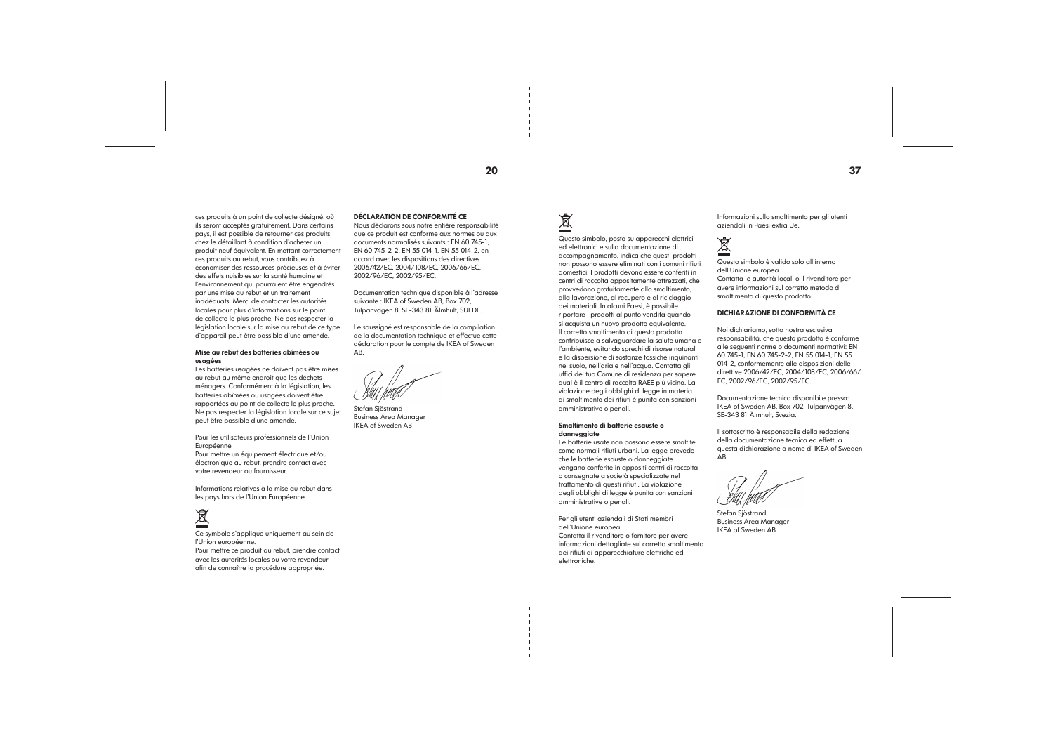ces produits à un point de collecte désigné, où ils seront acceptés gratuitement. Dans certains pays, il est possible de retourner ces produits chez le détaillant à condition d'acheter un produit neuf équivalent. En mettant correctement ces produits au rebut, vous contribuez à économiser des ressources précieuses et à éviter des effets nuisibles sur la santé humaine et l'environnement qui pourraient être engendrés par une mise au rebut et un traitement inadéquats. Merci de contacter les autorités locales pour plus d'informations sur le point de collecte le plus proche. Ne pas respecter la législation locale sur la mise au rebut de ce type d'appareil peut être passible d'une amende.

**Mise au rebut des batteries abîmées ou usagées**

Les batteries usagées ne doivent pas être mises au rebut au même endroit que les déchets ménagers. Conformément à la législation, les batteries abîmées ou usagées doivent être rapportées au point de collecte le plus proche. Ne pas respecter la législation locale sur ce sujet peut être passible d'une amende.

Pour les utilisateurs professionnels de l'Union Européenne

Pour mettre un équipement électrique et/ou électronique au rebut, prendre contact avec votre revendeur ou fournisseur.

Informations relatives à la mise au rebut dans les pays hors de l'Union Européenne.

Ce symbole s'applique uniquement au sein de l'Union européenne.

Pour mettre ce produit au rebut, prendre contact avec les autorités locales ou votre revendeur afin de connaître la procédure appropriée.

**DÉCLARATION DE CONFORMITÉ CE**

Nous déclarons sous notre entière responsabilité que ce produit est conforme aux normes ou aux documents normalisés suivants : EN 60 745-1, EN 60 745-2-2, EN 55 014-1, EN 55 014-2, en accord avec les dispositions des directives 2006/42/EC, 2004/108/EC, 2006/66/EC, 2002/96/EC, 2002/95/EC.

Documentation technique disponible à l'adresse suivante : IKEA of Sweden AB, Box 702, Tulpanvägen 8, SE-343 81 Älmhult, SUEDE.

Le soussigné est responsable de la compilation de la documentation technique et effectue cette déclaration pour le compte de IKEA of Sweden AB.

Stefan Sjöstrand
Business Area Manager
IKEA of Sweden AB

Questo simbolo, posto su apparecchi elettrici ed elettronici e sulla documentazione di accompagnamento, indica che questi prodotti non possono essere eliminati con i comuni rifiuti domestici. I prodotti devono essere conferiti in centri di raccolta appositamente attrezzati, che provvedono gratuitamente allo smaltimento, alla lavorazione, al recupero e al riciclaggio dei materiali. In alcuni Paesi, è possibile riportare i prodotti al punto vendita quando si acquista un nuovo prodotto equivalente. Il corretto smaltimento di questo prodotto contribuisce a salvaguardare la salute umana e l'ambiente, evitando sprechi di risorse naturali e la dispersione di sostanze tossiche inquinanti nel suolo, nell'aria e nell'acqua. Contatta gli uffici del tuo Comune di residenza per sapere qual è il centro di raccolta RAEE più vicino. La violazione degli obblighi di legge in materia di smaltimento dei rifiuti è punita con sanzioni amministrative o penali.

**Smaltimento di batterie esauste o danneggiate**

Le batterie usate non possono essere smaltite come normali rifiuti urbani. La legge prevede che le batterie esauste o danneggiate vengano conferite in appositi centri di raccolta o consegnate a società specializzate nel trattamento di questi rifiuti. La violazione degli obblighi di legge è punita con sanzioni amministrative o penali.

Per gli utenti aziendali di Stati membri dell'Unione europea.

Contatta il rivenditore o fornitore per avere informazioni dettagliate sul corretto smaltimento dei rifiuti di apparecchiature elettriche ed elettroniche.

Informazioni sullo smaltimento per gli utenti aziendali in Paesi extra Ue.

Questo simbolo è valido solo all'interno dell'Unione europea.

Contatta le autorità locali o il rivenditore per avere informazioni sul corretto metodo di smaltimento di questo prodotto.

**DICHIARAZIONE DI CONFORMITÀ CE**

Noi dichiariamo, sotto nostra esclusiva responsabilità, che questo prodotto è conforme alle seguenti norme o documenti normativi: EN 60 745-1, EN 60 745-2-2, EN 55 014-1, EN 55 014-2, conformemente alle disposizioni delle direttive 2006/42/EC, 2004/108/EC, 2006/66/EC, 2002/96/EC, 2002/95/EC.

Documentazione tecnica disponibile presso: IKEA of Sweden AB, Box 702, Tulpanvägen 8, SE-343 81 Älmhult, Svezia.

Il sottoscritto è responsabile della redazione della documentazione tecnica ed effettua questa dichiarazione a nome di IKEA of Sweden AB.

Stefan Sjöstrand
Business Area Manager
IKEA of Sweden AB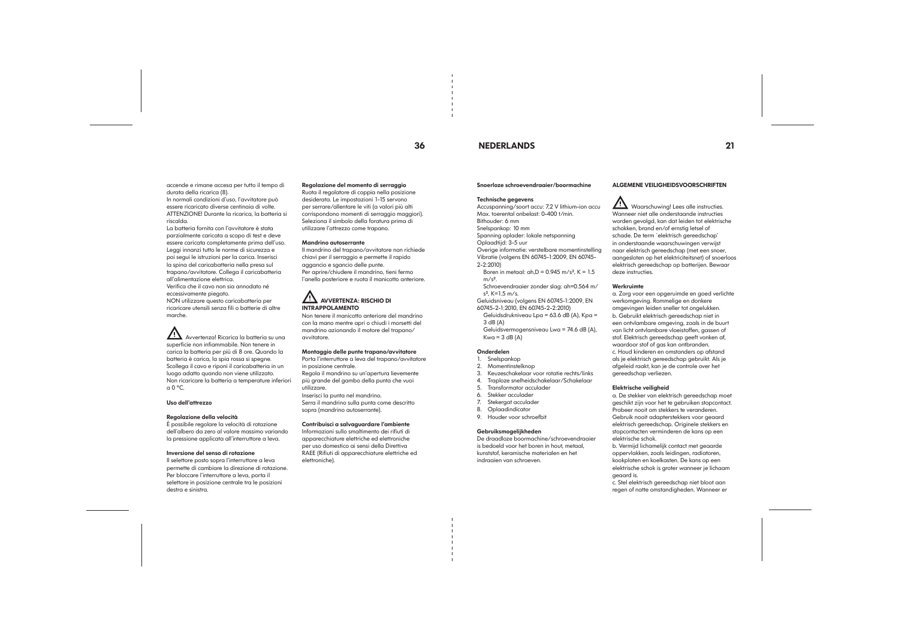accende e rimane accesa per tutto il tempo di durata della ricarica (8).
In normali condizioni d'uso, l'avvitatore può essere ricaricato diverse centinaia di volte.
ATTENZIONE! Durante la ricarica, la batteria si riscalda.
La batteria fornita con l'avvitatore è stata parzialmente caricata a scopo di test e deve essere caricata completamente prima dell'uso.
Leggi innanzi tutto le norme di sicurezza e poi segui le istruzioni per la carica. Inserisci la spina del caricabatteria nella presa sul trapano/avvitatore. Collega il caricabatteria all'alimentazione elettrica.
Verifica che il cavo non sia annodato né eccessivamente piegato.
NON utilizzare questo caricabatteria per ricaricare utensili senza fili o batterie di altre marche.

⚠ Avvertenza! Ricarica la batteria su una superficie non infiammabile. Non tenere in carica la batteria per più di 8 ore. Quando la batteria è carica, la spia rossa si spegne. Scollega il cavo e riponi il caricabatteria in un luogo adatto quando non viene utilizzato. Non ricaricare la batteria a temperature inferiori a 0 °C.

**Uso dell'attrezzo**

**Regolazione della velocità**
È possibile regolare la velocità di rotazione dell'albero da zero al valore massimo variando la pressione applicata all'interruttore a leva.

**Inversione del senso di rotazione**
Il selettore posto sopra l'interruttore a leva permette di cambiare la direzione di rotazione. Per bloccare l'interruttore a leva, porta il selettore in posizione centrale tra le posizioni destra e sinistra.

**Regolazione del momento di serraggio**
Ruota il regolatore di coppia nella posizione desiderata. Le impostazioni 1-15 servono per serrare/allentare le viti (a valori più alti corrispondono momenti di serraggio maggiori). Seleziona il simbolo della foratura prima di utilizzare l'attrezzo come trapano.

**Mandrino autoserrante**
Il mandrino del trapano/avvitatore non richiede chiavi per il serraggio e permette il rapido aggancio e sgancio delle punte.
Per aprire/chiudere il mandrino, tieni fermo l'anello posteriore e ruota il manicotto anteriore.

**⚠ AVVERTENZA: RISCHIO DI INTRAPPOLAMENTO**
Non tenere il manicotto anteriore del mandrino con la mano mentre apri o chiudi i morsetti del mandrino azionando il motore del trapano/avvitatore.

**Montaggio delle punte trapano/avvitatore**
Porta l'interruttore a leva del trapano/avvitatore in posizione centrale.
Regola il mandrino su un'apertura lievemente più grande del gambo della punta che vuoi utilizzare.
Inserisci la punta nel mandrino.
Serra il mandrino sulla punta come descritto sopra (mandrino autoserrante).

**Contribuisci a salvaguardare l'ambiente**
Informazioni sullo smaltimento dei rifiuti di apparecchiature elettriche ed elettroniche per uso domestico ai sensi della Direttiva RAEE (Rifiuti di apparecchiature elettriche ed elettroniche).

## NEDERLANDS

**Snoerloze schroevendraaier/boormachine**

**Technische gegevens**
Accuspanning/soort accu: 7,2 V lithium-ion accu
Max. toerental onbelast: 0-400 t/min.
Bithouder: 6 mm
Snelspankop: 10 mm
Spanning oplader: lokale netspanning
Oplaadtijd: 3-5 uur
Overige informatie: verstelbare momentinstelling
Vibratie (volgens EN 60745-1:2009, EN 60745-2-2:2010)
Boren in metaal: ah,D = 0.945 m/s², K = 1.5 m/s².
Schroevendraaier zonder slag: ah=0.564 m/s², K=1.5 m/s.
Geluidsniveau (volgens EN 60745-1:2009, EN 60745-2-1:2010, EN 60745-2-2:2010)
Geluidsdrukniveau Lpa = 63.6 dB (A), Kpa = 3 dB (A)
Geluidsvermogensniveau Lwa = 74.6 dB (A), Kwa = 3 dB (A)

**Onderdelen**
1. Snelspankop
2. Momentinstelknop
3. Keuzeschakelaar voor rotatie rechts/links
4. Traploze snelheidschakelaar/Schakelaar
5. Transformator acculader
6. Stekker acculader
7. Stekergat acculader
8. Oplaadindicator
9. Houder voor schroefbit

**Gebruiksmogelijkheden**
De draadloze boormachine/schroevendraaier is bedoeld voor het boren in hout, metaal, kunststof, keramische materialen en het indraaien van schroeven.

**ALGEMENE VEILIGHEIDSVOORSCHRIFTEN**

⚠ Waarschuwing! Lees alle instructies. Wanneer niet alle onderstaande instructies worden gevolgd, kan dat leiden tot elektrische schokken, brand en/of ernstig letsel of schade. De term `elektrisch gereedschap` in onderstaande waarschuwingen verwijst naar elektrisch gereedschap (met een snoer, aangesloten op het elektriciteitsnet) of snoerloos elektrisch gereedschap op batterijen. Bewaar deze instructies.

**Werkruimte**
a. Zorg voor een opgeruimde en goed verlichte werkomgeving. Rommelige en donkere omgevingen leiden sneller tot ongelukken.
b. Gebruikt elektrisch gereedschap niet in een ontvlambare omgeving, zoals in de buurt van licht ontvlambare vloeistoffen, gassen of stof. Elektrisch gereedschap geeft vonken af, waardoor stof of gas kan ontbranden.
c. Houd kinderen en omstanders op afstand als je elektrisch gereedschap gebruikt. Als je afgeleid raakt, kan je de controle over het gereedschap verliezen.

**Elektrische veiligheid**
a. De stekker van elektrisch gereedschap moet geschikt zijn voor het te gebruiken stopcontact. Probeer nooit om stekkers te veranderen. Gebruik nooit adapterstekkers voor geaard elektrisch gereedschap. Originele stekkers en stopcontacten verminderen de kans op een elektrische schok.
b. Vermijd lichamelijk contact met geaarde oppervlakken, zoals leidingen, radiatoren, kookplaten en koelkasten. De kans op een elektrische schok is groter wanneer je lichaam geaard is.
c. Stel elektrisch gereedschap niet bloot aan regen of natte omstandigheden. Wanneer er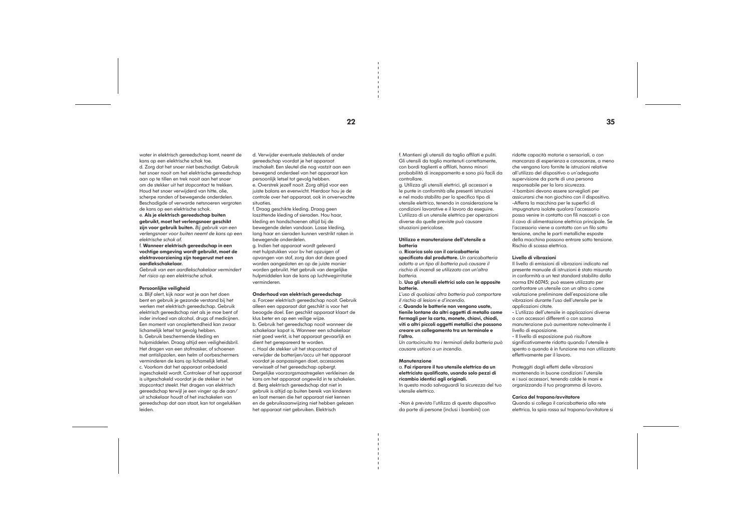water in elektrisch gereedschap komt, neemt de kans op een elektrische schok toe.

d. Zorg dat het snoer niet beschadigt. Gebruik het snoer nooit om het elektrische gereedschap aan op te tillen en trek nooit aan het snoer om de stekker uit het stopcontact te trekken. Houd het snoer verwijderd van hitte, olie, scherpe randen of bewegende onderdelen. Beschadigde of verwarde netsnoeren vergroten de kans op een elektrische schok.

e. **Als je elektrisch gereedschap buiten gebruikt, moet het verlengsnoer geschikt zijn voor gebruik buiten.** *Bij gebruik van een verlengsnoer voor buiten neemt de kans op een elektrische schok af.*

f. **Wanneer elektrisch gereedschap in een vochtige omgeving wordt gebruikt, moet de elektravoorziening zijn toegerust met een aardlekschakelaar.**

*Gebruik van een aardlekschakelaar vermindert het risico op een elektrische schok.*

**Persoonlijke veiligheid**

a. Blijf alert, kijk naar wat je aan het doen bent en gebruik je gezonde verstand bij het werken met elektrisch gereedschap. Gebruik elektrisch gereedschap niet als je moe bent of inder invloed van alcohol, drugs of medicijnen. Een moment van onoplettendheid kan zwaar lichamelijk letsel tot gevolg hebben.

b. Gebruik beschermende kleding en hulpmiddelen. Draag altijd een veiligheidsbril. Het dragen van een stofmasker, of schoenen met antislipzolen, een helm of oorbeschermers verminderen de kans op lichamelijk letsel.

c. Voorkom dat het apparaat onbedoeld ingeschakeld wordt. Controleer of het apparaat is uitgeschakeld voordat je de stekker in het stopcontact steekt. Het dragen van elektrisch gereedschap terwijl je een vinger op de aan/uit schakelaar houdt of het inschakelen van gereedschap dat aan staat, kan tot ongelukken leiden.

d. Verwijder eventuele stelsleutels of ander gereedschap voordat je het apparaat inschakelt. Een sleutel die nog vastzit aan een bewegend onderdeel van het apparaat kan persoonlijk letsel tot gevolg hebben.

e. Overstrek jezelf nooit. Zorg altijd voor een juiste balans en evenwicht. Hierdoor hou je de controle over het apparaat, ook in onverwachte situaties.

f. Draag geschikte kleding. Draag geen loszittende kleding of sieraden. Hou haar, kleding en handschoenen altijd bij de bewegende delen vandaan. Losse kleding, lang haar en sieraden kunnen verstrikt raken in bewegende onderdelen.

g. Indien het apparaat wordt geleverd met hulpstukken voor bv het opzuigen of opvangen van stof, zorg dan dat deze goed worden aangesloten en op de juiste manier worden gebruikt. Het gebruik van dergelijke hulpmiddelen kan de kans op luchtwegirritatie verminderen.

**Onderhoud van elektrisch gereedschap**

a. Forceer elektrisch gereedschap nooit. Gebruik alleen een apparaat dat geschikt is voor het beoogde doel. Een geschikt apparaat klaart de klus beter en op een veilige wijze.

b. Gebruik het gereedschap nooit wanneer de schakelaar kapot is. Wanneer een schakelaar niet goed werkt, is het apparaat gevaarlijk en dient het gerepareerd te worden.

c. Haal de stekker uit het stopcontact of verwijder de batterijen/accu uit het apparaat voordat je aanpassingen doet, accessoires verwisselt of het gereedschap opbergt. Dergelijke voorzorgsmaatregelen verkleinen de kans om het apparaat ongewild in te schakelen.

d. Berg elektrisch gereedschap dat niet in gebruik is altijd op buiten bereik van kinderen en laat mensen die het apparaat niet kennen en de gebruiksaanwijzing niet hebben gelezen het apparaat niet gebruiken. Elektrisch

f. Mantieni gli utensili da taglio affilati e puliti. Gli utensili da taglio mantenuti correttamente, con bordi taglienti e affilati, hanno minori probabilità di inceppamento e sono più facili da controllare.

g. Utilizza gli utensili elettrici, gli accessori e le punte in conformità alle presenti istruzioni e nel modo stabilito per lo specifico tipo di utensile elettrico, tenendo in considerazione le condizioni lavorative e il lavoro da eseguire. L'utilizzo di un utensile elettrico per operazioni diverse da quelle previste può causare situazioni pericolose.

**Utilizzo e manutenzione dell'utensile a batteria**

a. **Ricarica solo con il caricabatteria specificato dal produttore.** *Un caricabatteria adatto a un tipo di batteria può causare il rischio di incendi se utilizzato con un'altra batteria.*

b. **Usa gli utensili elettrici solo con le apposite batterie.**

*L'uso di qualsiasi altra batteria può comportare il rischio di lesioni e d'incendio.*

c. **Quando le batterie non vengono usate, tienile lontane da altri oggetti di metallo come fermagli per la carta, monete, chiavi, chiodi, viti o altri piccoli oggetti metallici che possono creare un collegamento tra un terminale e l'altro.**

*Un cortocircuito tra i terminali della batteria può causare ustioni o un incendio.*

**Manutenzione**

a. **Fai riparare il tuo utensile elettrico da un elettricista qualificato, usando solo pezzi di ricambio identici agli originali.**

In questo modo salvaguardi la sicurezza del tuo utensile elettrico.

-Non è previsto l'utilizzo di questo dispositivo da parte di persone (inclusi i bambini) con ridotte capacità motorie o sensoriali, o con mancanza di esperienza e conoscenze, a meno che vengano loro fornite le istruzioni relative all'utilizzo del dispositivo o un'adeguata supervisione da parte di una persona responsabile per la loro sicurezza.

-I bambini devono essere sorvegliati per assicurarsi che non giochino con il dispositivo.

-Afferra la macchina per le superfici di impugnatura isolate qualora l'accessorio possa venire in contatto con fili nascosti o con il cavo di alimentazione elettrica principale. Se l'accessorio viene a contatto con un filo sotto tensione, anche le parti metalliche esposte della macchina possono entrare sotto tensione. Rischio di scossa elettrica.

**Livello di vibrazioni**

Il livello di emissioni di vibrazioni indicato nel presente manuale di istruzioni è stato misurato in conformità a un test standard stabilito dalla norma EN 60745; può essere utilizzato per confrontare un utensile con un altro o come valutazione preliminare dell'esposizione alle vibrazioni durante l'uso dell'utensile per le applicazioni citate.

– L'utilizzo dell'utensile in applicazioni diverse o con accessori differenti o con scarsa manutenzione può aumentare notevolmente il livello di esposizione.

– Il livello di esposizione può risultare significativamente ridotto quando l'utensile è spento o quando è in funzione ma non utilizzato effettivamente per il lavoro.

Proteggiti dagli effetti delle vibrazioni mantenendo in buone condizioni l'utensile e i suoi accessori, tenendo calde le mani e organizzando il tuo programma di lavoro.

**Carica del trapano/avvitatore**

Quando si collega il caricabatteria alla rete elettrica, la spia rossa sul trapano/avvitatore si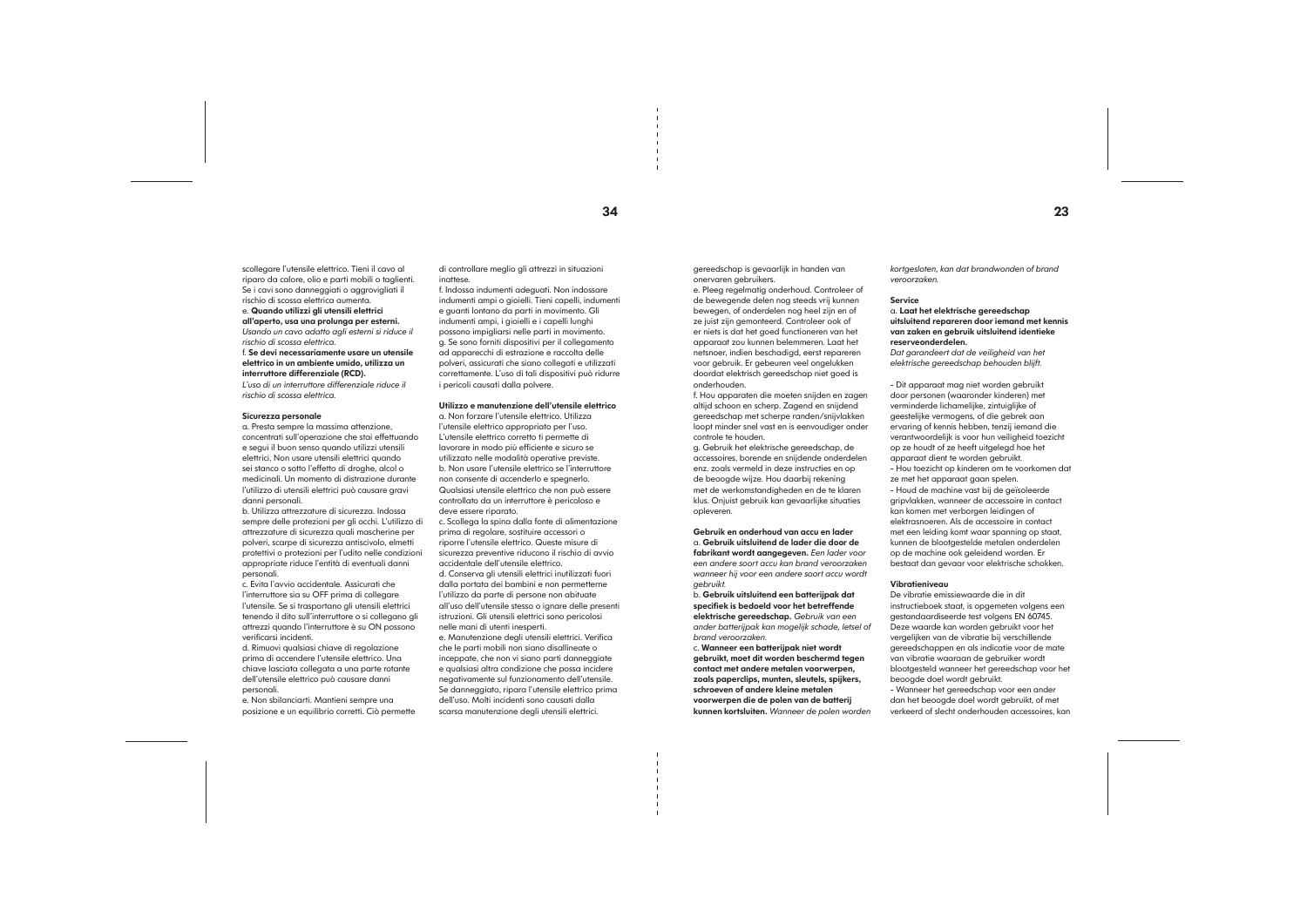scollegare l'utensile elettrico. Tieni il cavo al riparo da calore, olio e parti mobili o taglienti. Se i cavi sono danneggiati o aggrovigliati il rischio di scossa elettrica aumenta.

e. **Quando utilizzi gli utensili elettrici all'aperto, usa una prolunga per esterni.** *Usando un cavo adatto agli esterni si riduce il rischio di scossa elettrica.*

f. **Se devi necessariamente usare un utensile elettrico in un ambiente umido, utilizza un interruttore differenziale (RCD).** *L'uso di un interruttore differenziale riduce il rischio di scossa elettrica.*

**Sicurezza personale**

a. Presta sempre la massima attenzione, concentrati sull'operazione che stai effettuando e segui il buon senso quando utilizzi utensili elettrici. Non usare utensili elettrici quando sei stanco o sotto l'effetto di droghe, alcol o medicinali. Un momento di distrazione durante l'utilizzo di utensili elettrici può causare gravi danni personali.

b. Utilizza attrezzature di sicurezza. Indossa sempre delle protezioni per gli occhi. L'utilizzo di attrezzature di sicurezza quali mascherine per polveri, scarpe di sicurezza antiscivolo, elmetti protettivi o protezioni per l'udito nelle condizioni appropriate riduce l'entità di eventuali danni personali.

c. Evita l'avvio accidentale. Assicurati che l'interruttore sia su OFF prima di collegare l'utensile. Se si trasportano gli utensili elettrici tenendo il dito sull'interruttore o si collegano gli attrezzi quando l'interruttore è su ON possono verificarsi incidenti.

d. Rimuovi qualsiasi chiave di regolazione prima di accendere l'utensile elettrico. Una chiave lasciata collegata a una parte rotante dell'utensile elettrico può causare danni personali.

e. Non sbilanciarti. Mantieni sempre una posizione e un equilibrio corretti. Ciò permette di controllare meglio gli attrezzi in situazioni inattese.

f. Indossa indumenti adeguati. Non indossare indumenti ampi o gioielli. Tieni capelli, indumenti e guanti lontano da parti in movimento. Gli indumenti ampi, i gioielli e i capelli lunghi possono impigliarsi nelle parti in movimento.

g. Se sono forniti dispositivi per il collegamento ad apparecchi di estrazione e raccolta delle polveri, assicurati che siano collegati e utilizzati correttamente. L'uso di tali dispositivi può ridurre i pericoli causati dalla polvere.

**Utilizzo e manutenzione dell'utensile elettrico**

a. Non forzare l'utensile elettrico. Utilizza l'utensile elettrico appropriato per l'uso. L'utensile elettrico corretto ti permette di lavorare in modo più efficiente e sicuro se utilizzato nelle modalità operative previste.

b. Non usare l'utensile elettrico se l'interruttore non consente di accenderlo e spegnerlo. Qualsiasi utensile elettrico che non può essere controllato da un interruttore è pericoloso e deve essere riparato.

c. Scollega la spina dalla fonte di alimentazione prima di regolare, sostituire accessori o riporre l'utensile elettrico. Queste misure di sicurezza preventive riducono il rischio di avvio accidentale dell'utensile elettrico.

d. Conserva gli utensili elettrici inutilizzati fuori dalla portata dei bambini e non permetterne l'utilizzo da parte di persone non abituate all'uso dell'utensile stesso o ignare delle presenti istruzioni. Gli utensili elettrici sono pericolosi nelle mani di utenti inesperti.

e. Manutenzione degli utensili elettrici. Verifica che le parti mobili non siano disallineate o inceppate, che non vi siano parti danneggiate e qualsiasi altra condizione che possa incidere negativamente sul funzionamento dell'utensile. Se danneggiato, ripara l'utensile elettrico prima dell'uso. Molti incidenti sono causati dalla scarsa manutenzione degli utensili elettrici.

gereedschap is gevaarlijk in handen van onervaren gebruikers.

e. Pleeg regelmatig onderhoud. Controleer of de bewegende delen nog steeds vrij kunnen bewegen, of onderdelen nog heel zijn en of ze juist zijn gemonteerd. Controleer ook of er niets is dat het goed functioneren van het apparaat zou kunnen belemmeren. Laat het netsnoer, indien beschadigd, eerst repareren voor gebruik. Er gebeuren veel ongelukken doordat elektrisch gereedschap niet goed is onderhouden.

f. Hou apparaten die moeten snijden en zagen altijd schoon en scherp. Zagend en snijdend gereedschap met scherpe randen/snijvlakken loopt minder snel vast en is eenvoudiger onder controle te houden.

g. Gebruik het elektrische gereedschap, de accessoires, borende en snijdende onderdelen enz. zoals vermeld in deze instructies en op de beoogde wijze. Hou daarbij rekening met de werkomstandigheden en de te klaren klus. Onjuist gebruik kan gevaarlijke situaties opleveren.

**Gebruik en onderhoud van accu en lader**

a. **Gebruik uitsluitend de lader die door de fabrikant wordt aangegeven.** *Een lader voor een andere soort accu kan brand veroorzaken wanneer hij voor een andere soort accu wordt gebruikt.*

b. **Gebruik uitsluitend een batterijpak dat specifiek is bedoeld voor het betreffende elektrische gereedschap.** *Gebruik van een ander batterijpak kan mogelijk schade, letsel of brand veroorzaken.*

c. **Wanneer een batterijpak niet wordt gebruikt, moet dit worden beschermd tegen contact met andere metalen voorwerpen, zoals paperclips, munten, sleutels, spijkers, schroeven of andere kleine metalen voorwerpen die de polen van de batterij kunnen kortsluiten.** *Wanneer de polen worden kortgesloten, kan dat brandwonden of brand veroorzaken.*

**Service**

a. **Laat het elektrische gereedschap uitsluitend repareren door iemand met kennis van zaken en gebruik uitsluitend identieke reserveonderdelen.** *Dat garandeert dat de veiligheid van het elektrische gereedschap behouden blijft.*

- Dit apparaat mag niet worden gebruikt door personen (waaronder kinderen) met verminderde lichamelijke, zintuiglijke of geestelijke vermogens, of die gebrek aan ervaring of kennis hebben, tenzij iemand die verantwoordelijk is voor hun veiligheid toezicht op ze houdt of ze heeft uitgelegd hoe het apparaat dient te worden gebruikt.
- Hou toezicht op kinderen om te voorkomen dat ze met het apparaat gaan spelen.
- Houd de machine vast bij de geïsoleerde gripvlakken, wanneer de accessoire in contact kan komen met verborgen leidingen of elektrasnoeren. Als de accessoire in contact met een leiding komt waar spanning op staat, kunnen de blootgestelde metalen onderdelen op de machine ook geleidend worden. Er bestaat dan gevaar voor elektrische schokken.

**Vibratieniveau**

De vibratie emissiewaarde die in dit instructieboek staat, is opgemeten volgens een gestandaardiseerde test volgens EN 60745. Deze waarde kan worden gebruikt voor het vergelijken van de vibratie bij verschillende gereedschappen en als indicatie voor de mate van vibratie waaraan de gebruiker wordt blootgesteld wanneer het gereedschap voor het beoogde doel wordt gebruikt.

- Wanneer het gereedschap voor een ander dan het beoogde doel wordt gebruikt, of met verkeerd of slecht onderhouden accessoires, kan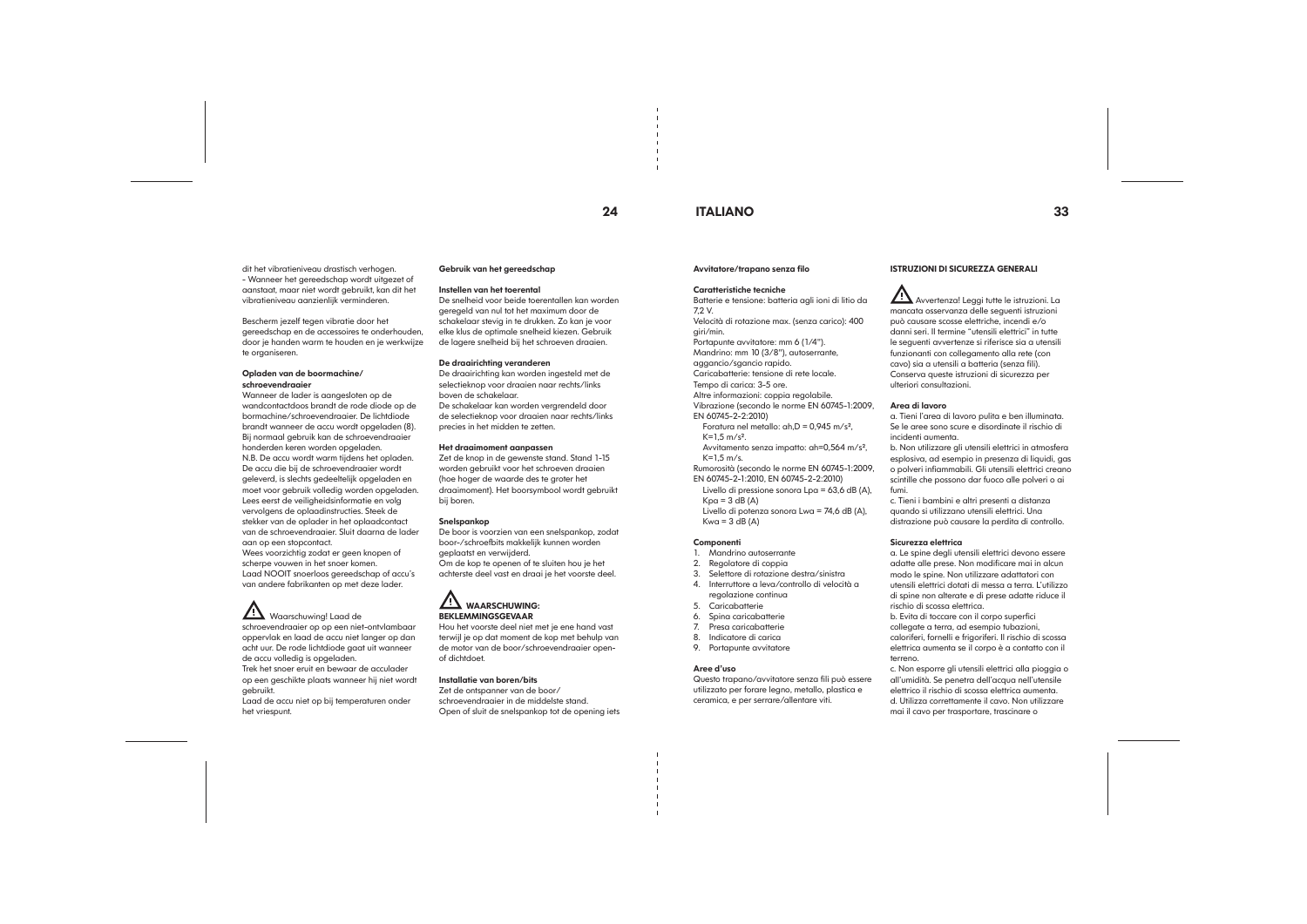dit het vibratieniveau drastisch verhogen.
– Wanneer het gereedschap wordt uitgezet of aanstaat, maar niet wordt gebruikt, kan dit het vibratieniveau aanzienlijk verminderen.

Bescherm jezelf tegen vibratie door het gereedschap en de accessoires te onderhouden, door je handen warm te houden en je werkwijze te organiseren.

**Opladen van de boormachine/ schroevendraaier**

Wanneer de lader is aangesloten op de wandcontactdoos brandt de rode diode op de bormachine/schroevendraaier. De lichtdiode brandt wanneer de accu wordt opgeladen (8). Bij normaal gebruik kan de schroevendraaier honderden keren worden opgeladen.
N.B. De accu wordt warm tijdens het opladen. De accu die bij de schroevendraaier wordt geleverd, is slechts gedeeltelijk opgeladen en moet voor gebruik volledig worden opgeladen. Lees eerst de veiligheidsinformatie en volg vervolgens de oplaadinstructies. Steek de stekker van de oplader in het oplaadcontact van de schroevendraaier. Sluit daarna de lader aan op een stopcontact.
Wees voorzichtig zodat er geen knopen of scherpe vouwen in het snoer komen.
Laad NOOIT snoerloos gereedschap of accu's van andere fabrikanten op met deze lader.

⚠ Waarschuwing! Laad de schroevendraaier op op een niet-ontvlambaar oppervlak en laad de accu niet langer op dan acht uur. De rode lichtdiode gaat uit wanneer de accu volledig is opgeladen.
Trek het snoer eruit en bewaar de acculader op een geschikte plaats wanneer hij niet wordt gebruikt.
Laad de accu niet op bij temperaturen onder het vriespunt.

**Gebruik van het gereedschap**

**Instellen van het toerental**

De snelheid voor beide toerentallen kan worden geregeld van nul tot het maximum door de schakelaar stevig in te drukken. Zo kan je voor elke klus de optimale snelheid kiezen. Gebruik de lagere snelheid bij het schroeven draaien.

**De draairichting veranderen**

De draairichting kan worden ingesteld met de selectieknop voor draaien naar rechts/links boven de schakelaar.
De schakelaar kan worden vergrendeld door de selectieknop voor draaien naar rechts/links precies in het midden te zetten.

**Het draaimoment aanpassen**

Zet de knop in de gewenste stand. Stand 1-15 worden gebruikt voor het schroeven draaien (hoe hoger de waarde des te groter het draaimoment). Het boorsymbool wordt gebruikt bij boren.

**Snelspankop**

De boor is voorzien van een snelspankop, zodat boor-/schroefbits makkelijk kunnen worden geplaatst en verwijderd.
Om de kop te openen of te sluiten hou je het achterste deel vast en draai je het voorste deel.

⚠ **WAARSCHUWING: BEKLEMMINGSGEVAAR**

Hou het voorste deel niet met je ene hand vast terwijl je op dat moment de kop met behulp van de motor van de boor/schroevendraaier open- of dichtdoet.

**Installatie van boren/bits**

Zet de ontspanner van de boor/ schroevendraaier in de middelste stand.
Open of sluit de snelspankop tot de opening iets

## ITALIANO

**Avvitatore/trapano senza filo**

**Caratteristiche tecniche**

Batterie e tensione: batteria agli ioni di litio da 7,2 V.
Velocità di rotazione max. (senza carico): 400 giri/min.
Portapunte avvitatore: mm 6 (1/4").
Mandrino: mm 10 (3/8"), autoserrante, aggancio/sgancio rapido.
Caricabatterie: tensione di rete locale.
Tempo di carica: 3-5 ore.
Altre informazioni: coppia regolabile.
Vibrazione (secondo le norme EN 60745-1:2009, EN 60745-2-2:2010)
Foratura nel metallo: ah,D = 0,945 m/s², K=1,5 m/s².
Avvitamento senza impatto: ah=0,564 m/s², K=1,5 m/s.
Rumorosità (secondo le norme EN 60745-1:2009, EN 60745-2-1:2010, EN 60745-2-2:2010)
Livello di pressione sonora Lpa = 63,6 dB (A), Kpa = 3 dB (A)
Livello di potenza sonora Lwa = 74,6 dB (A), Kwa = 3 dB (A)

**Componenti**

1. Mandrino autoserrante
2. Regolatore di coppia
3. Selettore di rotazione destra/sinistra
4. Interruttore a leva/controllo di velocità a regolazione continua
5. Caricabatterie
6. Spina caricabatterie
7. Presa caricabatterie
8. Indicatore di carica
9. Portapunte avvitatore

**Aree d'uso**

Questo trapano/avvitatore senza fili può essere utilizzato per forare legno, metallo, plastica e ceramica, e per serrare/allentare viti.

**ISTRUZIONI DI SICUREZZA GENERALI**

⚠ Avvertenza! Leggi tutte le istruzioni. La mancata osservanza delle seguenti istruzioni può causare scosse elettriche, incendi e/o danni seri. Il termine "utensili elettrici" in tutte le seguenti avvertenze si riferisce sia a utensili funzionanti con collegamento alla rete (con cavo) sia a utensili a batteria (senza fili). Conserva queste istruzioni di sicurezza per ulteriori consultazioni.

**Area di lavoro**

a. Tieni l'area di lavoro pulita e ben illuminata. Se le aree sono scure e disordinate il rischio di incidenti aumenta.
b. Non utilizzare gli utensili elettrici in atmosfera esplosiva, ad esempio in presenza di liquidi, gas o polveri infiammabili. Gli utensili elettrici creano scintille che possono dar fuoco alle polveri o ai fumi.
c. Tieni i bambini e altri presenti a distanza quando si utilizzano utensili elettrici. Una distrazione può causare la perdita di controllo.

**Sicurezza elettrica**

a. Le spine degli utensili elettrici devono essere adatte alle prese. Non modificare mai in alcun modo le spine. Non utilizzare adattatori con utensili elettrici dotati di messa a terra. L'utilizzo di spine non alterate e di prese adatte riduce il rischio di scossa elettrica.
b. Evita di toccare con il corpo superfici collegate a terra, ad esempio tubazioni, caloriferi, fornelli e frigoriferi. Il rischio di scossa elettrica aumenta se il corpo è a contatto con il terreno.
c. Non esporre gli utensili elettrici alla pioggia o all'umidità. Se penetra dell'acqua nell'utensile elettrico il rischio di scossa elettrica aumenta.
d. Utilizza correttamente il cavo. Non utilizzare mai il cavo per trasportare, trascinare o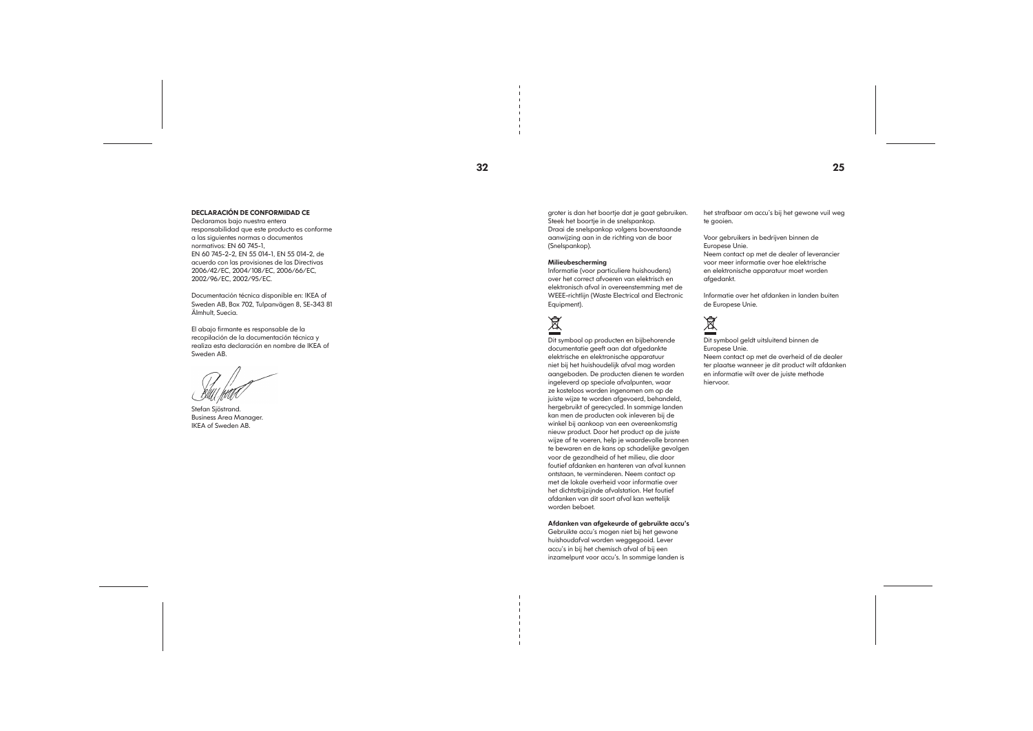**DECLARACIÓN DE CONFORMIDAD CE**

Declaramos bajo nuestra entera responsabilidad que este producto es conforme a las siguientes normas o documentos normativos: EN 60 745-1, EN 60 745-2-2, EN 55 014-1, EN 55 014-2, de acuerdo con las provisiones de las Directivas 2006/42/EC, 2004/108/EC, 2006/66/EC, 2002/96/EC, 2002/95/EC.

Documentación técnica disponible en: IKEA of Sweden AB, Box 702, Tulpanvägen 8, SE-343 81 Älmhult, Suecia.

El abajo firmante es responsable de la recopilación de la documentación técnica y realiza esta declaración en nombre de IKEA of Sweden AB.

Stefan Sjöstrand.
Business Area Manager.
IKEA of Sweden AB.

groter is dan het boortje dat je gaat gebruiken. Steek het boortje in de snelspankop. Draai de snelspankop volgens bovenstaande aanwijzing aan in de richting van de boor (Snelspankop).

**Milieubescherming**

Informatie (voor particuliere huishoudens) over het correct afvoeren van elektrisch en elektronisch afval in overeenstemming met de WEEE-richtlijn (Waste Electrical and Electronic Equipment).

Dit symbool op producten en bijbehorende documentatie geeft aan dat afgedankte elektrische en elektronische apparatuur niet bij het huishoudelijk afval mag worden aangeboden. De producten dienen te worden ingeleverd op speciale afvalpunten, waar ze kosteloos worden ingenomen om op de juiste wijze te worden afgevoerd, behandeld, hergebruikt of gerecycled. In sommige landen kan men de producten ook inleveren bij de winkel bij aankoop van een overeenkomstig nieuw product. Door het product op de juiste wijze af te voeren, help je waardevolle bronnen te bewaren en de kans op schadelijke gevolgen voor de gezondheid of het milieu, die door foutief afdanken en hanteren van afval kunnen ontstaan, te verminderen. Neem contact op met de lokale overheid voor informatie over het dichtstbijzijnde afvalstation. Het foutief afdanken van dit soort afval kan wettelijk worden beboet.

**Afdanken van afgekeurde of gebruikte accu's**

Gebruikte accu's mogen niet bij het gewone huishoudafval worden weggegooid. Lever accu's in bij het chemisch afval of bij een inzamelpunt voor accu's. In sommige landen is het strafbaar om accu's bij het gewone vuil weg te gooien.

Voor gebruikers in bedrijven binnen de Europese Unie.
Neem contact op met de dealer of leverancier voor meer informatie over hoe elektrische en elektronische apparatuur moet worden afgedankt.

Informatie over het afdanken in landen buiten de Europese Unie.

Dit symbool geldt uitsluitend binnen de Europese Unie.
Neem contact op met de overheid of de dealer ter plaatse wanneer je dit product wilt afdanken en informatie wilt over de juiste methode hiervoor.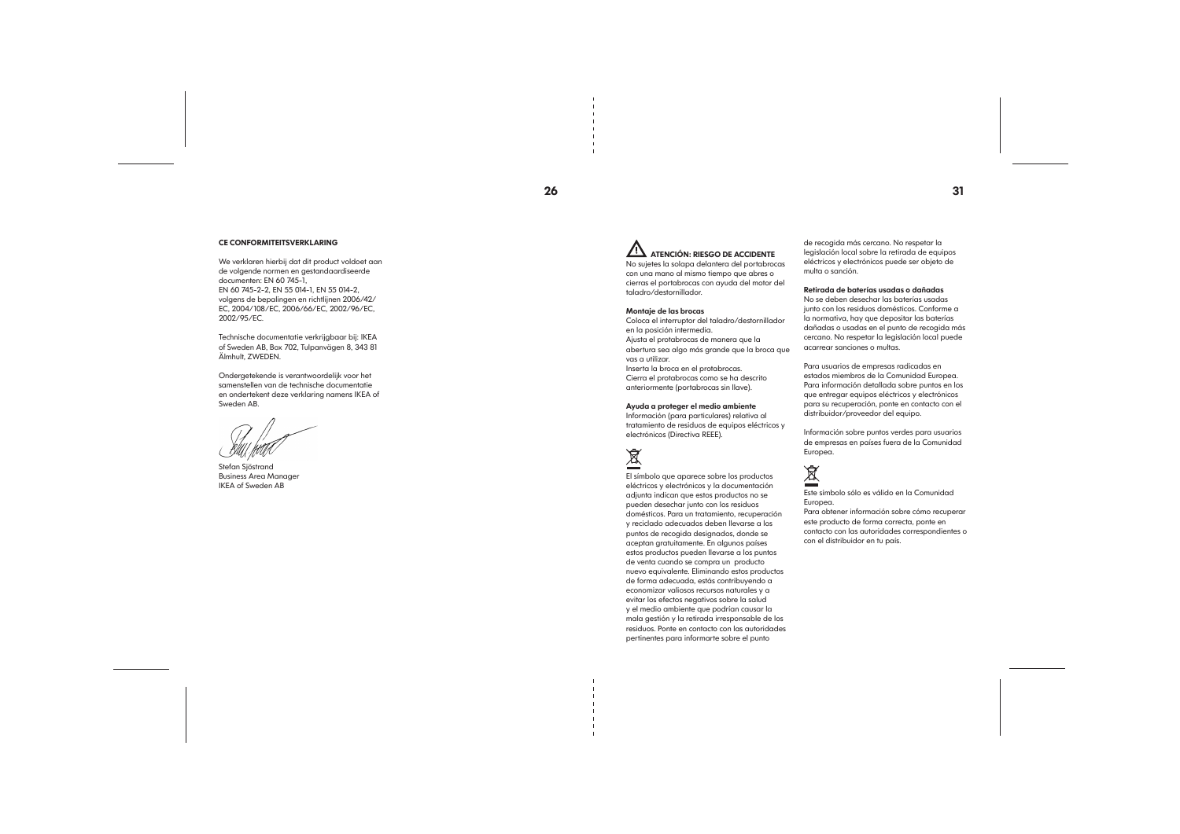**CE CONFORMITEITSVERKLARING**

We verklaren hierbij dat dit product voldoet aan de volgende normen en gestandaardiseerde documenten: EN 60 745-1, EN 60 745-2-2, EN 55 014-1, EN 55 014-2, volgens de bepalingen en richtlijnen 2006/42/EC, 2004/108/EC, 2006/66/EC, 2002/96/EC, 2002/95/EC.

Technische documentatie verkrijgbaar bij: IKEA of Sweden AB, Box 702, Tulpanvägen 8, 343 81 Älmhult, ZWEDEN.

Ondergetekende is verantwoordelijk voor het samenstellen van de technische documentatie en ondertekent deze verklaring namens IKEA of Sweden AB.

Stefan Sjöstrand
Business Area Manager
IKEA of Sweden AB

**ATENCIÓN: RIESGO DE ACCIDENTE**
No sujetes la solapa delantera del portabrocas con una mano al mismo tiempo que abres o cierras el portabrocas con ayuda del motor del taladro/destornillador.

**Montaje de las brocas**
Coloca el interruptor del taladro/destornillador en la posición intermedia.
Ajusta el protabrocas de manera que la abertura sea algo más grande que la broca que vas a utilizar.
Inserta la broca en el protabrocas.
Cierra el protabrocas como se ha descrito anteriormente (portabrocas sin llave).

**Ayuda a proteger el medio ambiente**
Información (para particulares) relativa al tratamiento de residuos de equipos eléctricos y electrónicos (Directiva REEE).

El símbolo que aparece sobre los productos eléctricos y electrónicos y la documentación adjunta indican que estos productos no se pueden desechar junto con los residuos domésticos. Para un tratamiento, recuperación y reciclado adecuados deben llevarse a los puntos de recogida designados, donde se aceptan gratuitamente. En algunos países estos productos pueden llevarse a los puntos de venta cuando se compra un producto nuevo equivalente. Eliminando estos productos de forma adecuada, estás contribuyendo a economizar valiosos recursos naturales y a evitar los efectos negativos sobre la salud y el medio ambiente que podrían causar la mala gestión y la retirada irresponsable de los residuos. Ponte en contacto con las autoridades pertinentes para informarte sobre el punto de recogida más cercano. No respetar la legislación local sobre la retirada de equipos eléctricos y electrónicos puede ser objeto de multa o sanción.

**Retirada de baterías usadas o dañadas**
No se deben desechar las baterías usadas junto con los residuos domésticos. Conforme a la normativa, hay que depositar las baterías dañadas o usadas en el punto de recogida más cercano. No respetar la legislación local puede acarrear sanciones o multas.

Para usuarios de empresas radicadas en estados miembros de la Comunidad Europea. Para información detallada sobre puntos en los que entregar equipos eléctricos y electrónicos para su recuperación, ponte en contacto con el distribuidor/proveedor del equipo.

Información sobre puntos verdes para usuarios de empresas en países fuera de la Comunidad Europea.

Este símbolo sólo es válido en la Comunidad Europea.
Para obtener información sobre cómo recuperar este producto de forma correcta, ponte en contacto con las autoridades correspondientes o con el distribuidor en tu país.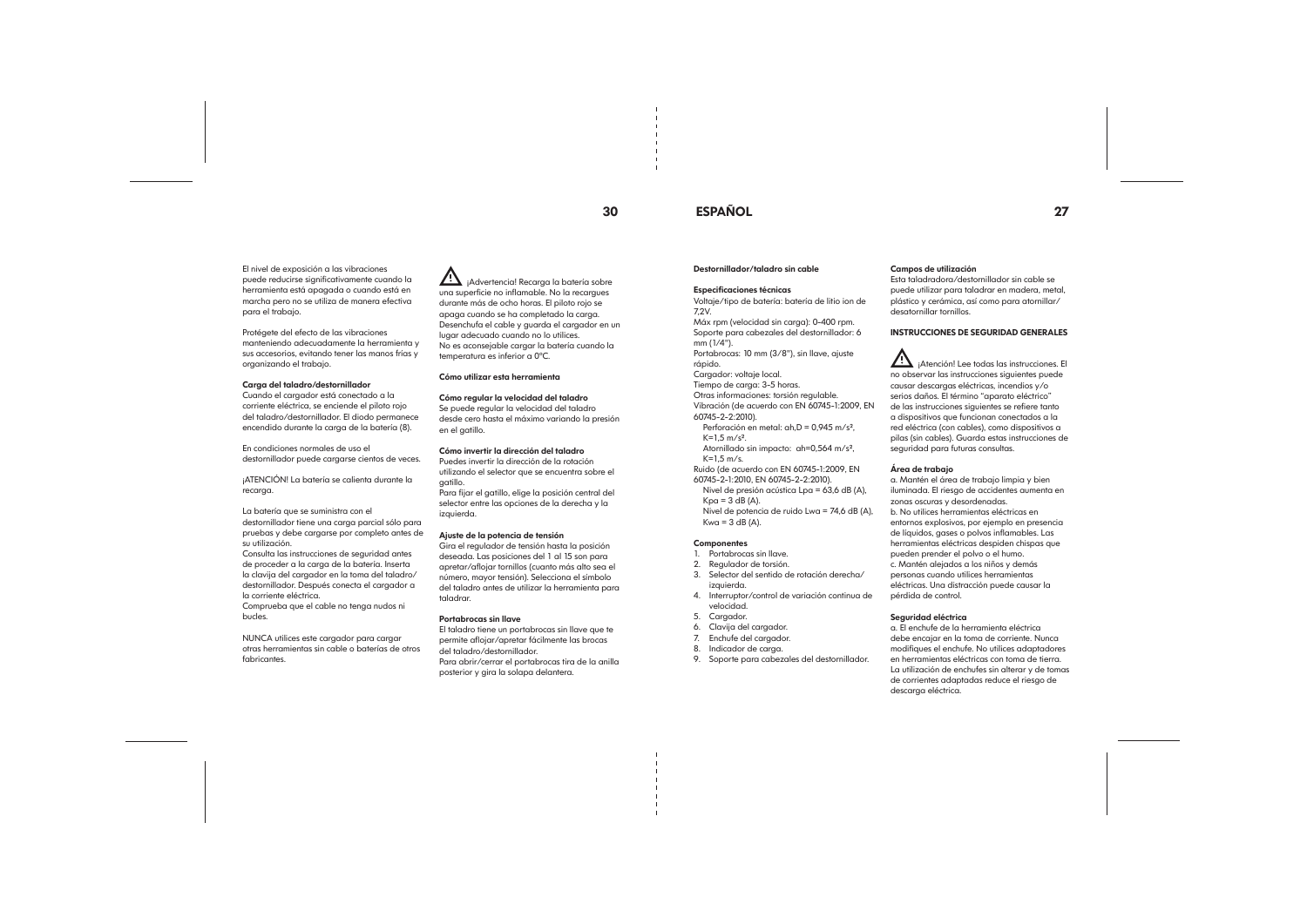El nivel de exposición a las vibraciones puede reducirse significativamente cuando la herramienta está apagada o cuando está en marcha pero no se utiliza de manera efectiva para el trabajo.

Protégete del efecto de las vibraciones manteniendo adecuadamente la herramienta y sus accesorios, evitando tener las manos frías y organizando el trabajo.

**Carga del taladro/destornillador**

Cuando el cargador está conectado a la corriente eléctrica, se enciende el piloto rojo del taladro/destornillador. El diodo permanece encendido durante la carga de la batería (8).

En condiciones normales de uso el destornillador puede cargarse cientos de veces.

¡ATENCIÓN! La batería se calienta durante la recarga.

La batería que se suministra con el destornillador tiene una carga parcial sólo para pruebas y debe cargarse por completo antes de su utilización.

Consulta las instrucciones de seguridad antes de proceder a la carga de la batería. Inserta la clavija del cargador en la toma del taladro/destornillador. Después conecta el cargador a la corriente eléctrica.

Comprueba que el cable no tenga nudos ni bucles.

NUNCA utilices este cargador para cargar otras herramientas sin cable o baterías de otros fabricantes.

¡Advertencia! Recarga la batería sobre una superficie no inflamable. No la recargues durante más de ocho horas. El piloto rojo se apaga cuando se ha completado la carga. Desenchufa el cable y guarda el cargador en un lugar adecuado cuando no lo utilices.
No es aconsejable cargar la batería cuando la temperatura es inferior a 0ºC.

**Cómo utilizar esta herramienta**

**Cómo regular la velocidad del taladro**

Se puede regular la velocidad del taladro desde cero hasta el máximo variando la presión en el gatillo.

**Cómo invertir la dirección del taladro**

Puedes invertir la dirección de la rotación utilizando el selector que se encuentra sobre el gatillo.

Para fijar el gatillo, elige la posición central del selector entre las opciones de la derecha y la izquierda.

**Ajuste de la potencia de tensión**

Gira el regulador de tensión hasta la posición deseada. Las posiciones del 1 al 15 son para apretar/aflojar tornillos (cuanto más alto sea el número, mayor tensión). Selecciona el símbolo del taladro antes de utilizar la herramienta para taladrar.

**Portabrocas sin llave**

El taladro tiene un portabrocas sin llave que te permite aflojar/apretar fácilmente las brocas del taladro/destornillador.

Para abrir/cerrar el portabrocas tira de la anilla posterior y gira la solapa delantera.

## ESPAÑOL

**Destornillador/taladro sin cable**

**Especificaciones técnicas**

Voltaje/tipo de batería: batería de litio ion de 7,2V.
Máx rpm (velocidad sin carga): 0–400 rpm.
Soporte para cabezales del destornillador: 6 mm (1/4").
Portabrocas: 10 mm (3/8"), sin llave, ajuste rápido.
Cargador: voltaje local.
Tiempo de carga: 3–5 horas.
Otras informaciones: torsión regulable.
Vibración (de acuerdo con EN 60745-1:2009, EN 60745-2-2:2010).
  Perforación en metal: ah,D = 0,945 m/s², K=1,5 m/s².
  Atornillado sin impacto: ah=0,564 m/s², K=1,5 m/s.
Ruido (de acuerdo con EN 60745-1:2009, EN 60745-2-1:2010, EN 60745-2-2:2010).
  Nivel de presión acústica Lpa = 63,6 dB (A), Kpa = 3 dB (A).
  Nivel de potencia de ruido Lwa = 74,6 dB (A), Kwa = 3 dB (A).

**Componentes**

1. Portabrocas sin llave.
2. Regulador de torsión.
3. Selector del sentido de rotación derecha/izquierda.
4. Interruptor/control de variación continua de velocidad.
5. Cargador.
6. Clavija del cargador.
7. Enchufe del cargador.
8. Indicador de carga.
9. Soporte para cabezales del destornillador.

**Campos de utilización**

Esta taladradora/destornillador sin cable se puede utilizar para taladrar en madera, metal, plástico y cerámica, así como para atornillar/desatornillar tornillos.

**INSTRUCCIONES DE SEGURIDAD GENERALES**

¡Atención! Lee todas las instrucciones. El no observar las instrucciones siguientes puede causar descargas eléctricas, incendios y/o serios daños. El término "aparato eléctrico" de las instrucciones siguientes se refiere tanto a dispositivos que funcionan conectados a la red eléctrica (con cables), como dispositivos a pilas (sin cables). Guarda estas instrucciones de seguridad para futuras consultas.

**Área de trabajo**

a. Mantén el área de trabajo limpia y bien iluminada. El riesgo de accidentes aumenta en zonas oscuras y desordenadas.
b. No utilices herramientas eléctricas en entornos explosivos, por ejemplo en presencia de líquidos, gases o polvos inflamables. Las herramientas eléctricas despiden chispas que pueden prender el polvo o el humo.
c. Mantén alejados a los niños y demás personas cuando utilices herramientas eléctricas. Una distracción puede causar la pérdida de control.

**Seguridad eléctrica**

a. El enchufe de la herramienta eléctrica debe encajar en la toma de corriente. Nunca modifiques el enchufe. No utilices adaptadores en herramientas eléctricas con toma de tierra. La utilización de enchufes sin alterar y de tomas de corrientes adaptadas reduce el riesgo de descarga eléctrica.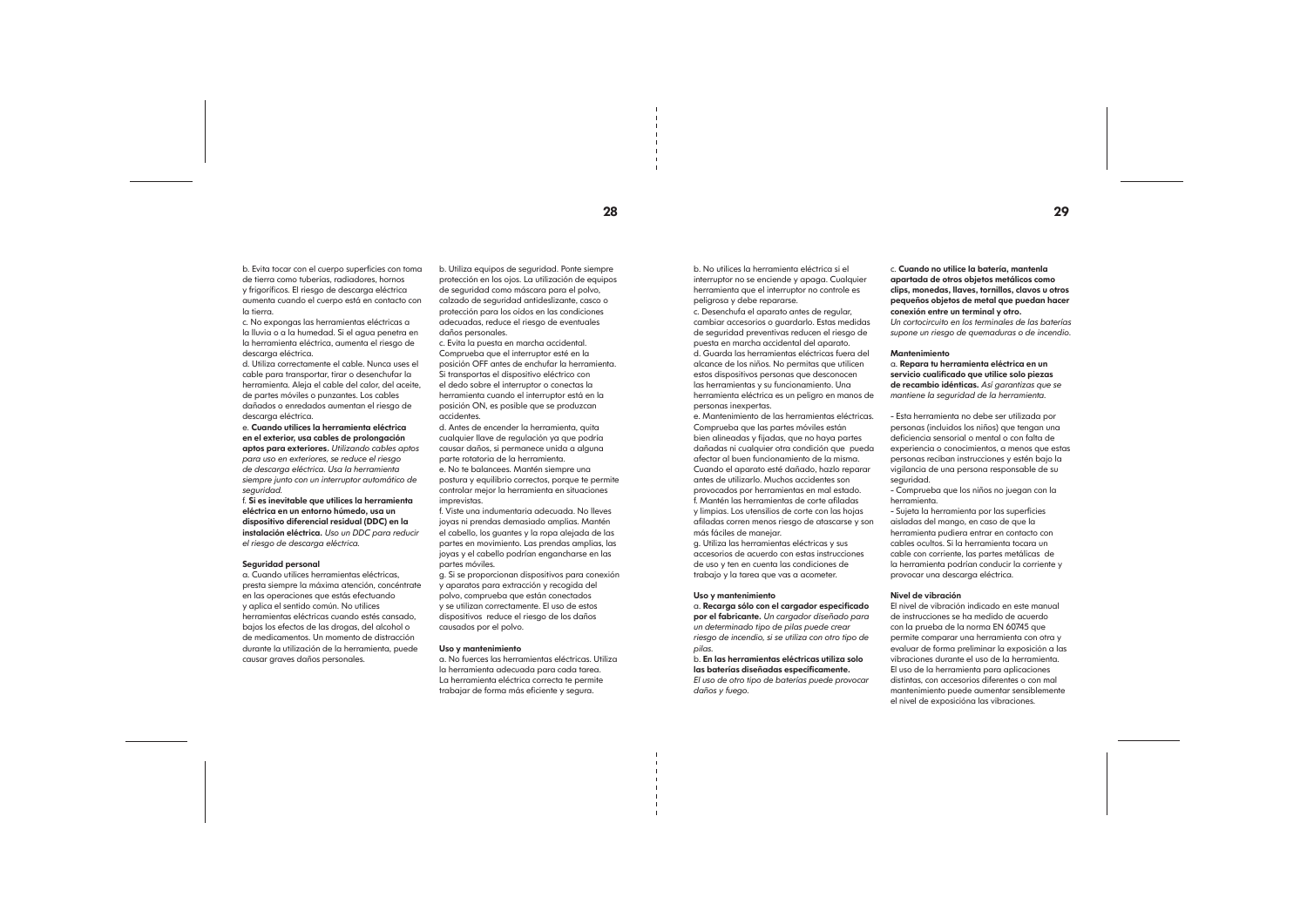b. Evita tocar con el cuerpo superficies con toma de tierra como tuberías, radiadores, hornos y frigoríficos. El riesgo de descarga eléctrica aumenta cuando el cuerpo está en contacto con la tierra.

c. No expongas las herramientas eléctricas a la lluvia o a la humedad. Si el agua penetra en la herramienta eléctrica, aumenta el riesgo de descarga eléctrica.

d. Utiliza correctamente el cable. Nunca uses el cable para transportar, tirar o desenchufar la herramienta. Aleja el cable del calor, del aceite, de partes móviles o punzantes. Los cables dañados o enredados aumentan el riesgo de descarga eléctrica.

e. **Cuando utilices la herramienta eléctrica en el exterior, usa cables de prolongación aptos para exteriores.** *Utilizando cables aptos para uso en exteriores, se reduce el riesgo de descarga eléctrica. Usa la herramienta siempre junto con un interruptor automático de seguridad.*

f. **Si es inevitable que utilices la herramienta eléctrica en un entorno húmedo, usa un dispositivo diferencial residual (DDC) en la instalación eléctrica.** *Uso un DDC para reducir el riesgo de descarga eléctrica.*

**Seguridad personal**

a. Cuando utilices herramientas eléctricas, presta siempre la máxima atención, concéntrate en las operaciones que estás efectuando y aplica el sentido común. No utilices herramientas eléctricas cuando estés cansado, bajos los efectos de las drogas, del alcohol o de medicamentos. Un momento de distracción durante la utilización de la herramienta, puede causar graves daños personales.

b. Utiliza equipos de seguridad. Ponte siempre protección en los ojos. La utilización de equipos de seguridad como máscara para el polvo, calzado de seguridad antideslizante, casco o protección para los oídos en las condiciones adecuadas, reduce el riesgo de eventuales daños personales.

c. Evita la puesta en marcha accidental. Comprueba que el interruptor esté en la posición OFF antes de enchufar la herramienta. Si transportas el dispositivo eléctrico con el dedo sobre el interruptor o conectas la herramienta cuando el interruptor está en la posición ON, es posible que se produzcan accidentes.

d. Antes de encender la herramienta, quita cualquier llave de regulación ya que podría causar daños, si permanece unida a alguna parte rotatoria de la herramienta.

e. No te balancees. Mantén siempre una postura y equilibrio correctos, porque te permite controlar mejor la herramienta en situaciones imprevistas.

f. Viste una indumentaria adecuada. No lleves joyas ni prendas demasiado amplias. Mantén el cabello, los guantes y la ropa alejada de las partes en movimiento. Las prendas amplias, las joyas y el cabello podrían engancharse en las partes móviles.

g. Si se proporcionan dispositivos para conexión y aparatos para extracción y recogida del polvo, comprueba que están conectados y se utilizan correctamente. El uso de estos dispositivos reduce el riesgo de los daños causados por el polvo.

**Uso y mantenimiento**

a. No fuerces las herramientas eléctricas. Utiliza la herramienta adecuada para cada tarea. La herramienta eléctrica correcta te permite trabajar de forma más eficiente y segura.

b. No utilices la herramienta eléctrica si el interruptor no se enciende y apaga. Cualquier herramienta que el interruptor no controle es peligrosa y debe repararse.

c. Desenchufa el aparato antes de regular, cambiar accesorios o guardarlo. Estas medidas de seguridad preventivas reducen el riesgo de puesta en marcha accidental del aparato.

d. Guarda las herramientas eléctricas fuera del alcance de los niños. No permitas que utilicen estos dispositivos personas que desconocen las herramientas y su funcionamiento. Una herramienta eléctrica es un peligro en manos de personas inexpertas.

e. Mantenimiento de las herramientas eléctricas. Comprueba que las partes móviles están bien alineadas y fijadas, que no haya partes dañadas ni cualquier otra condición que pueda afectar al buen funcionamiento de la misma. Cuando el aparato esté dañado, hazlo reparar antes de utilizarlo. Muchos accidentes son provocados por herramientas en mal estado.

f. Mantén las herramientas de corte afiladas y limpias. Los utensilios de corte con las hojas afiladas corren menos riesgo de atascarse y son más fáciles de manejar.

g. Utiliza las herramientas eléctricas y sus accesorios de acuerdo con estas instrucciones de uso y ten en cuenta las condiciones de trabajo y la tarea que vas a acometer.

**Uso y mantenimiento**

a. **Recarga sólo con el cargador especificado por el fabricante.** *Un cargador diseñado para un determinado tipo de pilas puede crear riesgo de incendio, si se utiliza con otro tipo de pilas.*

b. **En las herramientas eléctricas utiliza solo las baterías diseñadas específicamente.** *El uso de otro tipo de baterías puede provocar daños y fuego.*

c. **Cuando no utilice la batería, mantenla apartada de otros objetos metálicos como clips, monedas, llaves, tornillos, clavos u otros pequeños objetos de metal que puedan hacer conexión entre un terminal y otro.** *Un cortocircuito en los terminales de las baterías supone un riesgo de quemaduras o de incendio.*

**Mantenimiento**

a. **Repara tu herramienta eléctrica en un servicio cualificado que utilice solo piezas de recambio idénticas.** *Así garantizas que se mantiene la seguridad de la herramienta.*

– Esta herramienta no debe ser utilizada por personas (incluidos los niños) que tengan una deficiencia sensorial o mental o con falta de experiencia o conocimientos, a menos que estas personas reciban instrucciones y estén bajo la vigilancia de una persona responsable de su seguridad.

– Comprueba que los niños no juegan con la herramienta.

– Sujeta la herramienta por las superficies aisladas del mango, en caso de que la herramienta pudiera entrar en contacto con cables ocultos. Si la herramienta tocara un cable con corriente, las partes metálicas de la herramienta podrían conducir la corriente y provocar una descarga eléctrica.

**Nivel de vibración**

El nivel de vibración indicado en este manual de instrucciones se ha medido de acuerdo con la prueba de la norma EN 60745 que permite comparar una herramienta con otra y evaluar de forma preliminar la exposición a las vibraciones durante el uso de la herramienta. El uso de la herramienta para aplicaciones distintas, con accesorios diferentes o con mal mantenimiento puede aumentar sensiblemente el nivel de exposicióna las vibraciones.